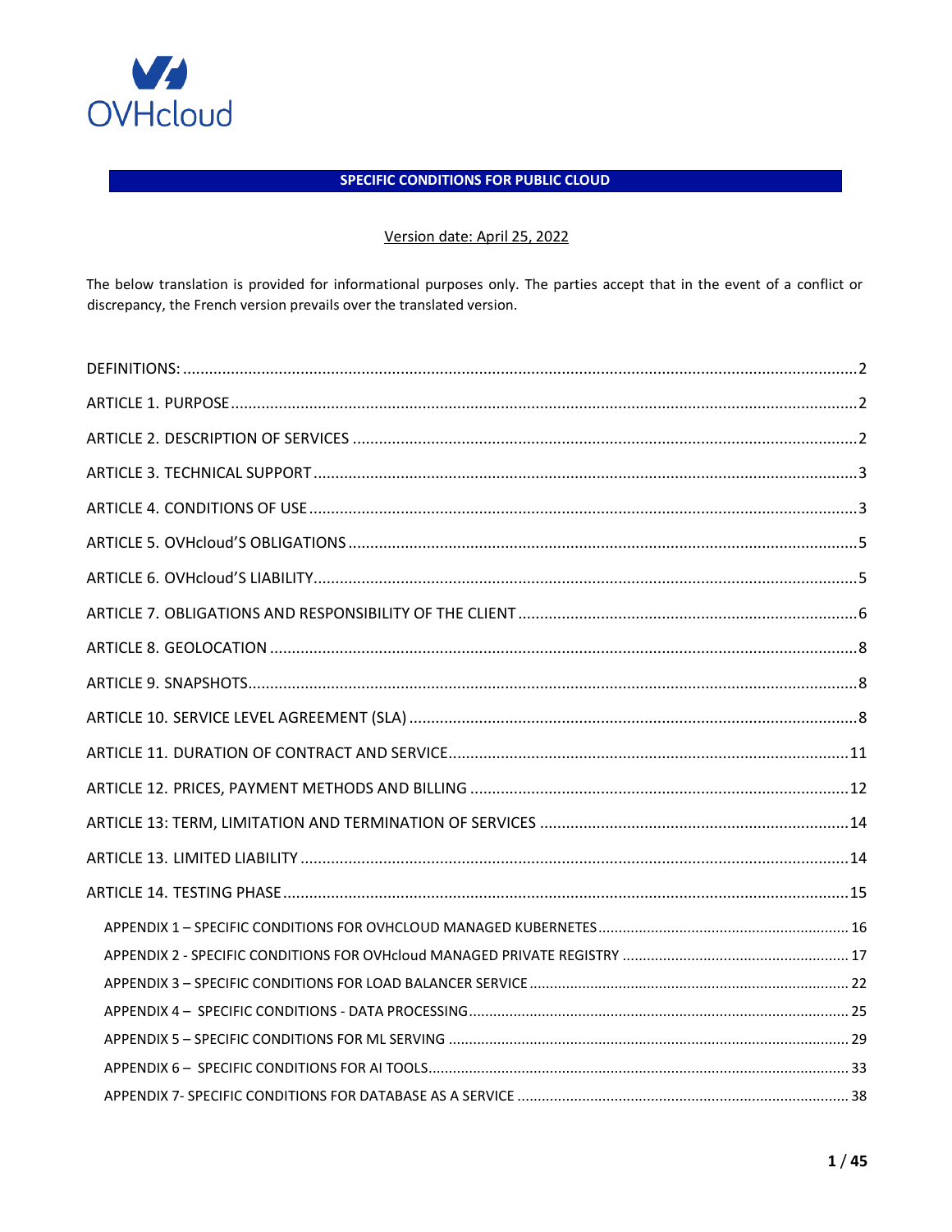OVHcloud

# SPECIFIC CONDITIONS FOR PUBLIC CLOUD

Version date: April 25, 2022

The below translation is provided for informational purposes only. The parties accept that in the event of a conflict or discrepancy, the French version prevails over the translated version.

DEFINITIONS: .......... 2

ARTICLE 1. PURPOSE .......... 2

ARTICLE 2. DESCRIPTION OF SERVICES .......... 2

ARTICLE 3. TECHNICAL SUPPORT .......... 3

ARTICLE 4. CONDITIONS OF USE .......... 3

ARTICLE 5. OVHcloud'S OBLIGATIONS .......... 5

ARTICLE 6. OVHcloud'S LIABILITY .......... 5

ARTICLE 7. OBLIGATIONS AND RESPONSIBILITY OF THE CLIENT .......... 6

ARTICLE 8. GEOLOCATION .......... 8

ARTICLE 9. SNAPSHOTS .......... 8

ARTICLE 10. SERVICE LEVEL AGREEMENT (SLA) .......... 8

ARTICLE 11. DURATION OF CONTRACT AND SERVICE .......... 11

ARTICLE 12. PRICES, PAYMENT METHODS AND BILLING .......... 12

ARTICLE 13: TERM, LIMITATION AND TERMINATION OF SERVICES .......... 14

ARTICLE 13. LIMITED LIABILITY .......... 14

ARTICLE 14. TESTING PHASE .......... 15

- APPENDIX 1 – SPECIFIC CONDITIONS FOR OVHCLOUD MANAGED KUBERNETES .......... 16
- APPENDIX 2 - SPECIFIC CONDITIONS FOR OVHcloud MANAGED PRIVATE REGISTRY .......... 17
- APPENDIX 3 – SPECIFIC CONDITIONS FOR LOAD BALANCER SERVICE .......... 22
- APPENDIX 4 – SPECIFIC CONDITIONS - DATA PROCESSING .......... 25
- APPENDIX 5 – SPECIFIC CONDITIONS FOR ML SERVING .......... 29
- APPENDIX 6 – SPECIFIC CONDITIONS FOR AI TOOLS .......... 33
- APPENDIX 7- SPECIFIC CONDITIONS FOR DATABASE AS A SERVICE .......... 38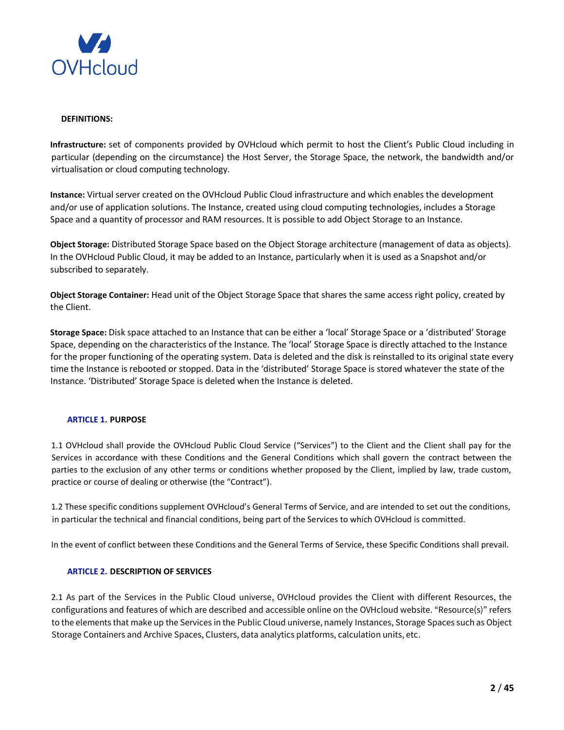## DEFINITIONS:

**Infrastructure:** set of components provided by OVHcloud which permit to host the Client's Public Cloud including in particular (depending on the circumstance) the Host Server, the Storage Space, the network, the bandwidth and/or virtualisation or cloud computing technology.

**Instance:** Virtual server created on the OVHcloud Public Cloud infrastructure and which enables the development and/or use of application solutions. The Instance, created using cloud computing technologies, includes a Storage Space and a quantity of processor and RAM resources. It is possible to add Object Storage to an Instance.

**Object Storage:** Distributed Storage Space based on the Object Storage architecture (management of data as objects). In the OVHcloud Public Cloud, it may be added to an Instance, particularly when it is used as a Snapshot and/or subscribed to separately.

**Object Storage Container:** Head unit of the Object Storage Space that shares the same access right policy, created by the Client.

**Storage Space:** Disk space attached to an Instance that can be either a 'local' Storage Space or a 'distributed' Storage Space, depending on the characteristics of the Instance. The 'local' Storage Space is directly attached to the Instance for the proper functioning of the operating system. Data is deleted and the disk is reinstalled to its original state every time the Instance is rebooted or stopped. Data in the 'distributed' Storage Space is stored whatever the state of the Instance. 'Distributed' Storage Space is deleted when the Instance is deleted.

## ARTICLE 1. PURPOSE

1.1 OVHcloud shall provide the OVHcloud Public Cloud Service ("Services") to the Client and the Client shall pay for the Services in accordance with these Conditions and the General Conditions which shall govern the contract between the parties to the exclusion of any other terms or conditions whether proposed by the Client, implied by law, trade custom, practice or course of dealing or otherwise (the "Contract").

1.2 These specific conditions supplement OVHcloud's General Terms of Service, and are intended to set out the conditions, in particular the technical and financial conditions, being part of the Services to which OVHcloud is committed.

In the event of conflict between these Conditions and the General Terms of Service, these Specific Conditions shall prevail.

## ARTICLE 2. DESCRIPTION OF SERVICES

2.1 As part of the Services in the Public Cloud universe, OVHcloud provides the Client with different Resources, the configurations and features of which are described and accessible online on the OVHcloud website. "Resource(s)" refers to the elements that make up the Services in the Public Cloud universe, namely Instances, Storage Spaces such as Object Storage Containers and Archive Spaces, Clusters, data analytics platforms, calculation units, etc.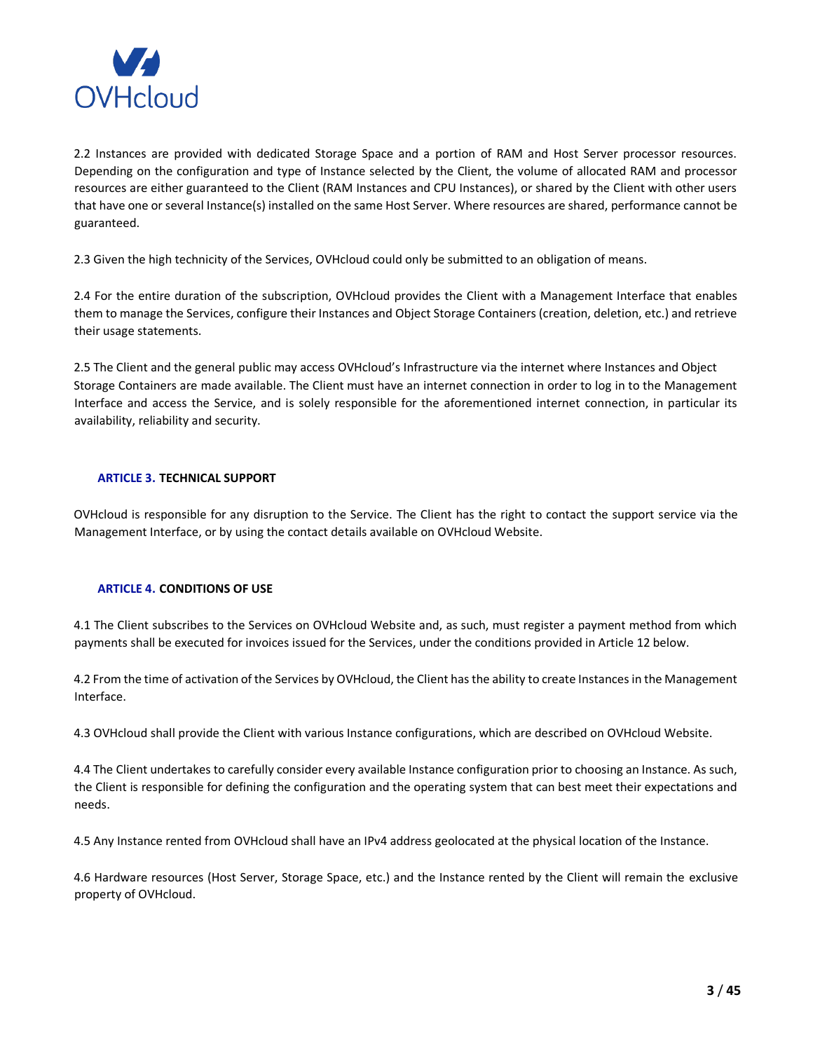2.2 Instances are provided with dedicated Storage Space and a portion of RAM and Host Server processor resources. Depending on the configuration and type of Instance selected by the Client, the volume of allocated RAM and processor resources are either guaranteed to the Client (RAM Instances and CPU Instances), or shared by the Client with other users that have one or several Instance(s) installed on the same Host Server. Where resources are shared, performance cannot be guaranteed.

2.3 Given the high technicity of the Services, OVHcloud could only be submitted to an obligation of means.

2.4 For the entire duration of the subscription, OVHcloud provides the Client with a Management Interface that enables them to manage the Services, configure their Instances and Object Storage Containers (creation, deletion, etc.) and retrieve their usage statements.

2.5 The Client and the general public may access OVHcloud's Infrastructure via the internet where Instances and Object Storage Containers are made available. The Client must have an internet connection in order to log in to the Management Interface and access the Service, and is solely responsible for the aforementioned internet connection, in particular its availability, reliability and security.

## ARTICLE 3. TECHNICAL SUPPORT

OVHcloud is responsible for any disruption to the Service. The Client has the right to contact the support service via the Management Interface, or by using the contact details available on OVHcloud Website.

## ARTICLE 4. CONDITIONS OF USE

4.1 The Client subscribes to the Services on OVHcloud Website and, as such, must register a payment method from which payments shall be executed for invoices issued for the Services, under the conditions provided in Article 12 below.

4.2 From the time of activation of the Services by OVHcloud, the Client has the ability to create Instances in the Management Interface.

4.3 OVHcloud shall provide the Client with various Instance configurations, which are described on OVHcloud Website.

4.4 The Client undertakes to carefully consider every available Instance configuration prior to choosing an Instance. As such, the Client is responsible for defining the configuration and the operating system that can best meet their expectations and needs.

4.5 Any Instance rented from OVHcloud shall have an IPv4 address geolocated at the physical location of the Instance.

4.6 Hardware resources (Host Server, Storage Space, etc.) and the Instance rented by the Client will remain the exclusive property of OVHcloud.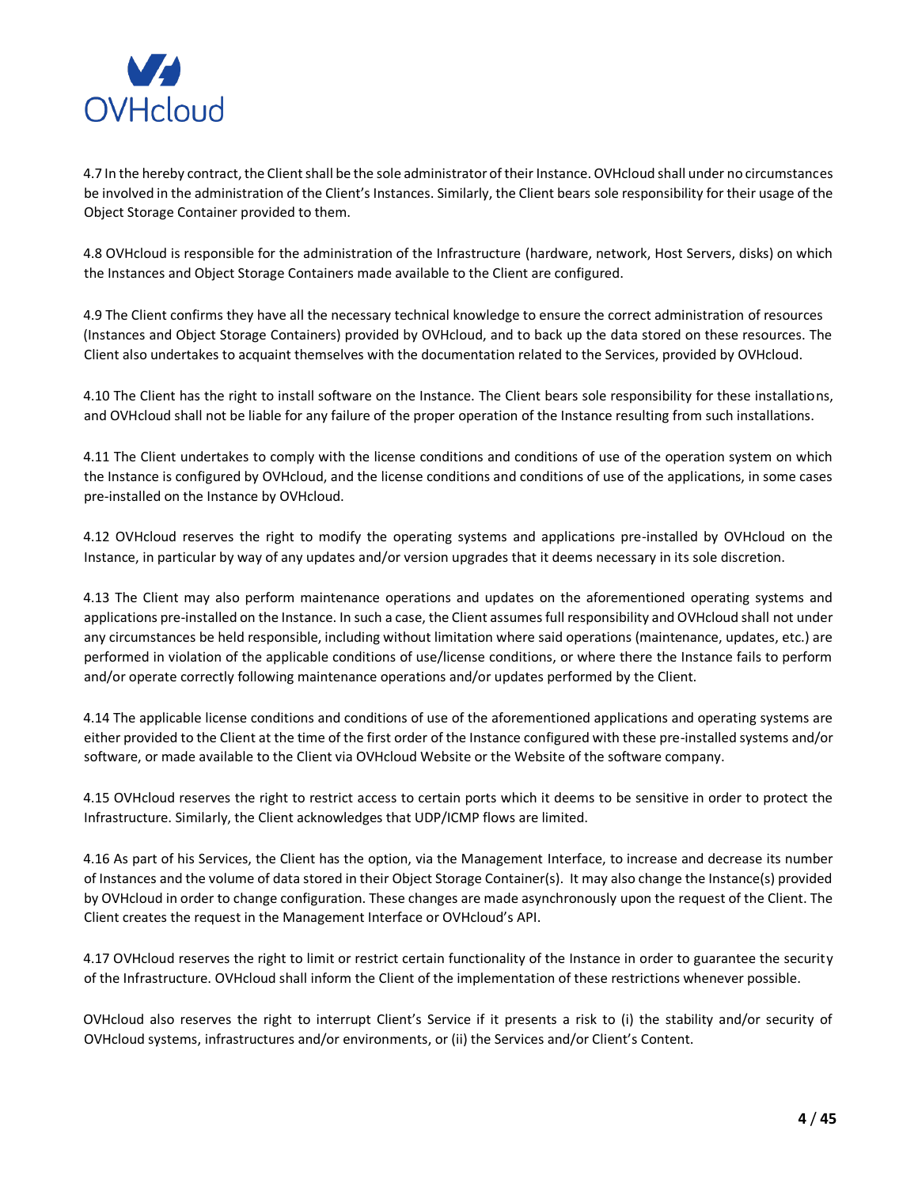4.7 In the hereby contract, the Client shall be the sole administrator of their Instance. OVHcloud shall under no circumstances be involved in the administration of the Client's Instances. Similarly, the Client bears sole responsibility for their usage of the Object Storage Container provided to them.

4.8 OVHcloud is responsible for the administration of the Infrastructure (hardware, network, Host Servers, disks) on which the Instances and Object Storage Containers made available to the Client are configured.

4.9 The Client confirms they have all the necessary technical knowledge to ensure the correct administration of resources (Instances and Object Storage Containers) provided by OVHcloud, and to back up the data stored on these resources. The Client also undertakes to acquaint themselves with the documentation related to the Services, provided by OVHcloud.

4.10 The Client has the right to install software on the Instance. The Client bears sole responsibility for these installations, and OVHcloud shall not be liable for any failure of the proper operation of the Instance resulting from such installations.

4.11 The Client undertakes to comply with the license conditions and conditions of use of the operation system on which the Instance is configured by OVHcloud, and the license conditions and conditions of use of the applications, in some cases pre-installed on the Instance by OVHcloud.

4.12 OVHcloud reserves the right to modify the operating systems and applications pre-installed by OVHcloud on the Instance, in particular by way of any updates and/or version upgrades that it deems necessary in its sole discretion.

4.13 The Client may also perform maintenance operations and updates on the aforementioned operating systems and applications pre-installed on the Instance. In such a case, the Client assumes full responsibility and OVHcloud shall not under any circumstances be held responsible, including without limitation where said operations (maintenance, updates, etc.) are performed in violation of the applicable conditions of use/license conditions, or where there the Instance fails to perform and/or operate correctly following maintenance operations and/or updates performed by the Client.

4.14 The applicable license conditions and conditions of use of the aforementioned applications and operating systems are either provided to the Client at the time of the first order of the Instance configured with these pre-installed systems and/or software, or made available to the Client via OVHcloud Website or the Website of the software company.

4.15 OVHcloud reserves the right to restrict access to certain ports which it deems to be sensitive in order to protect the Infrastructure. Similarly, the Client acknowledges that UDP/ICMP flows are limited.

4.16 As part of his Services, the Client has the option, via the Management Interface, to increase and decrease its number of Instances and the volume of data stored in their Object Storage Container(s). It may also change the Instance(s) provided by OVHcloud in order to change configuration. These changes are made asynchronously upon the request of the Client. The Client creates the request in the Management Interface or OVHcloud's API.

4.17 OVHcloud reserves the right to limit or restrict certain functionality of the Instance in order to guarantee the security of the Infrastructure. OVHcloud shall inform the Client of the implementation of these restrictions whenever possible.

OVHcloud also reserves the right to interrupt Client's Service if it presents a risk to (i) the stability and/or security of OVHcloud systems, infrastructures and/or environments, or (ii) the Services and/or Client's Content.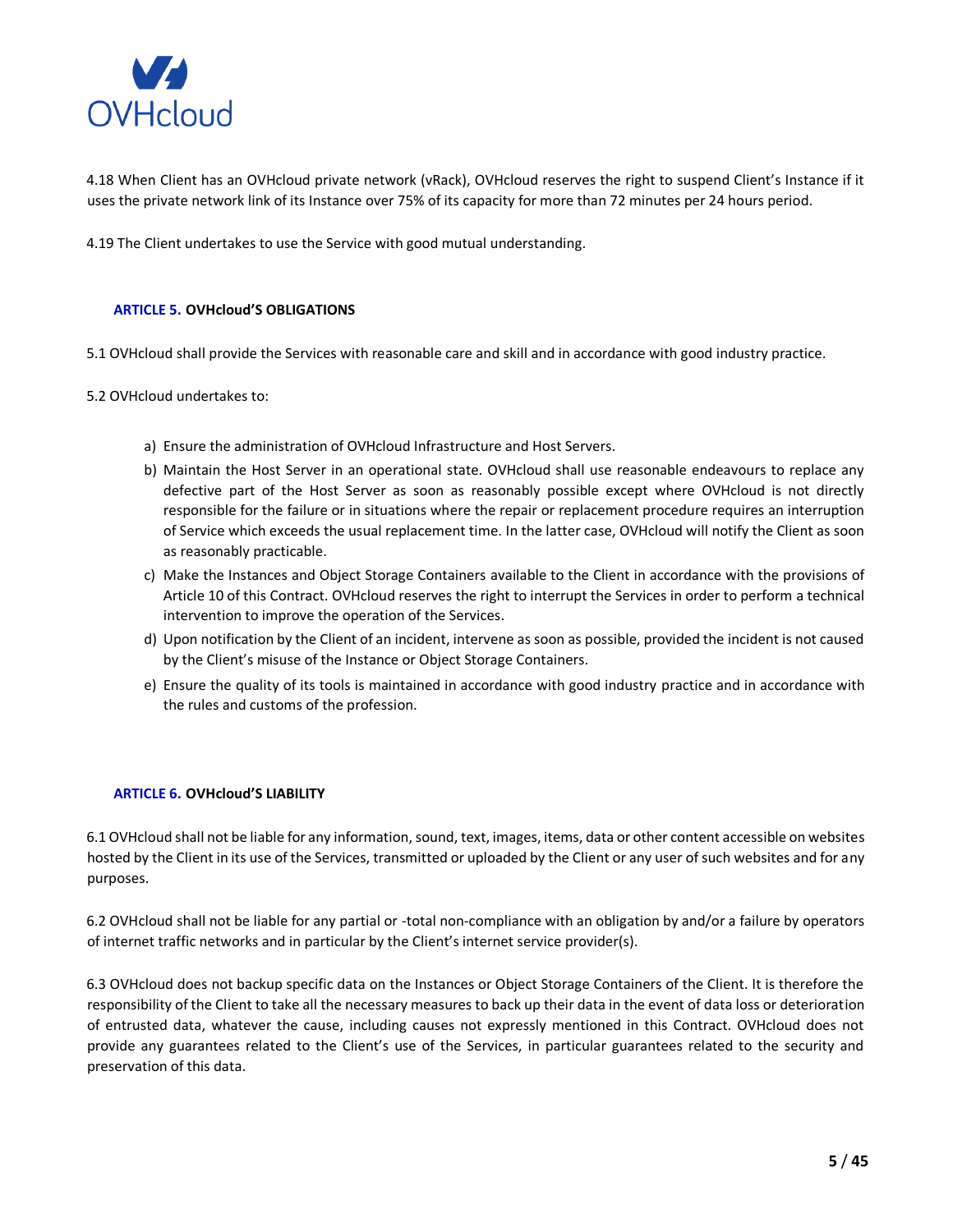4.18 When Client has an OVHcloud private network (vRack), OVHcloud reserves the right to suspend Client's Instance if it uses the private network link of its Instance over 75% of its capacity for more than 72 minutes per 24 hours period.

4.19 The Client undertakes to use the Service with good mutual understanding.

## ARTICLE 5. OVHcloud'S OBLIGATIONS

5.1 OVHcloud shall provide the Services with reasonable care and skill and in accordance with good industry practice.

5.2 OVHcloud undertakes to:

a) Ensure the administration of OVHcloud Infrastructure and Host Servers.
b) Maintain the Host Server in an operational state. OVHcloud shall use reasonable endeavours to replace any defective part of the Host Server as soon as reasonably possible except where OVHcloud is not directly responsible for the failure or in situations where the repair or replacement procedure requires an interruption of Service which exceeds the usual replacement time. In the latter case, OVHcloud will notify the Client as soon as reasonably practicable.
c) Make the Instances and Object Storage Containers available to the Client in accordance with the provisions of Article 10 of this Contract. OVHcloud reserves the right to interrupt the Services in order to perform a technical intervention to improve the operation of the Services.
d) Upon notification by the Client of an incident, intervene as soon as possible, provided the incident is not caused by the Client's misuse of the Instance or Object Storage Containers.
e) Ensure the quality of its tools is maintained in accordance with good industry practice and in accordance with the rules and customs of the profession.

## ARTICLE 6. OVHcloud'S LIABILITY

6.1 OVHcloud shall not be liable for any information, sound, text, images, items, data or other content accessible on websites hosted by the Client in its use of the Services, transmitted or uploaded by the Client or any user of such websites and for any purposes.

6.2 OVHcloud shall not be liable for any partial or -total non-compliance with an obligation by and/or a failure by operators of internet traffic networks and in particular by the Client's internet service provider(s).

6.3 OVHcloud does not backup specific data on the Instances or Object Storage Containers of the Client. It is therefore the responsibility of the Client to take all the necessary measures to back up their data in the event of data loss or deterioration of entrusted data, whatever the cause, including causes not expressly mentioned in this Contract. OVHcloud does not provide any guarantees related to the Client's use of the Services, in particular guarantees related to the security and preservation of this data.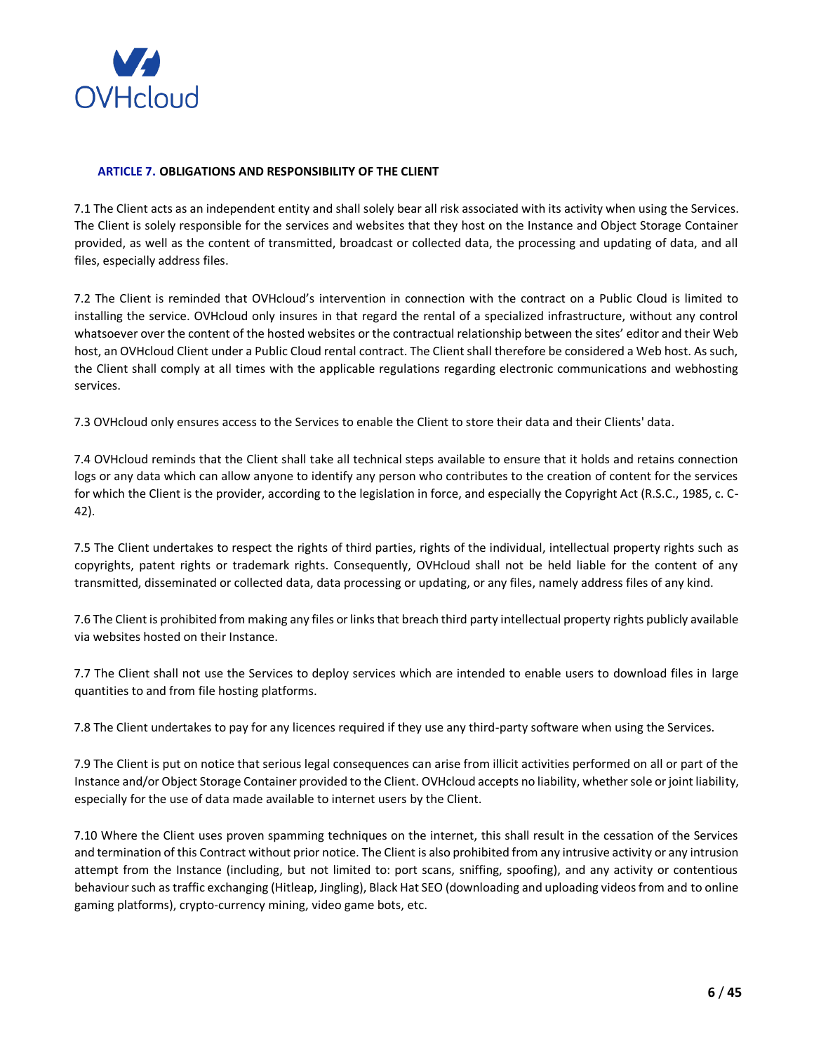## ARTICLE 7. OBLIGATIONS AND RESPONSIBILITY OF THE CLIENT

7.1 The Client acts as an independent entity and shall solely bear all risk associated with its activity when using the Services. The Client is solely responsible for the services and websites that they host on the Instance and Object Storage Container provided, as well as the content of transmitted, broadcast or collected data, the processing and updating of data, and all files, especially address files.

7.2 The Client is reminded that OVHcloud's intervention in connection with the contract on a Public Cloud is limited to installing the service. OVHcloud only insures in that regard the rental of a specialized infrastructure, without any control whatsoever over the content of the hosted websites or the contractual relationship between the sites' editor and their Web host, an OVHcloud Client under a Public Cloud rental contract. The Client shall therefore be considered a Web host. As such, the Client shall comply at all times with the applicable regulations regarding electronic communications and webhosting services.

7.3 OVHcloud only ensures access to the Services to enable the Client to store their data and their Clients' data.

7.4 OVHcloud reminds that the Client shall take all technical steps available to ensure that it holds and retains connection logs or any data which can allow anyone to identify any person who contributes to the creation of content for the services for which the Client is the provider, according to the legislation in force, and especially the Copyright Act (R.S.C., 1985, c. C-42).

7.5 The Client undertakes to respect the rights of third parties, rights of the individual, intellectual property rights such as copyrights, patent rights or trademark rights. Consequently, OVHcloud shall not be held liable for the content of any transmitted, disseminated or collected data, data processing or updating, or any files, namely address files of any kind.

7.6 The Client is prohibited from making any files or links that breach third party intellectual property rights publicly available via websites hosted on their Instance.

7.7 The Client shall not use the Services to deploy services which are intended to enable users to download files in large quantities to and from file hosting platforms.

7.8 The Client undertakes to pay for any licences required if they use any third-party software when using the Services.

7.9 The Client is put on notice that serious legal consequences can arise from illicit activities performed on all or part of the Instance and/or Object Storage Container provided to the Client. OVHcloud accepts no liability, whether sole or joint liability, especially for the use of data made available to internet users by the Client.

7.10 Where the Client uses proven spamming techniques on the internet, this shall result in the cessation of the Services and termination of this Contract without prior notice. The Client is also prohibited from any intrusive activity or any intrusion attempt from the Instance (including, but not limited to: port scans, sniffing, spoofing), and any activity or contentious behaviour such as traffic exchanging (Hitleap, Jingling), Black Hat SEO (downloading and uploading videos from and to online gaming platforms), crypto-currency mining, video game bots, etc.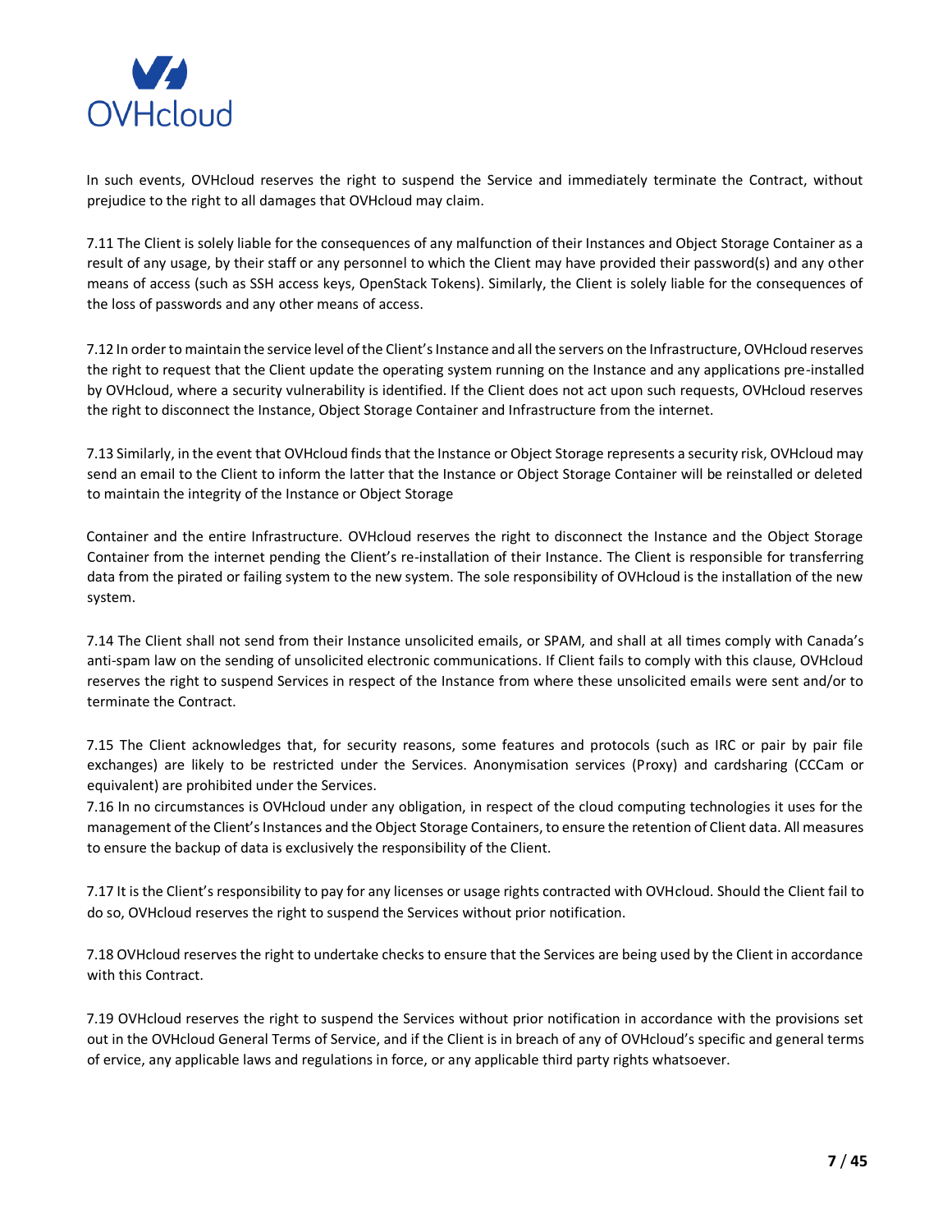In such events, OVHcloud reserves the right to suspend the Service and immediately terminate the Contract, without prejudice to the right to all damages that OVHcloud may claim.

7.11 The Client is solely liable for the consequences of any malfunction of their Instances and Object Storage Container as a result of any usage, by their staff or any personnel to which the Client may have provided their password(s) and any other means of access (such as SSH access keys, OpenStack Tokens). Similarly, the Client is solely liable for the consequences of the loss of passwords and any other means of access.

7.12 In order to maintain the service level of the Client's Instance and all the servers on the Infrastructure, OVHcloud reserves the right to request that the Client update the operating system running on the Instance and any applications pre-installed by OVHcloud, where a security vulnerability is identified. If the Client does not act upon such requests, OVHcloud reserves the right to disconnect the Instance, Object Storage Container and Infrastructure from the internet.

7.13 Similarly, in the event that OVHcloud finds that the Instance or Object Storage represents a security risk, OVHcloud may send an email to the Client to inform the latter that the Instance or Object Storage Container will be reinstalled or deleted to maintain the integrity of the Instance or Object Storage

Container and the entire Infrastructure. OVHcloud reserves the right to disconnect the Instance and the Object Storage Container from the internet pending the Client's re-installation of their Instance. The Client is responsible for transferring data from the pirated or failing system to the new system. The sole responsibility of OVHcloud is the installation of the new system.

7.14 The Client shall not send from their Instance unsolicited emails, or SPAM, and shall at all times comply with Canada's anti-spam law on the sending of unsolicited electronic communications. If Client fails to comply with this clause, OVHcloud reserves the right to suspend Services in respect of the Instance from where these unsolicited emails were sent and/or to terminate the Contract.

7.15 The Client acknowledges that, for security reasons, some features and protocols (such as IRC or pair by pair file exchanges) are likely to be restricted under the Services. Anonymisation services (Proxy) and cardsharing (CCCam or equivalent) are prohibited under the Services.

7.16 In no circumstances is OVHcloud under any obligation, in respect of the cloud computing technologies it uses for the management of the Client's Instances and the Object Storage Containers, to ensure the retention of Client data. All measures to ensure the backup of data is exclusively the responsibility of the Client.

7.17 It is the Client's responsibility to pay for any licenses or usage rights contracted with OVHcloud. Should the Client fail to do so, OVHcloud reserves the right to suspend the Services without prior notification.

7.18 OVHcloud reserves the right to undertake checks to ensure that the Services are being used by the Client in accordance with this Contract.

7.19 OVHcloud reserves the right to suspend the Services without prior notification in accordance with the provisions set out in the OVHcloud General Terms of Service, and if the Client is in breach of any of OVHcloud's specific and general terms of ervice, any applicable laws and regulations in force, or any applicable third party rights whatsoever.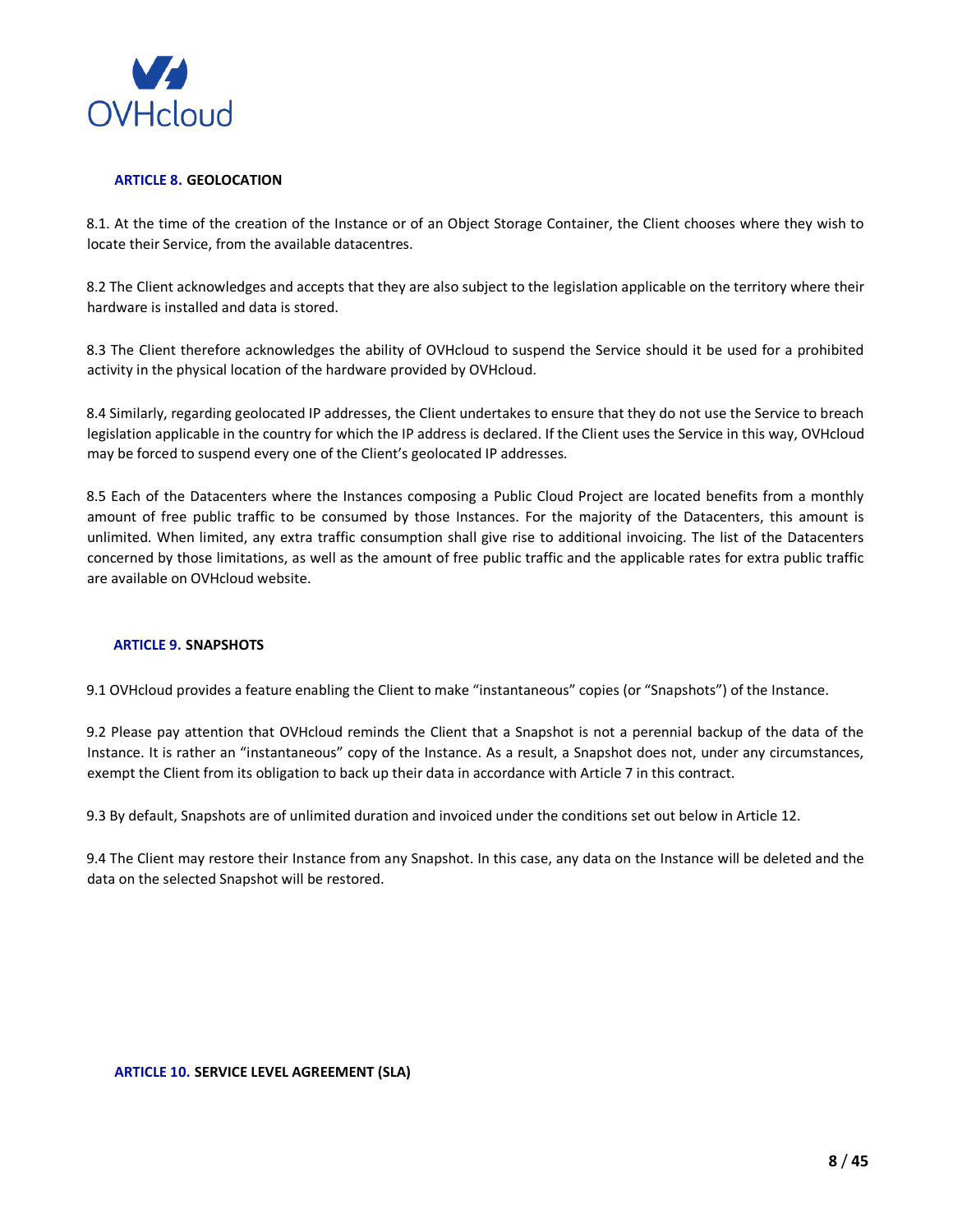## ARTICLE 8. GEOLOCATION

8.1. At the time of the creation of the Instance or of an Object Storage Container, the Client chooses where they wish to locate their Service, from the available datacentres.

8.2 The Client acknowledges and accepts that they are also subject to the legislation applicable on the territory where their hardware is installed and data is stored.

8.3 The Client therefore acknowledges the ability of OVHcloud to suspend the Service should it be used for a prohibited activity in the physical location of the hardware provided by OVHcloud.

8.4 Similarly, regarding geolocated IP addresses, the Client undertakes to ensure that they do not use the Service to breach legislation applicable in the country for which the IP address is declared. If the Client uses the Service in this way, OVHcloud may be forced to suspend every one of the Client's geolocated IP addresses.

8.5 Each of the Datacenters where the Instances composing a Public Cloud Project are located benefits from a monthly amount of free public traffic to be consumed by those Instances. For the majority of the Datacenters, this amount is unlimited. When limited, any extra traffic consumption shall give rise to additional invoicing. The list of the Datacenters concerned by those limitations, as well as the amount of free public traffic and the applicable rates for extra public traffic are available on OVHcloud website.

## ARTICLE 9. SNAPSHOTS

9.1 OVHcloud provides a feature enabling the Client to make "instantaneous" copies (or "Snapshots") of the Instance.

9.2 Please pay attention that OVHcloud reminds the Client that a Snapshot is not a perennial backup of the data of the Instance. It is rather an "instantaneous" copy of the Instance. As a result, a Snapshot does not, under any circumstances, exempt the Client from its obligation to back up their data in accordance with Article 7 in this contract.

9.3 By default, Snapshots are of unlimited duration and invoiced under the conditions set out below in Article 12.

9.4 The Client may restore their Instance from any Snapshot. In this case, any data on the Instance will be deleted and the data on the selected Snapshot will be restored.

## ARTICLE 10. SERVICE LEVEL AGREEMENT (SLA)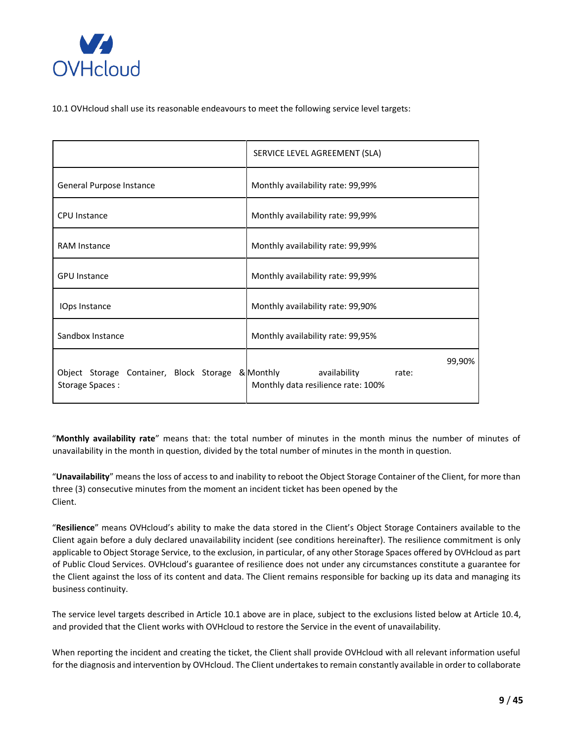10.1 OVHcloud shall use its reasonable endeavours to meet the following service level targets:

| | SERVICE LEVEL AGREEMENT (SLA) |
|---|---|
| General Purpose Instance | Monthly availability rate: 99,99% |
| CPU Instance | Monthly availability rate: 99,99% |
| RAM Instance | Monthly availability rate: 99,99% |
| GPU Instance | Monthly availability rate: 99,99% |
| IOps Instance | Monthly availability rate: 99,90% |
| Sandbox Instance | Monthly availability rate: 99,95% |
| Object Storage Container, Block Storage & Storage Spaces : | Monthly availability rate: 99,90%<br>Monthly data resilience rate: 100% |

"**Monthly availability rate**" means that: the total number of minutes in the month minus the number of minutes of unavailability in the month in question, divided by the total number of minutes in the month in question.

"**Unavailability**" means the loss of access to and inability to reboot the Object Storage Container of the Client, for more than three (3) consecutive minutes from the moment an incident ticket has been opened by the Client.

"**Resilience**" means OVHcloud's ability to make the data stored in the Client's Object Storage Containers available to the Client again before a duly declared unavailability incident (see conditions hereinafter). The resilience commitment is only applicable to Object Storage Service, to the exclusion, in particular, of any other Storage Spaces offered by OVHcloud as part of Public Cloud Services. OVHcloud's guarantee of resilience does not under any circumstances constitute a guarantee for the Client against the loss of its content and data. The Client remains responsible for backing up its data and managing its business continuity.

The service level targets described in Article 10.1 above are in place, subject to the exclusions listed below at Article 10.4, and provided that the Client works with OVHcloud to restore the Service in the event of unavailability.

When reporting the incident and creating the ticket, the Client shall provide OVHcloud with all relevant information useful for the diagnosis and intervention by OVHcloud. The Client undertakes to remain constantly available in order to collaborate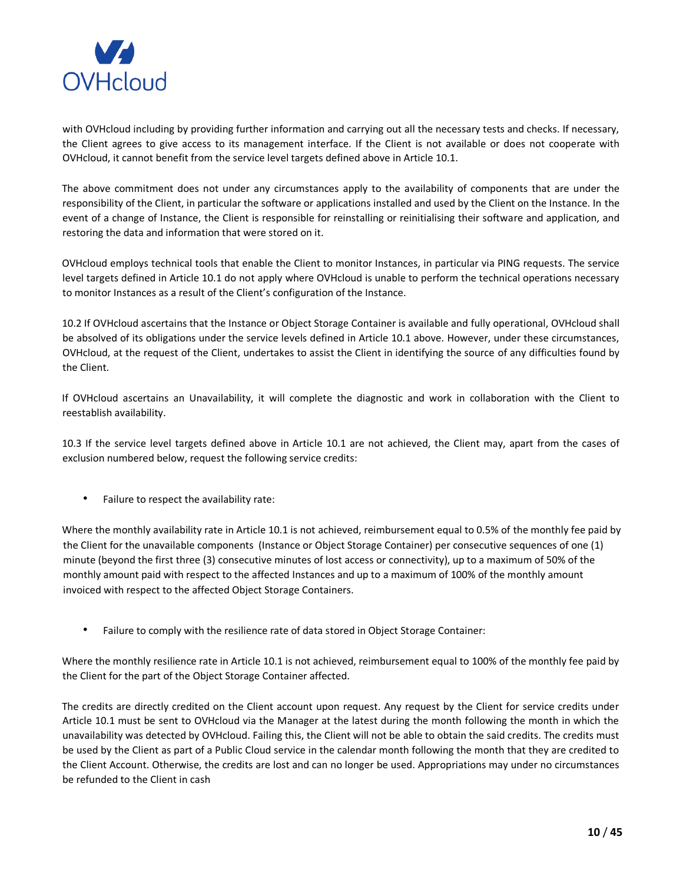with OVHcloud including by providing further information and carrying out all the necessary tests and checks. If necessary, the Client agrees to give access to its management interface. If the Client is not available or does not cooperate with OVHcloud, it cannot benefit from the service level targets defined above in Article 10.1.

The above commitment does not under any circumstances apply to the availability of components that are under the responsibility of the Client, in particular the software or applications installed and used by the Client on the Instance. In the event of a change of Instance, the Client is responsible for reinstalling or reinitialising their software and application, and restoring the data and information that were stored on it.

OVHcloud employs technical tools that enable the Client to monitor Instances, in particular via PING requests. The service level targets defined in Article 10.1 do not apply where OVHcloud is unable to perform the technical operations necessary to monitor Instances as a result of the Client's configuration of the Instance.

10.2 If OVHcloud ascertains that the Instance or Object Storage Container is available and fully operational, OVHcloud shall be absolved of its obligations under the service levels defined in Article 10.1 above. However, under these circumstances, OVHcloud, at the request of the Client, undertakes to assist the Client in identifying the source of any difficulties found by the Client.

If OVHcloud ascertains an Unavailability, it will complete the diagnostic and work in collaboration with the Client to reestablish availability.

10.3 If the service level targets defined above in Article 10.1 are not achieved, the Client may, apart from the cases of exclusion numbered below, request the following service credits:

- Failure to respect the availability rate:

Where the monthly availability rate in Article 10.1 is not achieved, reimbursement equal to 0.5% of the monthly fee paid by the Client for the unavailable components (Instance or Object Storage Container) per consecutive sequences of one (1) minute (beyond the first three (3) consecutive minutes of lost access or connectivity), up to a maximum of 50% of the monthly amount paid with respect to the affected Instances and up to a maximum of 100% of the monthly amount invoiced with respect to the affected Object Storage Containers.

- Failure to comply with the resilience rate of data stored in Object Storage Container:

Where the monthly resilience rate in Article 10.1 is not achieved, reimbursement equal to 100% of the monthly fee paid by the Client for the part of the Object Storage Container affected.

The credits are directly credited on the Client account upon request. Any request by the Client for service credits under Article 10.1 must be sent to OVHcloud via the Manager at the latest during the month following the month in which the unavailability was detected by OVHcloud. Failing this, the Client will not be able to obtain the said credits. The credits must be used by the Client as part of a Public Cloud service in the calendar month following the month that they are credited to the Client Account. Otherwise, the credits are lost and can no longer be used. Appropriations may under no circumstances be refunded to the Client in cash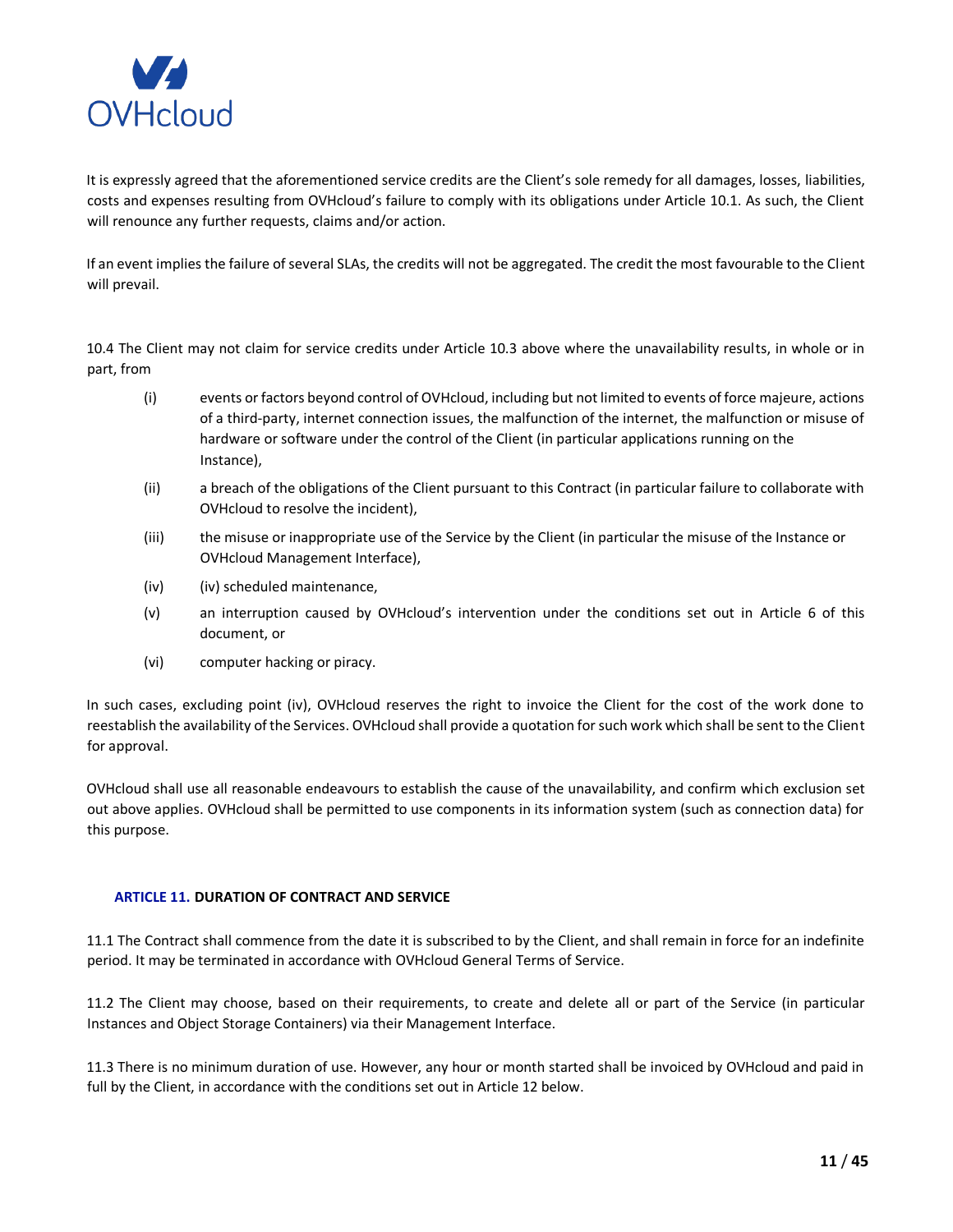It is expressly agreed that the aforementioned service credits are the Client's sole remedy for all damages, losses, liabilities, costs and expenses resulting from OVHcloud's failure to comply with its obligations under Article 10.1. As such, the Client will renounce any further requests, claims and/or action.

If an event implies the failure of several SLAs, the credits will not be aggregated. The credit the most favourable to the Client will prevail.

10.4 The Client may not claim for service credits under Article 10.3 above where the unavailability results, in whole or in part, from

- (i) events or factors beyond control of OVHcloud, including but not limited to events of force majeure, actions of a third-party, internet connection issues, the malfunction of the internet, the malfunction or misuse of hardware or software under the control of the Client (in particular applications running on the Instance),
- (ii) a breach of the obligations of the Client pursuant to this Contract (in particular failure to collaborate with OVHcloud to resolve the incident),
- (iii) the misuse or inappropriate use of the Service by the Client (in particular the misuse of the Instance or OVHcloud Management Interface),
- (iv) (iv) scheduled maintenance,
- (v) an interruption caused by OVHcloud's intervention under the conditions set out in Article 6 of this document, or
- (vi) computer hacking or piracy.

In such cases, excluding point (iv), OVHcloud reserves the right to invoice the Client for the cost of the work done to reestablish the availability of the Services. OVHcloud shall provide a quotation for such work which shall be sent to the Client for approval.

OVHcloud shall use all reasonable endeavours to establish the cause of the unavailability, and confirm which exclusion set out above applies. OVHcloud shall be permitted to use components in its information system (such as connection data) for this purpose.

## ARTICLE 11. DURATION OF CONTRACT AND SERVICE

11.1 The Contract shall commence from the date it is subscribed to by the Client, and shall remain in force for an indefinite period. It may be terminated in accordance with OVHcloud General Terms of Service.

11.2 The Client may choose, based on their requirements, to create and delete all or part of the Service (in particular Instances and Object Storage Containers) via their Management Interface.

11.3 There is no minimum duration of use. However, any hour or month started shall be invoiced by OVHcloud and paid in full by the Client, in accordance with the conditions set out in Article 12 below.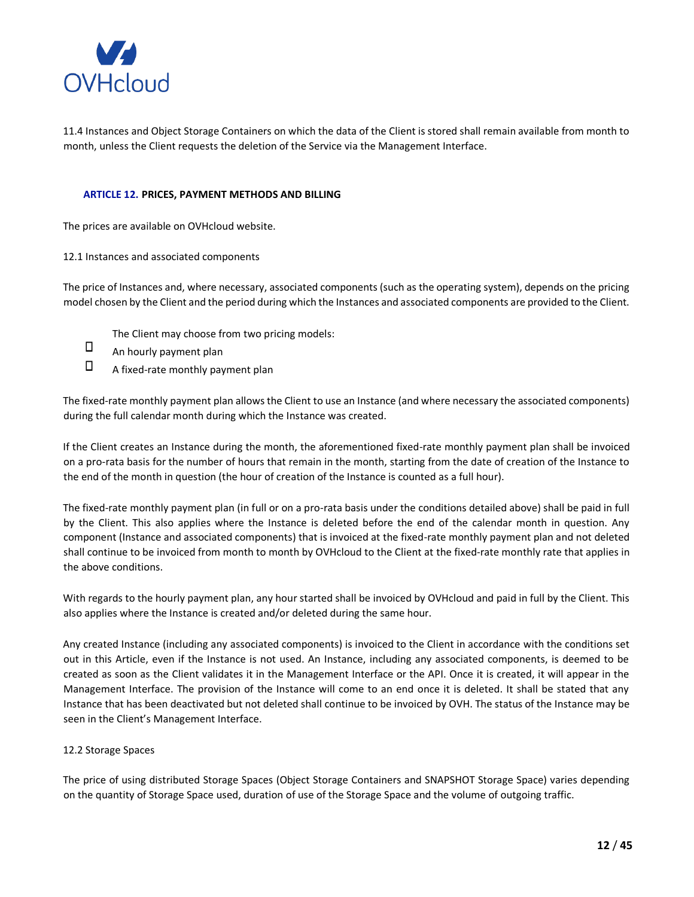11.4 Instances and Object Storage Containers on which the data of the Client is stored shall remain available from month to month, unless the Client requests the deletion of the Service via the Management Interface.

## ARTICLE 12. PRICES, PAYMENT METHODS AND BILLING

The prices are available on OVHcloud website.

12.1 Instances and associated components

The price of Instances and, where necessary, associated components (such as the operating system), depends on the pricing model chosen by the Client and the period during which the Instances and associated components are provided to the Client.

The Client may choose from two pricing models:

- An hourly payment plan
- A fixed-rate monthly payment plan

The fixed-rate monthly payment plan allows the Client to use an Instance (and where necessary the associated components) during the full calendar month during which the Instance was created.

If the Client creates an Instance during the month, the aforementioned fixed-rate monthly payment plan shall be invoiced on a pro-rata basis for the number of hours that remain in the month, starting from the date of creation of the Instance to the end of the month in question (the hour of creation of the Instance is counted as a full hour).

The fixed-rate monthly payment plan (in full or on a pro-rata basis under the conditions detailed above) shall be paid in full by the Client. This also applies where the Instance is deleted before the end of the calendar month in question. Any component (Instance and associated components) that is invoiced at the fixed-rate monthly payment plan and not deleted shall continue to be invoiced from month to month by OVHcloud to the Client at the fixed-rate monthly rate that applies in the above conditions.

With regards to the hourly payment plan, any hour started shall be invoiced by OVHcloud and paid in full by the Client. This also applies where the Instance is created and/or deleted during the same hour.

Any created Instance (including any associated components) is invoiced to the Client in accordance with the conditions set out in this Article, even if the Instance is not used. An Instance, including any associated components, is deemed to be created as soon as the Client validates it in the Management Interface or the API. Once it is created, it will appear in the Management Interface. The provision of the Instance will come to an end once it is deleted. It shall be stated that any Instance that has been deactivated but not deleted shall continue to be invoiced by OVH. The status of the Instance may be seen in the Client's Management Interface.

12.2 Storage Spaces

The price of using distributed Storage Spaces (Object Storage Containers and SNAPSHOT Storage Space) varies depending on the quantity of Storage Space used, duration of use of the Storage Space and the volume of outgoing traffic.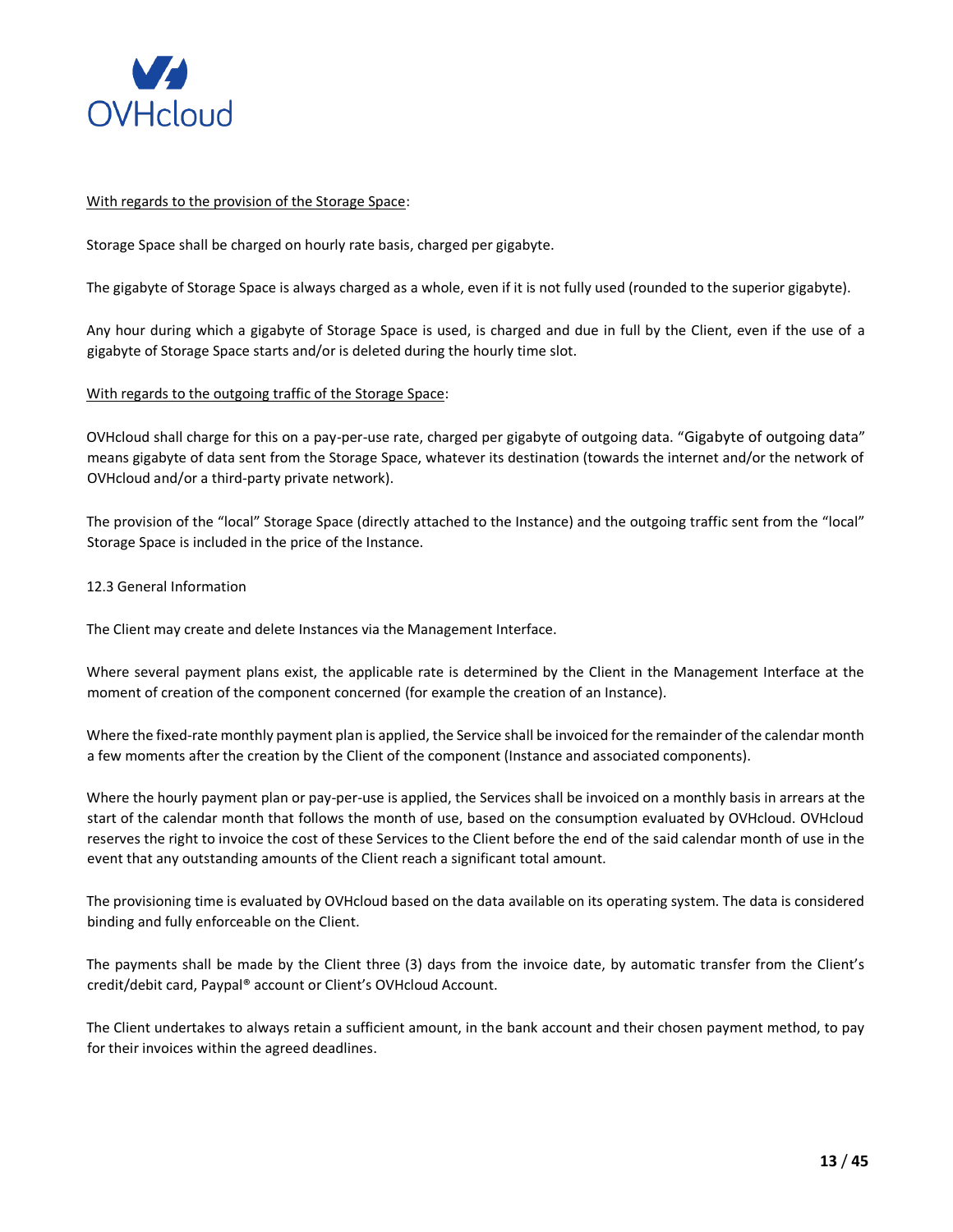<u>With regards to the provision of the Storage Space</u>:

Storage Space shall be charged on hourly rate basis, charged per gigabyte.

The gigabyte of Storage Space is always charged as a whole, even if it is not fully used (rounded to the superior gigabyte).

Any hour during which a gigabyte of Storage Space is used, is charged and due in full by the Client, even if the use of a gigabyte of Storage Space starts and/or is deleted during the hourly time slot.

<u>With regards to the outgoing traffic of the Storage Space</u>:

OVHcloud shall charge for this on a pay-per-use rate, charged per gigabyte of outgoing data. "Gigabyte of outgoing data" means gigabyte of data sent from the Storage Space, whatever its destination (towards the internet and/or the network of OVHcloud and/or a third-party private network).

The provision of the "local" Storage Space (directly attached to the Instance) and the outgoing traffic sent from the "local" Storage Space is included in the price of the Instance.

12.3 General Information

The Client may create and delete Instances via the Management Interface.

Where several payment plans exist, the applicable rate is determined by the Client in the Management Interface at the moment of creation of the component concerned (for example the creation of an Instance).

Where the fixed-rate monthly payment plan is applied, the Service shall be invoiced for the remainder of the calendar month a few moments after the creation by the Client of the component (Instance and associated components).

Where the hourly payment plan or pay-per-use is applied, the Services shall be invoiced on a monthly basis in arrears at the start of the calendar month that follows the month of use, based on the consumption evaluated by OVHcloud. OVHcloud reserves the right to invoice the cost of these Services to the Client before the end of the said calendar month of use in the event that any outstanding amounts of the Client reach a significant total amount.

The provisioning time is evaluated by OVHcloud based on the data available on its operating system. The data is considered binding and fully enforceable on the Client.

The payments shall be made by the Client three (3) days from the invoice date, by automatic transfer from the Client's credit/debit card, Paypal® account or Client's OVHcloud Account.

The Client undertakes to always retain a sufficient amount, in the bank account and their chosen payment method, to pay for their invoices within the agreed deadlines.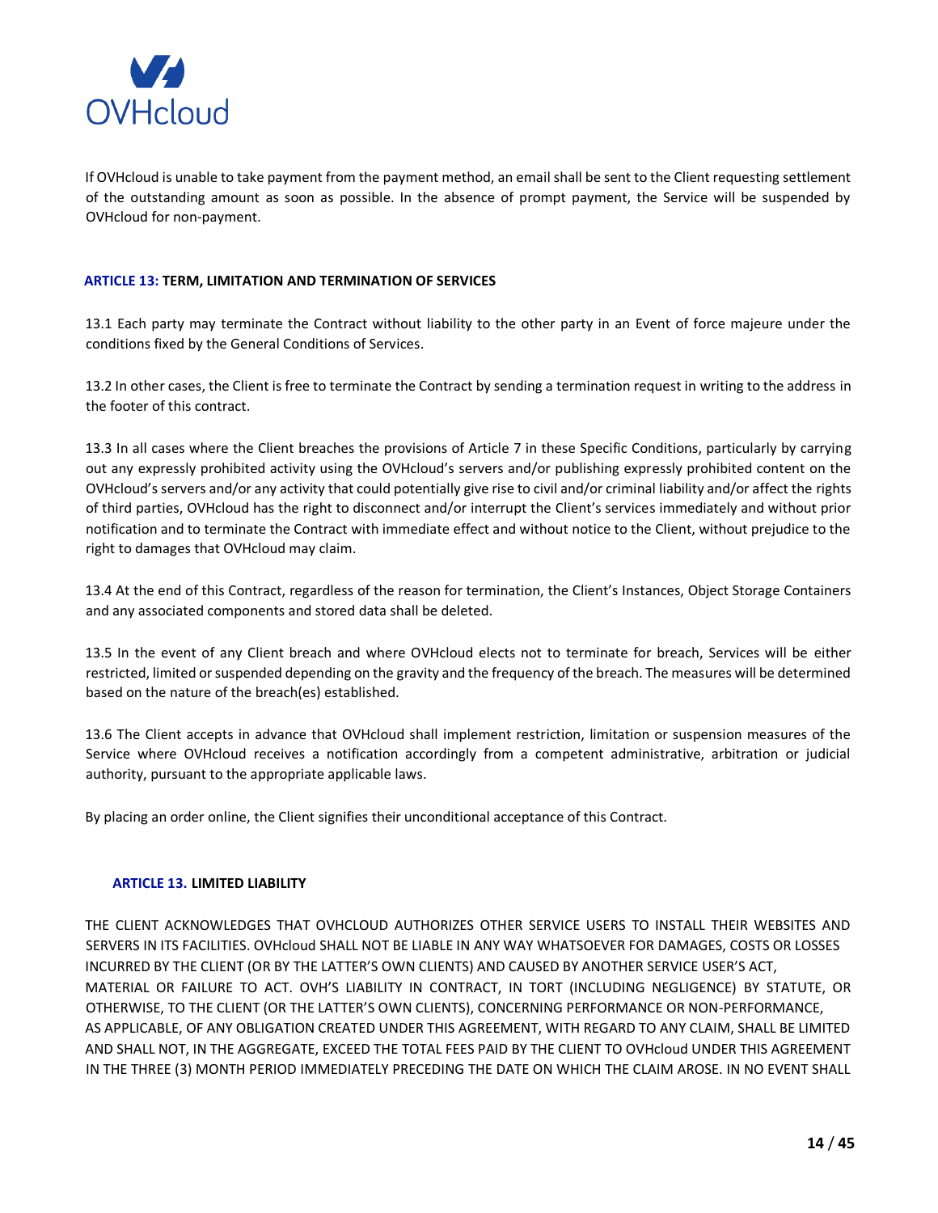If OVHcloud is unable to take payment from the payment method, an email shall be sent to the Client requesting settlement of the outstanding amount as soon as possible. In the absence of prompt payment, the Service will be suspended by OVHcloud for non-payment.

### ARTICLE 13: TERM, LIMITATION AND TERMINATION OF SERVICES

13.1 Each party may terminate the Contract without liability to the other party in an Event of force majeure under the conditions fixed by the General Conditions of Services.

13.2 In other cases, the Client is free to terminate the Contract by sending a termination request in writing to the address in the footer of this contract.

13.3 In all cases where the Client breaches the provisions of Article 7 in these Specific Conditions, particularly by carrying out any expressly prohibited activity using the OVHcloud's servers and/or publishing expressly prohibited content on the OVHcloud's servers and/or any activity that could potentially give rise to civil and/or criminal liability and/or affect the rights of third parties, OVHcloud has the right to disconnect and/or interrupt the Client's services immediately and without prior notification and to terminate the Contract with immediate effect and without notice to the Client, without prejudice to the right to damages that OVHcloud may claim.

13.4 At the end of this Contract, regardless of the reason for termination, the Client's Instances, Object Storage Containers and any associated components and stored data shall be deleted.

13.5 In the event of any Client breach and where OVHcloud elects not to terminate for breach, Services will be either restricted, limited or suspended depending on the gravity and the frequency of the breach. The measures will be determined based on the nature of the breach(es) established.

13.6 The Client accepts in advance that OVHcloud shall implement restriction, limitation or suspension measures of the Service where OVHcloud receives a notification accordingly from a competent administrative, arbitration or judicial authority, pursuant to the appropriate applicable laws.

By placing an order online, the Client signifies their unconditional acceptance of this Contract.

### ARTICLE 13. LIMITED LIABILITY

THE CLIENT ACKNOWLEDGES THAT OVHCLOUD AUTHORIZES OTHER SERVICE USERS TO INSTALL THEIR WEBSITES AND SERVERS IN ITS FACILITIES. OVHcloud SHALL NOT BE LIABLE IN ANY WAY WHATSOEVER FOR DAMAGES, COSTS OR LOSSES INCURRED BY THE CLIENT (OR BY THE LATTER'S OWN CLIENTS) AND CAUSED BY ANOTHER SERVICE USER'S ACT, MATERIAL OR FAILURE TO ACT. OVH'S LIABILITY IN CONTRACT, IN TORT (INCLUDING NEGLIGENCE) BY STATUTE, OR OTHERWISE, TO THE CLIENT (OR THE LATTER'S OWN CLIENTS), CONCERNING PERFORMANCE OR NON-PERFORMANCE, AS APPLICABLE, OF ANY OBLIGATION CREATED UNDER THIS AGREEMENT, WITH REGARD TO ANY CLAIM, SHALL BE LIMITED AND SHALL NOT, IN THE AGGREGATE, EXCEED THE TOTAL FEES PAID BY THE CLIENT TO OVHcloud UNDER THIS AGREEMENT IN THE THREE (3) MONTH PERIOD IMMEDIATELY PRECEDING THE DATE ON WHICH THE CLAIM AROSE. IN NO EVENT SHALL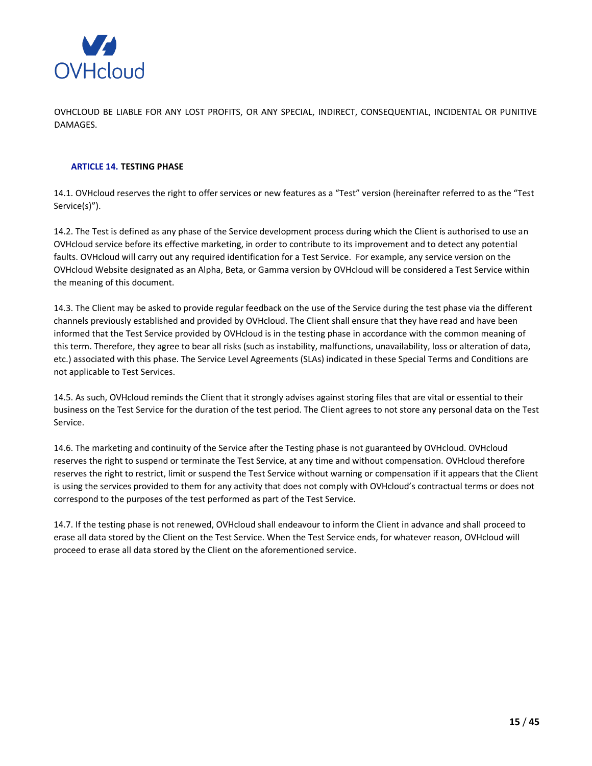OVHCLOUD BE LIABLE FOR ANY LOST PROFITS, OR ANY SPECIAL, INDIRECT, CONSEQUENTIAL, INCIDENTAL OR PUNITIVE DAMAGES.

### ARTICLE 14. TESTING PHASE

14.1. OVHcloud reserves the right to offer services or new features as a "Test" version (hereinafter referred to as the "Test Service(s)").

14.2. The Test is defined as any phase of the Service development process during which the Client is authorised to use an OVHcloud service before its effective marketing, in order to contribute to its improvement and to detect any potential faults. OVHcloud will carry out any required identification for a Test Service. For example, any service version on the OVHcloud Website designated as an Alpha, Beta, or Gamma version by OVHcloud will be considered a Test Service within the meaning of this document.

14.3. The Client may be asked to provide regular feedback on the use of the Service during the test phase via the different channels previously established and provided by OVHcloud. The Client shall ensure that they have read and have been informed that the Test Service provided by OVHcloud is in the testing phase in accordance with the common meaning of this term. Therefore, they agree to bear all risks (such as instability, malfunctions, unavailability, loss or alteration of data, etc.) associated with this phase. The Service Level Agreements (SLAs) indicated in these Special Terms and Conditions are not applicable to Test Services.

14.5. As such, OVHcloud reminds the Client that it strongly advises against storing files that are vital or essential to their business on the Test Service for the duration of the test period. The Client agrees to not store any personal data on the Test Service.

14.6. The marketing and continuity of the Service after the Testing phase is not guaranteed by OVHcloud. OVHcloud reserves the right to suspend or terminate the Test Service, at any time and without compensation. OVHcloud therefore reserves the right to restrict, limit or suspend the Test Service without warning or compensation if it appears that the Client is using the services provided to them for any activity that does not comply with OVHcloud's contractual terms or does not correspond to the purposes of the test performed as part of the Test Service.

14.7. If the testing phase is not renewed, OVHcloud shall endeavour to inform the Client in advance and shall proceed to erase all data stored by the Client on the Test Service. When the Test Service ends, for whatever reason, OVHcloud will proceed to erase all data stored by the Client on the aforementioned service.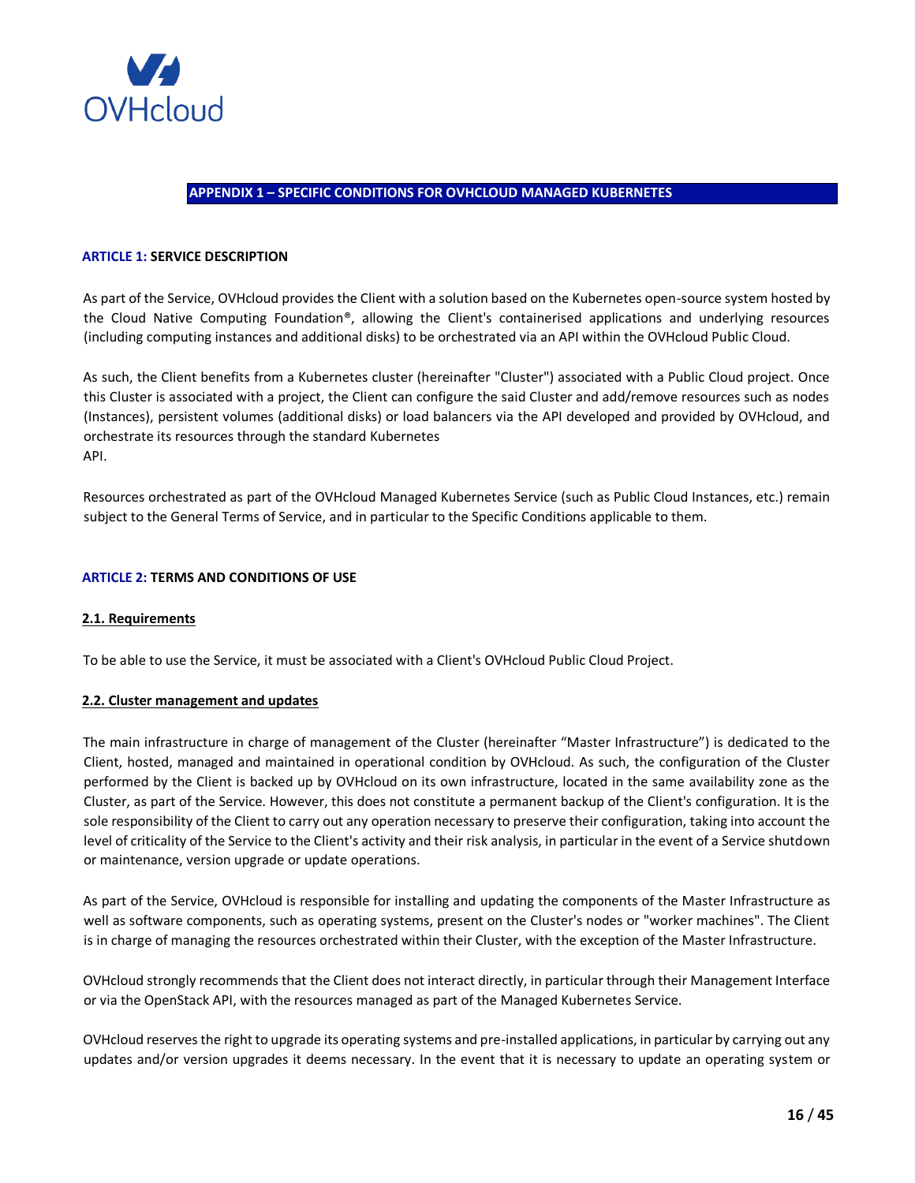# APPENDIX 1 – SPECIFIC CONDITIONS FOR OVHCLOUD MANAGED KUBERNETES

## ARTICLE 1: SERVICE DESCRIPTION

As part of the Service, OVHcloud provides the Client with a solution based on the Kubernetes open-source system hosted by the Cloud Native Computing Foundation®, allowing the Client's containerised applications and underlying resources (including computing instances and additional disks) to be orchestrated via an API within the OVHcloud Public Cloud.

As such, the Client benefits from a Kubernetes cluster (hereinafter "Cluster") associated with a Public Cloud project. Once this Cluster is associated with a project, the Client can configure the said Cluster and add/remove resources such as nodes (Instances), persistent volumes (additional disks) or load balancers via the API developed and provided by OVHcloud, and orchestrate its resources through the standard Kubernetes API.

Resources orchestrated as part of the OVHcloud Managed Kubernetes Service (such as Public Cloud Instances, etc.) remain subject to the General Terms of Service, and in particular to the Specific Conditions applicable to them.

## ARTICLE 2: TERMS AND CONDITIONS OF USE

### 2.1. Requirements

To be able to use the Service, it must be associated with a Client's OVHcloud Public Cloud Project.

### 2.2. Cluster management and updates

The main infrastructure in charge of management of the Cluster (hereinafter "Master Infrastructure") is dedicated to the Client, hosted, managed and maintained in operational condition by OVHcloud. As such, the configuration of the Cluster performed by the Client is backed up by OVHcloud on its own infrastructure, located in the same availability zone as the Cluster, as part of the Service. However, this does not constitute a permanent backup of the Client's configuration. It is the sole responsibility of the Client to carry out any operation necessary to preserve their configuration, taking into account the level of criticality of the Service to the Client's activity and their risk analysis, in particular in the event of a Service shutdown or maintenance, version upgrade or update operations.

As part of the Service, OVHcloud is responsible for installing and updating the components of the Master Infrastructure as well as software components, such as operating systems, present on the Cluster's nodes or "worker machines". The Client is in charge of managing the resources orchestrated within their Cluster, with the exception of the Master Infrastructure.

OVHcloud strongly recommends that the Client does not interact directly, in particular through their Management Interface or via the OpenStack API, with the resources managed as part of the Managed Kubernetes Service.

OVHcloud reserves the right to upgrade its operating systems and pre-installed applications, in particular by carrying out any updates and/or version upgrades it deems necessary. In the event that it is necessary to update an operating system or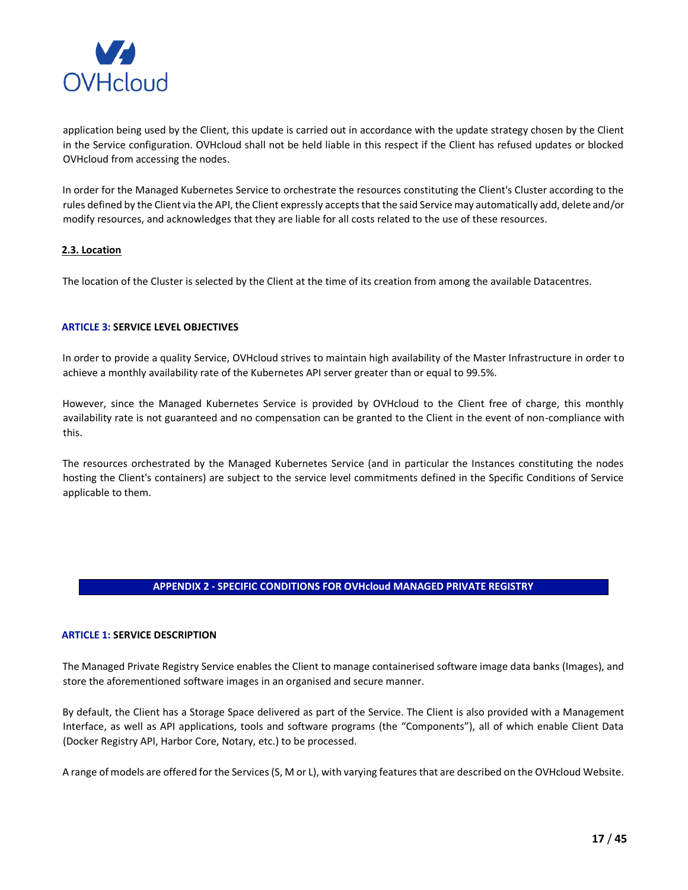application being used by the Client, this update is carried out in accordance with the update strategy chosen by the Client in the Service configuration. OVHcloud shall not be held liable in this respect if the Client has refused updates or blocked OVHcloud from accessing the nodes.

In order for the Managed Kubernetes Service to orchestrate the resources constituting the Client's Cluster according to the rules defined by the Client via the API, the Client expressly accepts that the said Service may automatically add, delete and/or modify resources, and acknowledges that they are liable for all costs related to the use of these resources.

### 2.3. Location

The location of the Cluster is selected by the Client at the time of its creation from among the available Datacentres.

## ARTICLE 3: SERVICE LEVEL OBJECTIVES

In order to provide a quality Service, OVHcloud strives to maintain high availability of the Master Infrastructure in order to achieve a monthly availability rate of the Kubernetes API server greater than or equal to 99.5%.

However, since the Managed Kubernetes Service is provided by OVHcloud to the Client free of charge, this monthly availability rate is not guaranteed and no compensation can be granted to the Client in the event of non-compliance with this.

The resources orchestrated by the Managed Kubernetes Service (and in particular the Instances constituting the nodes hosting the Client's containers) are subject to the service level commitments defined in the Specific Conditions of Service applicable to them.

# APPENDIX 2 - SPECIFIC CONDITIONS FOR OVHcloud MANAGED PRIVATE REGISTRY

## ARTICLE 1: SERVICE DESCRIPTION

The Managed Private Registry Service enables the Client to manage containerised software image data banks (Images), and store the aforementioned software images in an organised and secure manner.

By default, the Client has a Storage Space delivered as part of the Service. The Client is also provided with a Management Interface, as well as API applications, tools and software programs (the "Components"), all of which enable Client Data (Docker Registry API, Harbor Core, Notary, etc.) to be processed.

A range of models are offered for the Services (S, M or L), with varying features that are described on the OVHcloud Website.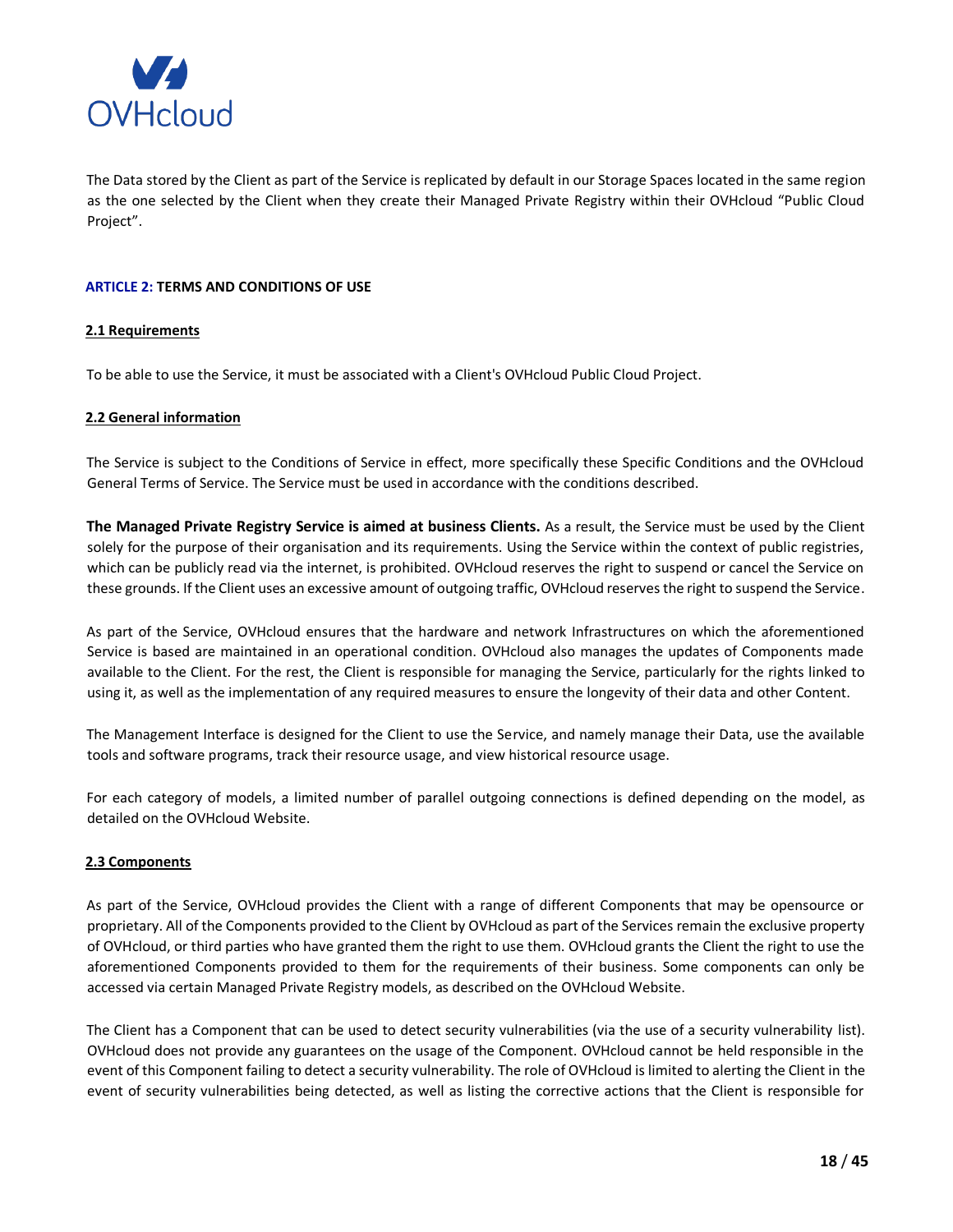The Data stored by the Client as part of the Service is replicated by default in our Storage Spaces located in the same region as the one selected by the Client when they create their Managed Private Registry within their OVHcloud "Public Cloud Project".

**ARTICLE 2: TERMS AND CONDITIONS OF USE**

**2.1 Requirements**

To be able to use the Service, it must be associated with a Client's OVHcloud Public Cloud Project.

**2.2 General information**

The Service is subject to the Conditions of Service in effect, more specifically these Specific Conditions and the OVHcloud General Terms of Service. The Service must be used in accordance with the conditions described.

**The Managed Private Registry Service is aimed at business Clients.** As a result, the Service must be used by the Client solely for the purpose of their organisation and its requirements. Using the Service within the context of public registries, which can be publicly read via the internet, is prohibited. OVHcloud reserves the right to suspend or cancel the Service on these grounds. If the Client uses an excessive amount of outgoing traffic, OVHcloud reserves the right to suspend the Service.

As part of the Service, OVHcloud ensures that the hardware and network Infrastructures on which the aforementioned Service is based are maintained in an operational condition. OVHcloud also manages the updates of Components made available to the Client. For the rest, the Client is responsible for managing the Service, particularly for the rights linked to using it, as well as the implementation of any required measures to ensure the longevity of their data and other Content.

The Management Interface is designed for the Client to use the Service, and namely manage their Data, use the available tools and software programs, track their resource usage, and view historical resource usage.

For each category of models, a limited number of parallel outgoing connections is defined depending on the model, as detailed on the OVHcloud Website.

**2.3 Components**

As part of the Service, OVHcloud provides the Client with a range of different Components that may be opensource or proprietary. All of the Components provided to the Client by OVHcloud as part of the Services remain the exclusive property of OVHcloud, or third parties who have granted them the right to use them. OVHcloud grants the Client the right to use the aforementioned Components provided to them for the requirements of their business. Some components can only be accessed via certain Managed Private Registry models, as described on the OVHcloud Website.

The Client has a Component that can be used to detect security vulnerabilities (via the use of a security vulnerability list). OVHcloud does not provide any guarantees on the usage of the Component. OVHcloud cannot be held responsible in the event of this Component failing to detect a security vulnerability. The role of OVHcloud is limited to alerting the Client in the event of security vulnerabilities being detected, as well as listing the corrective actions that the Client is responsible for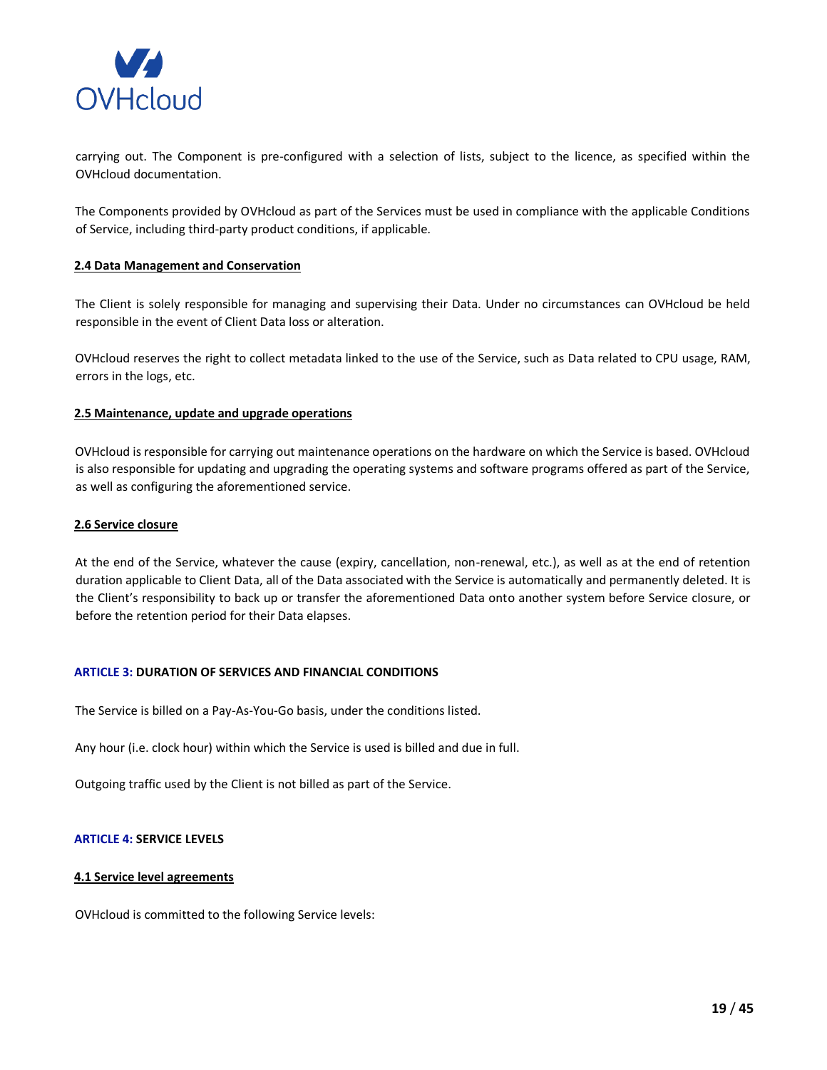carrying out. The Component is pre-configured with a selection of lists, subject to the licence, as specified within the OVHcloud documentation.

The Components provided by OVHcloud as part of the Services must be used in compliance with the applicable Conditions of Service, including third-party product conditions, if applicable.

**2.4 Data Management and Conservation**

The Client is solely responsible for managing and supervising their Data. Under no circumstances can OVHcloud be held responsible in the event of Client Data loss or alteration.

OVHcloud reserves the right to collect metadata linked to the use of the Service, such as Data related to CPU usage, RAM, errors in the logs, etc.

**2.5 Maintenance, update and upgrade operations**

OVHcloud is responsible for carrying out maintenance operations on the hardware on which the Service is based. OVHcloud is also responsible for updating and upgrading the operating systems and software programs offered as part of the Service, as well as configuring the aforementioned service.

**2.6 Service closure**

At the end of the Service, whatever the cause (expiry, cancellation, non-renewal, etc.), as well as at the end of retention duration applicable to Client Data, all of the Data associated with the Service is automatically and permanently deleted. It is the Client's responsibility to back up or transfer the aforementioned Data onto another system before Service closure, or before the retention period for their Data elapses.

## ARTICLE 3: DURATION OF SERVICES AND FINANCIAL CONDITIONS

The Service is billed on a Pay-As-You-Go basis, under the conditions listed.

Any hour (i.e. clock hour) within which the Service is used is billed and due in full.

Outgoing traffic used by the Client is not billed as part of the Service.

## ARTICLE 4: SERVICE LEVELS

**4.1 Service level agreements**

OVHcloud is committed to the following Service levels: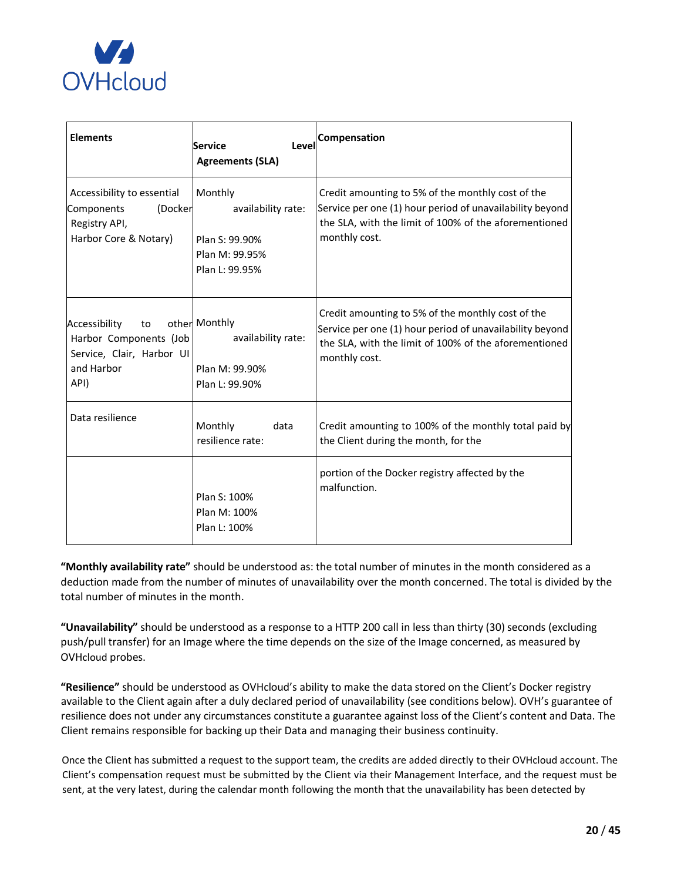| Elements | Service Level Agreements (SLA) | Compensation |
|---|---|---|
| Accessibility to essential Components (Docker Registry API, Harbor Core & Notary) | Monthly availability rate:<br><br>Plan S: 99.90%<br>Plan M: 99.95%<br>Plan L: 99.95% | Credit amounting to 5% of the monthly cost of the Service per one (1) hour period of unavailability beyond the SLA, with the limit of 100% of the aforementioned monthly cost. |
| Accessibility to other Harbor Components (Job Service, Clair, Harbor UI and Harbor API) | Monthly availability rate:<br><br>Plan M: 99.90%<br>Plan L: 99.90% | Credit amounting to 5% of the monthly cost of the Service per one (1) hour period of unavailability beyond the SLA, with the limit of 100% of the aforementioned monthly cost. |
| Data resilience | Monthly data resilience rate: | Credit amounting to 100% of the monthly total paid by the Client during the month, for the |
| | Plan S: 100%<br>Plan M: 100%<br>Plan L: 100% | portion of the Docker registry affected by the malfunction. |

**"Monthly availability rate"** should be understood as: the total number of minutes in the month considered as a deduction made from the number of minutes of unavailability over the month concerned. The total is divided by the total number of minutes in the month.

**"Unavailability"** should be understood as a response to a HTTP 200 call in less than thirty (30) seconds (excluding push/pull transfer) for an Image where the time depends on the size of the Image concerned, as measured by OVHcloud probes.

**"Resilience"** should be understood as OVHcloud's ability to make the data stored on the Client's Docker registry available to the Client again after a duly declared period of unavailability (see conditions below). OVH's guarantee of resilience does not under any circumstances constitute a guarantee against loss of the Client's content and Data. The Client remains responsible for backing up their Data and managing their business continuity.

Once the Client has submitted a request to the support team, the credits are added directly to their OVHcloud account. The Client's compensation request must be submitted by the Client via their Management Interface, and the request must be sent, at the very latest, during the calendar month following the month that the unavailability has been detected by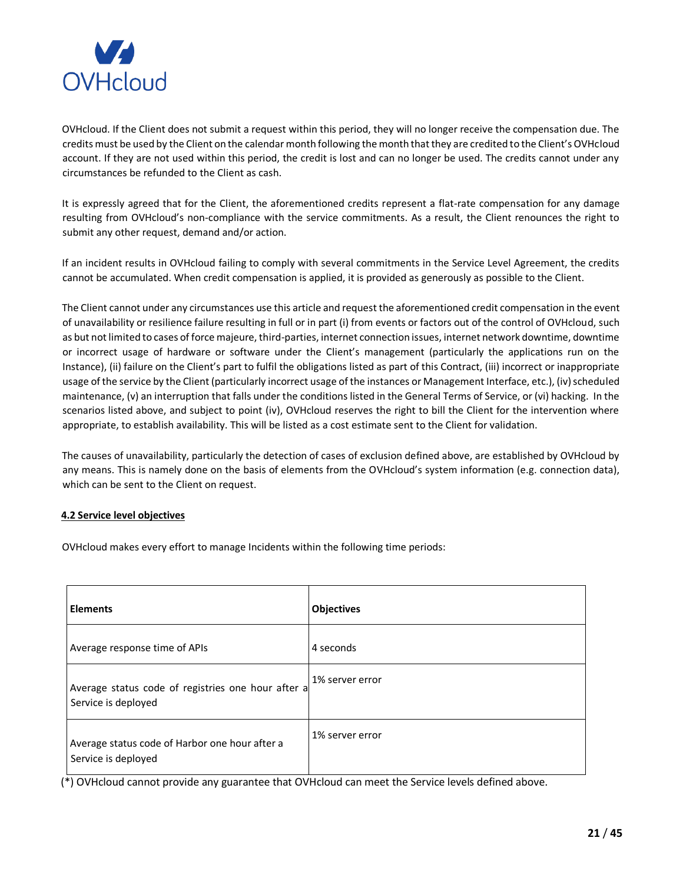OVHcloud. If the Client does not submit a request within this period, they will no longer receive the compensation due. The credits must be used by the Client on the calendar month following the month that they are credited to the Client's OVHcloud account. If they are not used within this period, the credit is lost and can no longer be used. The credits cannot under any circumstances be refunded to the Client as cash.

It is expressly agreed that for the Client, the aforementioned credits represent a flat-rate compensation for any damage resulting from OVHcloud's non-compliance with the service commitments. As a result, the Client renounces the right to submit any other request, demand and/or action.

If an incident results in OVHcloud failing to comply with several commitments in the Service Level Agreement, the credits cannot be accumulated. When credit compensation is applied, it is provided as generously as possible to the Client.

The Client cannot under any circumstances use this article and request the aforementioned credit compensation in the event of unavailability or resilience failure resulting in full or in part (i) from events or factors out of the control of OVHcloud, such as but not limited to cases of force majeure, third-parties, internet connection issues, internet network downtime, downtime or incorrect usage of hardware or software under the Client's management (particularly the applications run on the Instance), (ii) failure on the Client's part to fulfil the obligations listed as part of this Contract, (iii) incorrect or inappropriate usage of the service by the Client (particularly incorrect usage of the instances or Management Interface, etc.), (iv) scheduled maintenance, (v) an interruption that falls under the conditions listed in the General Terms of Service, or (vi) hacking. In the scenarios listed above, and subject to point (iv), OVHcloud reserves the right to bill the Client for the intervention where appropriate, to establish availability. This will be listed as a cost estimate sent to the Client for validation.

The causes of unavailability, particularly the detection of cases of exclusion defined above, are established by OVHcloud by any means. This is namely done on the basis of elements from the OVHcloud's system information (e.g. connection data), which can be sent to the Client on request.

**4.2 Service level objectives**

OVHcloud makes every effort to manage Incidents within the following time periods:

| Elements | Objectives |
|---|---|
| Average response time of APIs | 4 seconds |
| Average status code of registries one hour after a Service is deployed | 1% server error |
| Average status code of Harbor one hour after a Service is deployed | 1% server error |

(*) OVHcloud cannot provide any guarantee that OVHcloud can meet the Service levels defined above.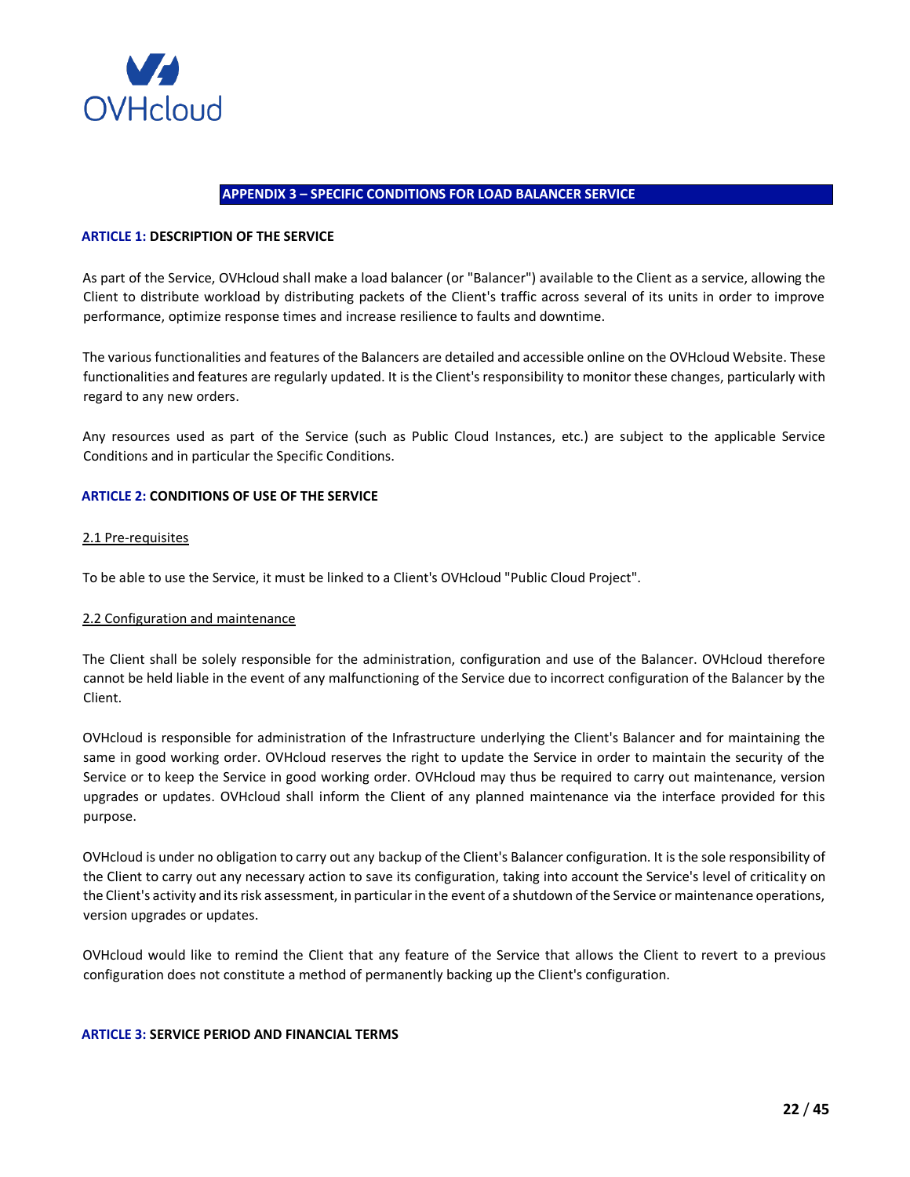## APPENDIX 3 – SPECIFIC CONDITIONS FOR LOAD BALANCER SERVICE

### ARTICLE 1: DESCRIPTION OF THE SERVICE

As part of the Service, OVHcloud shall make a load balancer (or "Balancer") available to the Client as a service, allowing the Client to distribute workload by distributing packets of the Client's traffic across several of its units in order to improve performance, optimize response times and increase resilience to faults and downtime.

The various functionalities and features of the Balancers are detailed and accessible online on the OVHcloud Website. These functionalities and features are regularly updated. It is the Client's responsibility to monitor these changes, particularly with regard to any new orders.

Any resources used as part of the Service (such as Public Cloud Instances, etc.) are subject to the applicable Service Conditions and in particular the Specific Conditions.

### ARTICLE 2: CONDITIONS OF USE OF THE SERVICE

#### 2.1 Pre-requisites

To be able to use the Service, it must be linked to a Client's OVHcloud "Public Cloud Project".

#### 2.2 Configuration and maintenance

The Client shall be solely responsible for the administration, configuration and use of the Balancer. OVHcloud therefore cannot be held liable in the event of any malfunctioning of the Service due to incorrect configuration of the Balancer by the Client.

OVHcloud is responsible for administration of the Infrastructure underlying the Client's Balancer and for maintaining the same in good working order. OVHcloud reserves the right to update the Service in order to maintain the security of the Service or to keep the Service in good working order. OVHcloud may thus be required to carry out maintenance, version upgrades or updates. OVHcloud shall inform the Client of any planned maintenance via the interface provided for this purpose.

OVHcloud is under no obligation to carry out any backup of the Client's Balancer configuration. It is the sole responsibility of the Client to carry out any necessary action to save its configuration, taking into account the Service's level of criticality on the Client's activity and its risk assessment, in particular in the event of a shutdown of the Service or maintenance operations, version upgrades or updates.

OVHcloud would like to remind the Client that any feature of the Service that allows the Client to revert to a previous configuration does not constitute a method of permanently backing up the Client's configuration.

### ARTICLE 3: SERVICE PERIOD AND FINANCIAL TERMS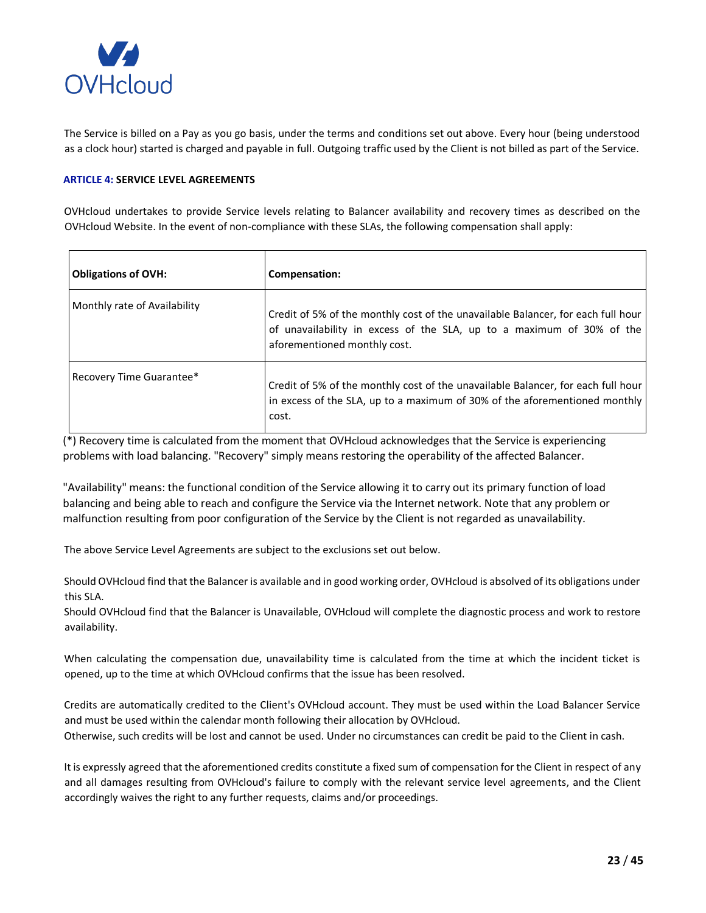The Service is billed on a Pay as you go basis, under the terms and conditions set out above. Every hour (being understood as a clock hour) started is charged and payable in full. Outgoing traffic used by the Client is not billed as part of the Service.

### ARTICLE 4: SERVICE LEVEL AGREEMENTS

OVHcloud undertakes to provide Service levels relating to Balancer availability and recovery times as described on the OVHcloud Website. In the event of non-compliance with these SLAs, the following compensation shall apply:

| **Obligations of OVH:** | **Compensation:** |
|---|---|
| Monthly rate of Availability | Credit of 5% of the monthly cost of the unavailable Balancer, for each full hour of unavailability in excess of the SLA, up to a maximum of 30% of the aforementioned monthly cost. |
| Recovery Time Guarantee* | Credit of 5% of the monthly cost of the unavailable Balancer, for each full hour in excess of the SLA, up to a maximum of 30% of the aforementioned monthly cost. |

(*) Recovery time is calculated from the moment that OVHcloud acknowledges that the Service is experiencing problems with load balancing. "Recovery" simply means restoring the operability of the affected Balancer.

"Availability" means: the functional condition of the Service allowing it to carry out its primary function of load balancing and being able to reach and configure the Service via the Internet network. Note that any problem or malfunction resulting from poor configuration of the Service by the Client is not regarded as unavailability.

The above Service Level Agreements are subject to the exclusions set out below.

Should OVHcloud find that the Balancer is available and in good working order, OVHcloud is absolved of its obligations under this SLA.
Should OVHcloud find that the Balancer is Unavailable, OVHcloud will complete the diagnostic process and work to restore availability.

When calculating the compensation due, unavailability time is calculated from the time at which the incident ticket is opened, up to the time at which OVHcloud confirms that the issue has been resolved.

Credits are automatically credited to the Client's OVHcloud account. They must be used within the Load Balancer Service and must be used within the calendar month following their allocation by OVHcloud.
Otherwise, such credits will be lost and cannot be used. Under no circumstances can credit be paid to the Client in cash.

It is expressly agreed that the aforementioned credits constitute a fixed sum of compensation for the Client in respect of any and all damages resulting from OVHcloud's failure to comply with the relevant service level agreements, and the Client accordingly waives the right to any further requests, claims and/or proceedings.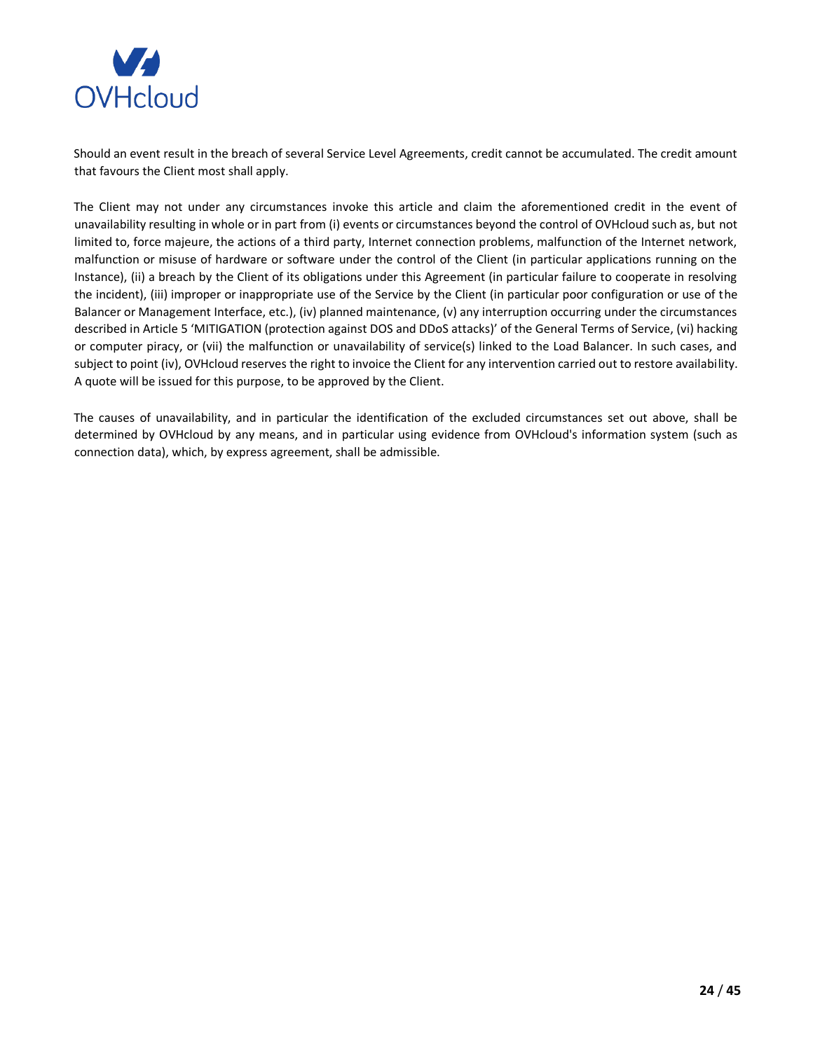Should an event result in the breach of several Service Level Agreements, credit cannot be accumulated. The credit amount that favours the Client most shall apply.

The Client may not under any circumstances invoke this article and claim the aforementioned credit in the event of unavailability resulting in whole or in part from (i) events or circumstances beyond the control of OVHcloud such as, but not limited to, force majeure, the actions of a third party, Internet connection problems, malfunction of the Internet network, malfunction or misuse of hardware or software under the control of the Client (in particular applications running on the Instance), (ii) a breach by the Client of its obligations under this Agreement (in particular failure to cooperate in resolving the incident), (iii) improper or inappropriate use of the Service by the Client (in particular poor configuration or use of the Balancer or Management Interface, etc.), (iv) planned maintenance, (v) any interruption occurring under the circumstances described in Article 5 'MITIGATION (protection against DOS and DDoS attacks)' of the General Terms of Service, (vi) hacking or computer piracy, or (vii) the malfunction or unavailability of service(s) linked to the Load Balancer. In such cases, and subject to point (iv), OVHcloud reserves the right to invoice the Client for any intervention carried out to restore availability. A quote will be issued for this purpose, to be approved by the Client.

The causes of unavailability, and in particular the identification of the excluded circumstances set out above, shall be determined by OVHcloud by any means, and in particular using evidence from OVHcloud's information system (such as connection data), which, by express agreement, shall be admissible.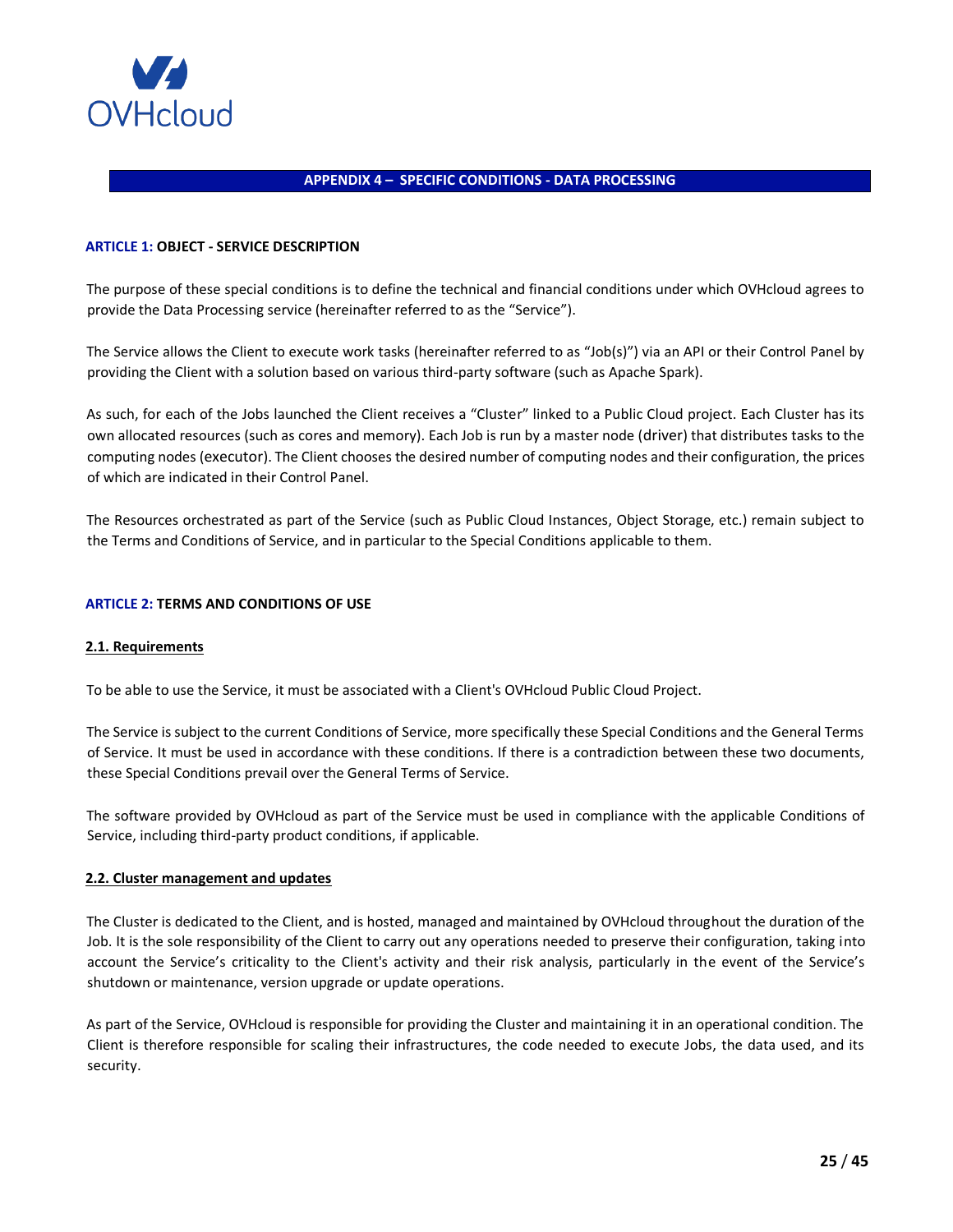# APPENDIX 4 – SPECIFIC CONDITIONS - DATA PROCESSING

## ARTICLE 1: OBJECT - SERVICE DESCRIPTION

The purpose of these special conditions is to define the technical and financial conditions under which OVHcloud agrees to provide the Data Processing service (hereinafter referred to as the "Service").

The Service allows the Client to execute work tasks (hereinafter referred to as "Job(s)") via an API or their Control Panel by providing the Client with a solution based on various third-party software (such as Apache Spark).

As such, for each of the Jobs launched the Client receives a "Cluster" linked to a Public Cloud project. Each Cluster has its own allocated resources (such as cores and memory). Each Job is run by a master node (driver) that distributes tasks to the computing nodes (executor). The Client chooses the desired number of computing nodes and their configuration, the prices of which are indicated in their Control Panel.

The Resources orchestrated as part of the Service (such as Public Cloud Instances, Object Storage, etc.) remain subject to the Terms and Conditions of Service, and in particular to the Special Conditions applicable to them.

## ARTICLE 2: TERMS AND CONDITIONS OF USE

### 2.1. Requirements

To be able to use the Service, it must be associated with a Client's OVHcloud Public Cloud Project.

The Service is subject to the current Conditions of Service, more specifically these Special Conditions and the General Terms of Service. It must be used in accordance with these conditions. If there is a contradiction between these two documents, these Special Conditions prevail over the General Terms of Service.

The software provided by OVHcloud as part of the Service must be used in compliance with the applicable Conditions of Service, including third-party product conditions, if applicable.

### 2.2. Cluster management and updates

The Cluster is dedicated to the Client, and is hosted, managed and maintained by OVHcloud throughout the duration of the Job. It is the sole responsibility of the Client to carry out any operations needed to preserve their configuration, taking into account the Service's criticality to the Client's activity and their risk analysis, particularly in the event of the Service's shutdown or maintenance, version upgrade or update operations.

As part of the Service, OVHcloud is responsible for providing the Cluster and maintaining it in an operational condition. The Client is therefore responsible for scaling their infrastructures, the code needed to execute Jobs, the data used, and its security.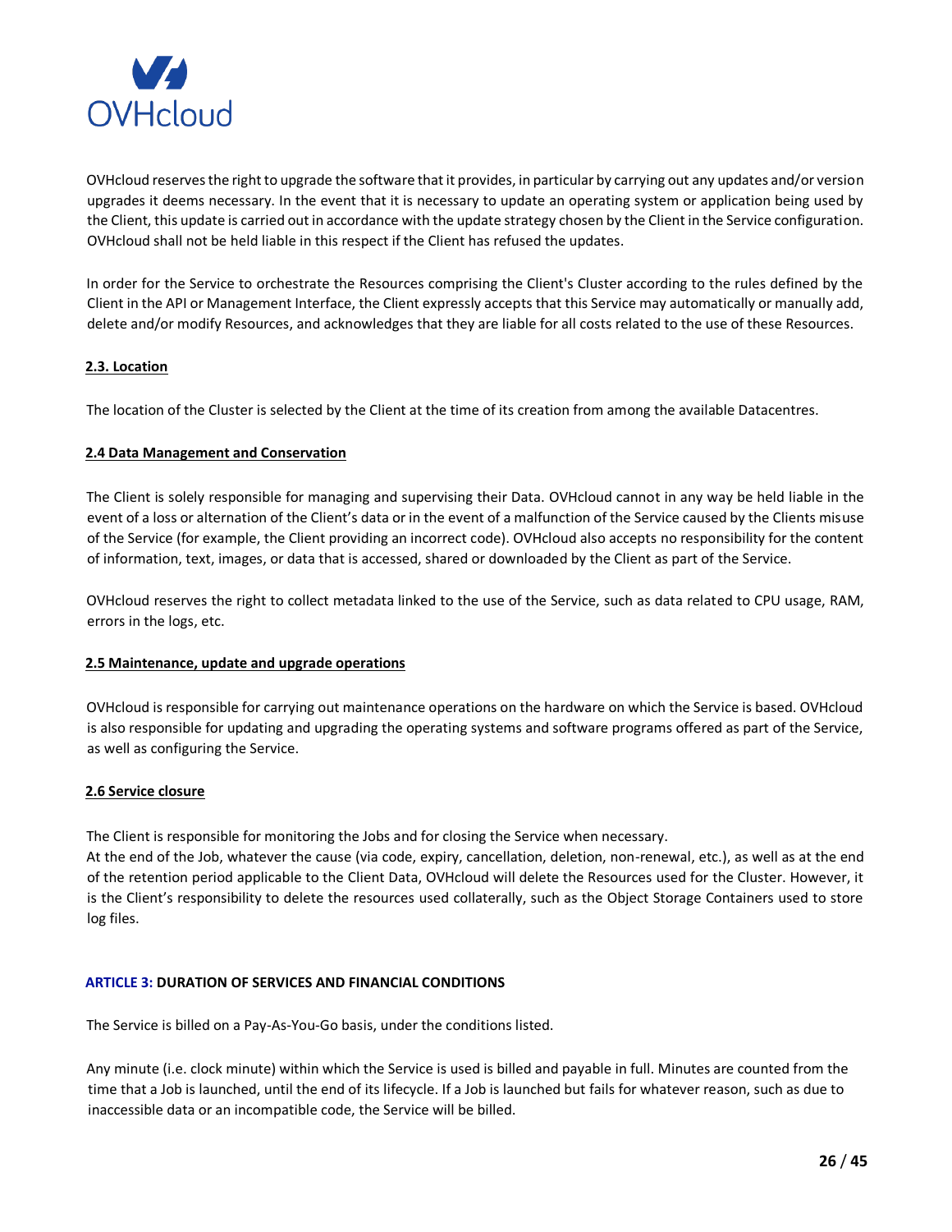OVHcloud reserves the right to upgrade the software that it provides, in particular by carrying out any updates and/or version upgrades it deems necessary. In the event that it is necessary to update an operating system or application being used by the Client, this update is carried out in accordance with the update strategy chosen by the Client in the Service configuration. OVHcloud shall not be held liable in this respect if the Client has refused the updates.

In order for the Service to orchestrate the Resources comprising the Client's Cluster according to the rules defined by the Client in the API or Management Interface, the Client expressly accepts that this Service may automatically or manually add, delete and/or modify Resources, and acknowledges that they are liable for all costs related to the use of these Resources.

### 2.3. Location

The location of the Cluster is selected by the Client at the time of its creation from among the available Datacentres.

### 2.4 Data Management and Conservation

The Client is solely responsible for managing and supervising their Data. OVHcloud cannot in any way be held liable in the event of a loss or alternation of the Client's data or in the event of a malfunction of the Service caused by the Clients misuse of the Service (for example, the Client providing an incorrect code). OVHcloud also accepts no responsibility for the content of information, text, images, or data that is accessed, shared or downloaded by the Client as part of the Service.

OVHcloud reserves the right to collect metadata linked to the use of the Service, such as data related to CPU usage, RAM, errors in the logs, etc.

### 2.5 Maintenance, update and upgrade operations

OVHcloud is responsible for carrying out maintenance operations on the hardware on which the Service is based. OVHcloud is also responsible for updating and upgrading the operating systems and software programs offered as part of the Service, as well as configuring the Service.

### 2.6 Service closure

The Client is responsible for monitoring the Jobs and for closing the Service when necessary.
At the end of the Job, whatever the cause (via code, expiry, cancellation, deletion, non-renewal, etc.), as well as at the end of the retention period applicable to the Client Data, OVHcloud will delete the Resources used for the Cluster. However, it is the Client's responsibility to delete the resources used collaterally, such as the Object Storage Containers used to store log files.

## ARTICLE 3: DURATION OF SERVICES AND FINANCIAL CONDITIONS

The Service is billed on a Pay-As-You-Go basis, under the conditions listed.

Any minute (i.e. clock minute) within which the Service is used is billed and payable in full. Minutes are counted from the time that a Job is launched, until the end of its lifecycle. If a Job is launched but fails for whatever reason, such as due to inaccessible data or an incompatible code, the Service will be billed.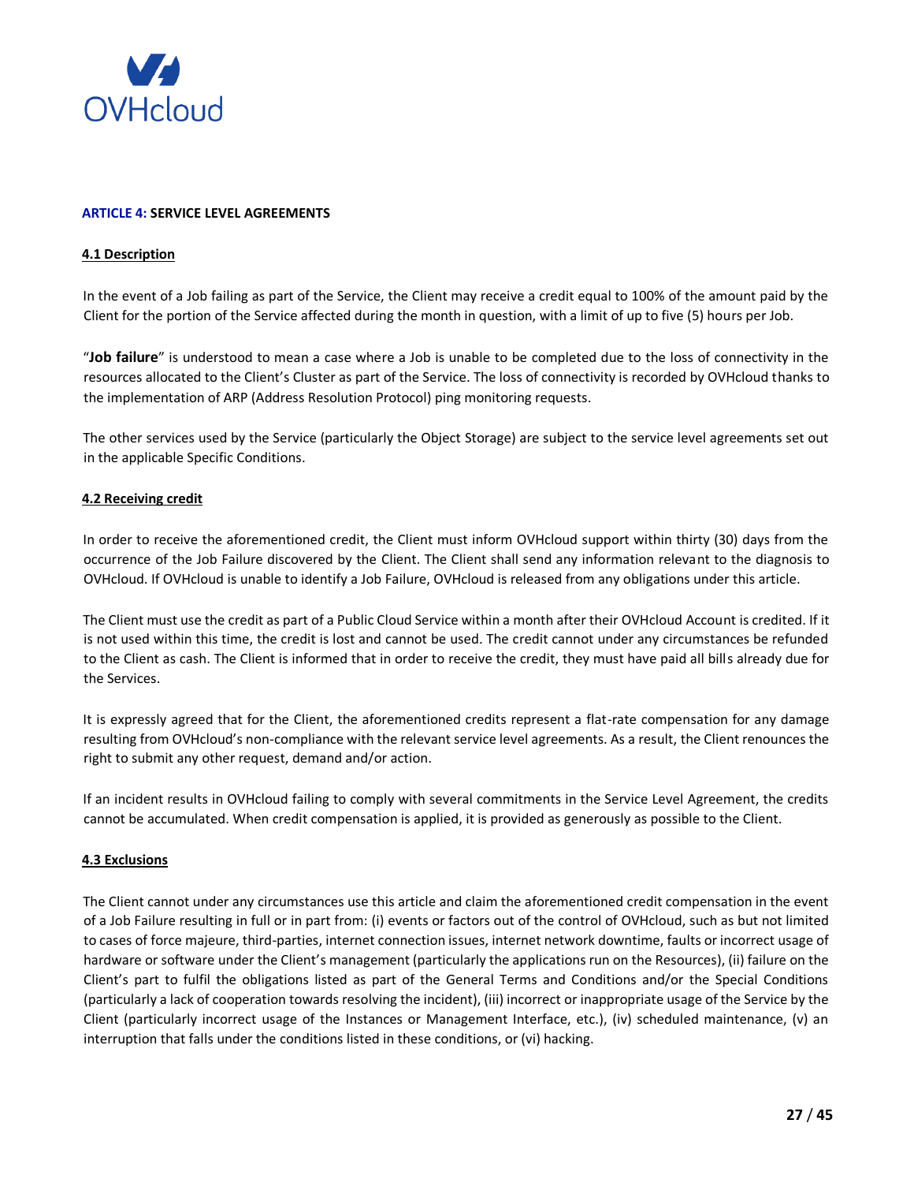## ARTICLE 4: SERVICE LEVEL AGREEMENTS

### 4.1 Description

In the event of a Job failing as part of the Service, the Client may receive a credit equal to 100% of the amount paid by the Client for the portion of the Service affected during the month in question, with a limit of up to five (5) hours per Job.

"**Job failure**" is understood to mean a case where a Job is unable to be completed due to the loss of connectivity in the resources allocated to the Client's Cluster as part of the Service. The loss of connectivity is recorded by OVHcloud thanks to the implementation of ARP (Address Resolution Protocol) ping monitoring requests.

The other services used by the Service (particularly the Object Storage) are subject to the service level agreements set out in the applicable Specific Conditions.

### 4.2 Receiving credit

In order to receive the aforementioned credit, the Client must inform OVHcloud support within thirty (30) days from the occurrence of the Job Failure discovered by the Client. The Client shall send any information relevant to the diagnosis to OVHcloud. If OVHcloud is unable to identify a Job Failure, OVHcloud is released from any obligations under this article.

The Client must use the credit as part of a Public Cloud Service within a month after their OVHcloud Account is credited. If it is not used within this time, the credit is lost and cannot be used. The credit cannot under any circumstances be refunded to the Client as cash. The Client is informed that in order to receive the credit, they must have paid all bills already due for the Services.

It is expressly agreed that for the Client, the aforementioned credits represent a flat-rate compensation for any damage resulting from OVHcloud's non-compliance with the relevant service level agreements. As a result, the Client renounces the right to submit any other request, demand and/or action.

If an incident results in OVHcloud failing to comply with several commitments in the Service Level Agreement, the credits cannot be accumulated. When credit compensation is applied, it is provided as generously as possible to the Client.

### 4.3 Exclusions

The Client cannot under any circumstances use this article and claim the aforementioned credit compensation in the event of a Job Failure resulting in full or in part from: (i) events or factors out of the control of OVHcloud, such as but not limited to cases of force majeure, third-parties, internet connection issues, internet network downtime, faults or incorrect usage of hardware or software under the Client's management (particularly the applications run on the Resources), (ii) failure on the Client's part to fulfil the obligations listed as part of the General Terms and Conditions and/or the Special Conditions (particularly a lack of cooperation towards resolving the incident), (iii) incorrect or inappropriate usage of the Service by the Client (particularly incorrect usage of the Instances or Management Interface, etc.), (iv) scheduled maintenance, (v) an interruption that falls under the conditions listed in these conditions, or (vi) hacking.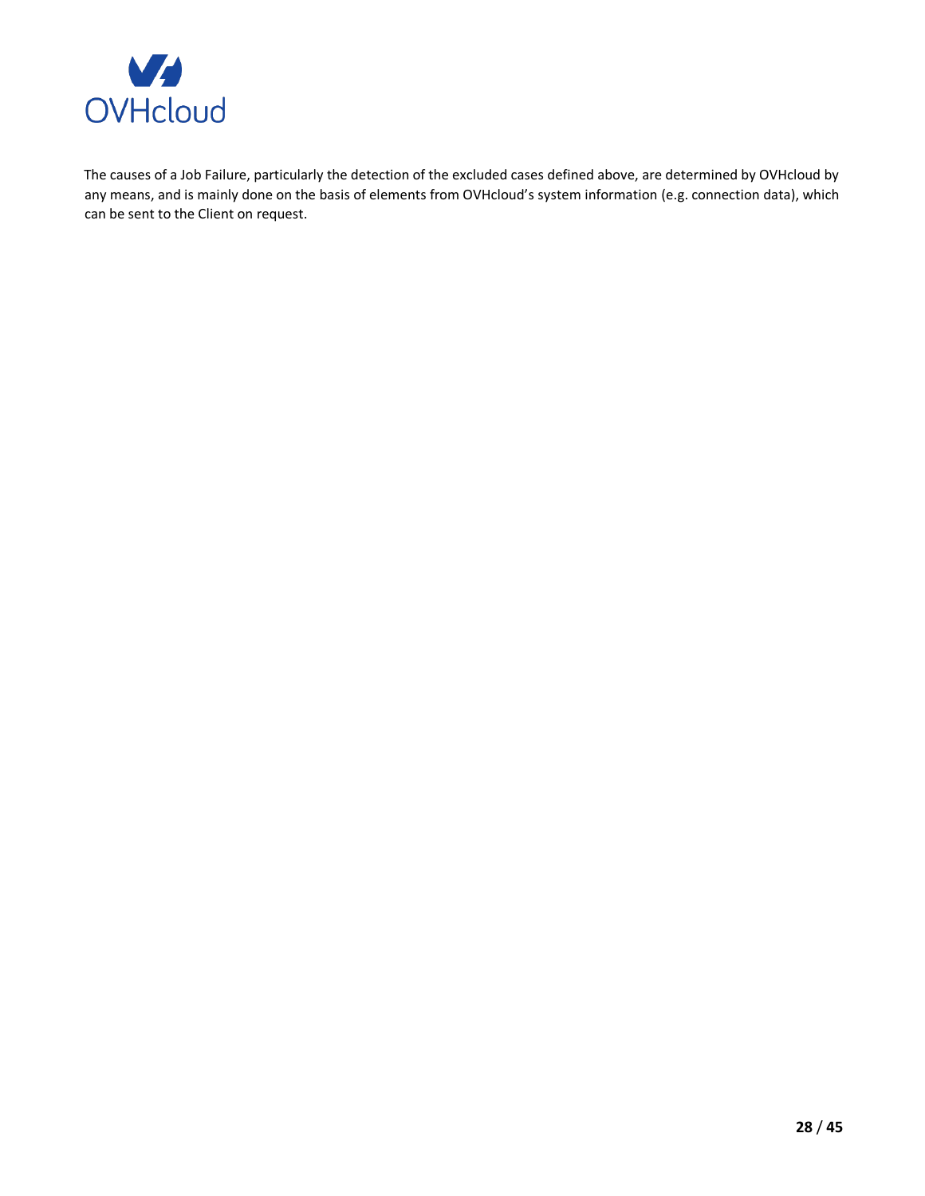The causes of a Job Failure, particularly the detection of the excluded cases defined above, are determined by OVHcloud by any means, and is mainly done on the basis of elements from OVHcloud's system information (e.g. connection data), which can be sent to the Client on request.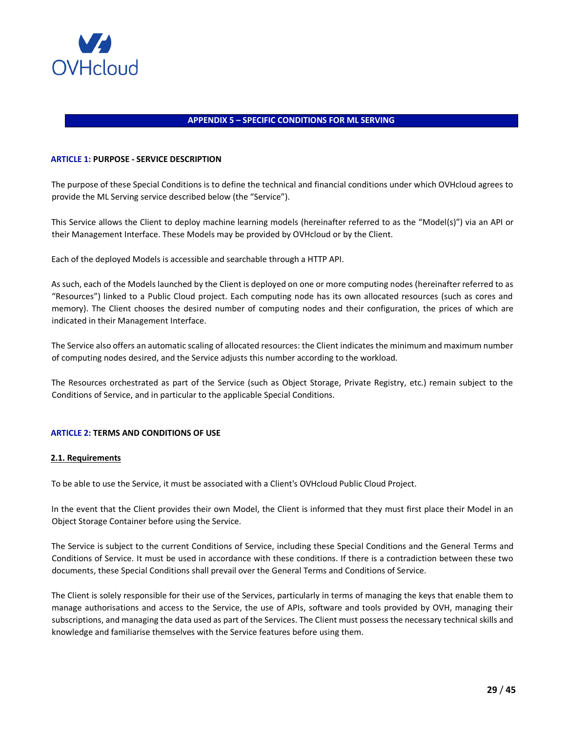## APPENDIX 5 – SPECIFIC CONDITIONS FOR ML SERVING

### ARTICLE 1: PURPOSE - SERVICE DESCRIPTION

The purpose of these Special Conditions is to define the technical and financial conditions under which OVHcloud agrees to provide the ML Serving service described below (the "Service").

This Service allows the Client to deploy machine learning models (hereinafter referred to as the "Model(s)") via an API or their Management Interface. These Models may be provided by OVHcloud or by the Client.

Each of the deployed Models is accessible and searchable through a HTTP API.

As such, each of the Models launched by the Client is deployed on one or more computing nodes (hereinafter referred to as "Resources") linked to a Public Cloud project. Each computing node has its own allocated resources (such as cores and memory). The Client chooses the desired number of computing nodes and their configuration, the prices of which are indicated in their Management Interface.

The Service also offers an automatic scaling of allocated resources: the Client indicates the minimum and maximum number of computing nodes desired, and the Service adjusts this number according to the workload.

The Resources orchestrated as part of the Service (such as Object Storage, Private Registry, etc.) remain subject to the Conditions of Service, and in particular to the applicable Special Conditions.

### ARTICLE 2: TERMS AND CONDITIONS OF USE

#### 2.1. Requirements

To be able to use the Service, it must be associated with a Client's OVHcloud Public Cloud Project.

In the event that the Client provides their own Model, the Client is informed that they must first place their Model in an Object Storage Container before using the Service.

The Service is subject to the current Conditions of Service, including these Special Conditions and the General Terms and Conditions of Service. It must be used in accordance with these conditions. If there is a contradiction between these two documents, these Special Conditions shall prevail over the General Terms and Conditions of Service.

The Client is solely responsible for their use of the Services, particularly in terms of managing the keys that enable them to manage authorisations and access to the Service, the use of APIs, software and tools provided by OVH, managing their subscriptions, and managing the data used as part of the Services. The Client must possess the necessary technical skills and knowledge and familiarise themselves with the Service features before using them.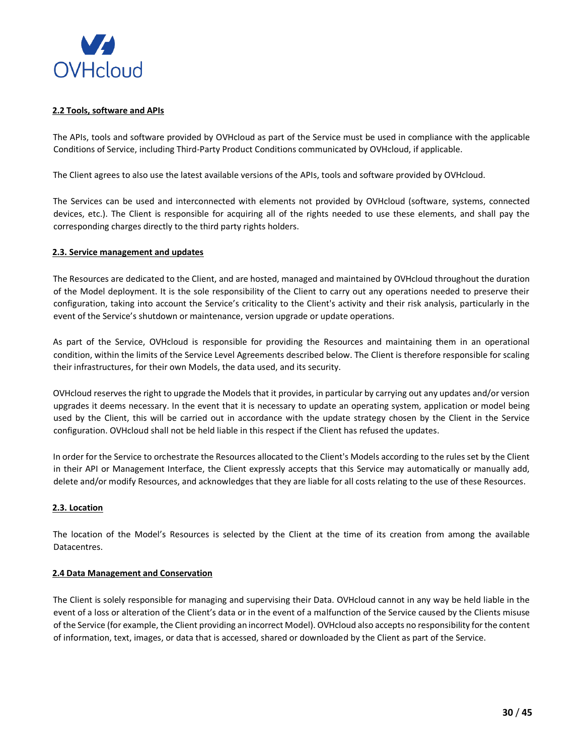### 2.2 Tools, software and APIs

The APIs, tools and software provided by OVHcloud as part of the Service must be used in compliance with the applicable Conditions of Service, including Third-Party Product Conditions communicated by OVHcloud, if applicable.

The Client agrees to also use the latest available versions of the APIs, tools and software provided by OVHcloud.

The Services can be used and interconnected with elements not provided by OVHcloud (software, systems, connected devices, etc.). The Client is responsible for acquiring all of the rights needed to use these elements, and shall pay the corresponding charges directly to the third party rights holders.

### 2.3. Service management and updates

The Resources are dedicated to the Client, and are hosted, managed and maintained by OVHcloud throughout the duration of the Model deployment. It is the sole responsibility of the Client to carry out any operations needed to preserve their configuration, taking into account the Service's criticality to the Client's activity and their risk analysis, particularly in the event of the Service's shutdown or maintenance, version upgrade or update operations.

As part of the Service, OVHcloud is responsible for providing the Resources and maintaining them in an operational condition, within the limits of the Service Level Agreements described below. The Client is therefore responsible for scaling their infrastructures, for their own Models, the data used, and its security.

OVHcloud reserves the right to upgrade the Models that it provides, in particular by carrying out any updates and/or version upgrades it deems necessary. In the event that it is necessary to update an operating system, application or model being used by the Client, this will be carried out in accordance with the update strategy chosen by the Client in the Service configuration. OVHcloud shall not be held liable in this respect if the Client has refused the updates.

In order for the Service to orchestrate the Resources allocated to the Client's Models according to the rules set by the Client in their API or Management Interface, the Client expressly accepts that this Service may automatically or manually add, delete and/or modify Resources, and acknowledges that they are liable for all costs relating to the use of these Resources.

### 2.3. Location

The location of the Model's Resources is selected by the Client at the time of its creation from among the available Datacentres.

### 2.4 Data Management and Conservation

The Client is solely responsible for managing and supervising their Data. OVHcloud cannot in any way be held liable in the event of a loss or alteration of the Client's data or in the event of a malfunction of the Service caused by the Clients misuse of the Service (for example, the Client providing an incorrect Model). OVHcloud also accepts no responsibility for the content of information, text, images, or data that is accessed, shared or downloaded by the Client as part of the Service.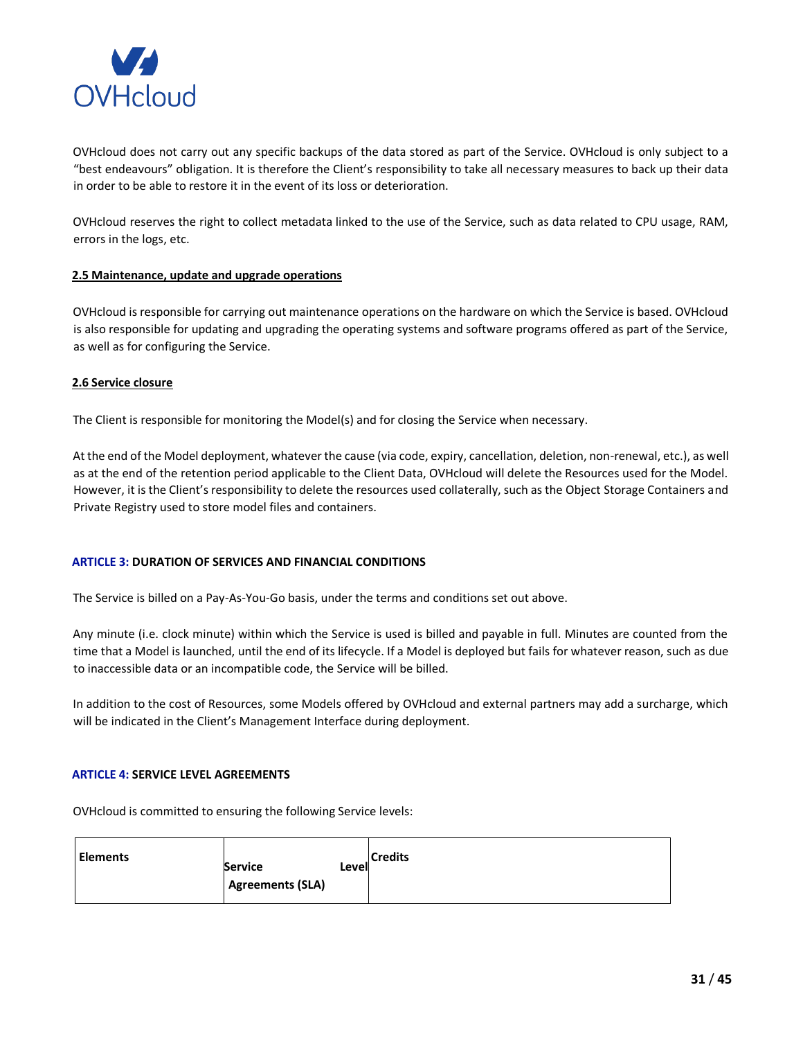OVHcloud does not carry out any specific backups of the data stored as part of the Service. OVHcloud is only subject to a "best endeavours" obligation. It is therefore the Client's responsibility to take all necessary measures to back up their data in order to be able to restore it in the event of its loss or deterioration.

OVHcloud reserves the right to collect metadata linked to the use of the Service, such as data related to CPU usage, RAM, errors in the logs, etc.

### 2.5 Maintenance, update and upgrade operations

OVHcloud is responsible for carrying out maintenance operations on the hardware on which the Service is based. OVHcloud is also responsible for updating and upgrading the operating systems and software programs offered as part of the Service, as well as for configuring the Service.

### 2.6 Service closure

The Client is responsible for monitoring the Model(s) and for closing the Service when necessary.

At the end of the Model deployment, whatever the cause (via code, expiry, cancellation, deletion, non-renewal, etc.), as well as at the end of the retention period applicable to the Client Data, OVHcloud will delete the Resources used for the Model. However, it is the Client's responsibility to delete the resources used collaterally, such as the Object Storage Containers and Private Registry used to store model files and containers.

## ARTICLE 3: DURATION OF SERVICES AND FINANCIAL CONDITIONS

The Service is billed on a Pay-As-You-Go basis, under the terms and conditions set out above.

Any minute (i.e. clock minute) within which the Service is used is billed and payable in full. Minutes are counted from the time that a Model is launched, until the end of its lifecycle. If a Model is deployed but fails for whatever reason, such as due to inaccessible data or an incompatible code, the Service will be billed.

In addition to the cost of Resources, some Models offered by OVHcloud and external partners may add a surcharge, which will be indicated in the Client's Management Interface during deployment.

## ARTICLE 4: SERVICE LEVEL AGREEMENTS

OVHcloud is committed to ensuring the following Service levels:

| Elements | Service Level Agreements (SLA) | Credits |
|---|---|---|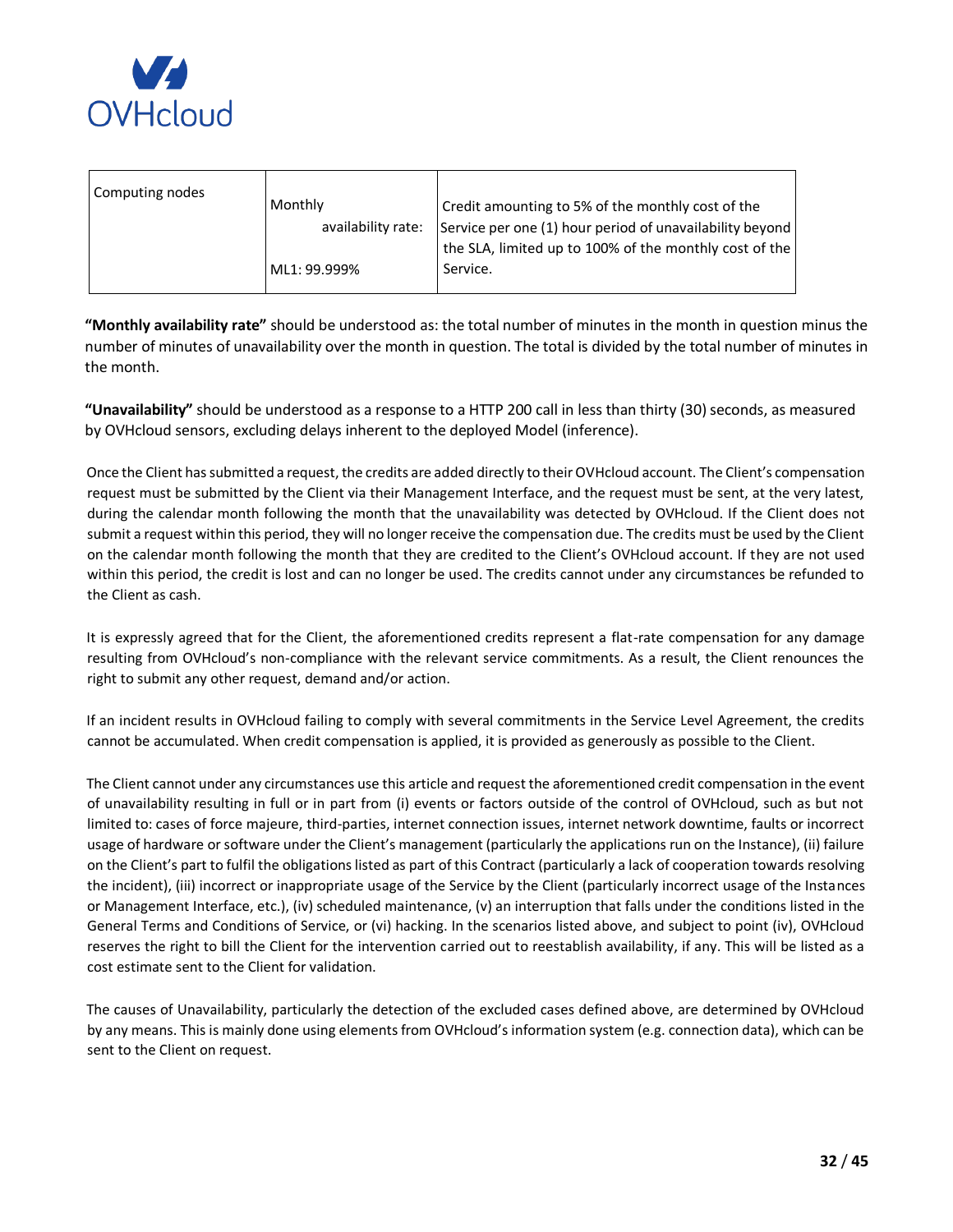| Computing nodes | Monthly availability rate: ML1: 99.999% | Credit amounting to 5% of the monthly cost of the Service per one (1) hour period of unavailability beyond the SLA, limited up to 100% of the monthly cost of the Service. |
|---|---|---|

**"Monthly availability rate"** should be understood as: the total number of minutes in the month in question minus the number of minutes of unavailability over the month in question. The total is divided by the total number of minutes in the month.

**"Unavailability"** should be understood as a response to a HTTP 200 call in less than thirty (30) seconds, as measured by OVHcloud sensors, excluding delays inherent to the deployed Model (inference).

Once the Client has submitted a request, the credits are added directly to their OVHcloud account. The Client's compensation request must be submitted by the Client via their Management Interface, and the request must be sent, at the very latest, during the calendar month following the month that the unavailability was detected by OVHcloud. If the Client does not submit a request within this period, they will no longer receive the compensation due. The credits must be used by the Client on the calendar month following the month that they are credited to the Client's OVHcloud account. If they are not used within this period, the credit is lost and can no longer be used. The credits cannot under any circumstances be refunded to the Client as cash.

It is expressly agreed that for the Client, the aforementioned credits represent a flat-rate compensation for any damage resulting from OVHcloud's non-compliance with the relevant service commitments. As a result, the Client renounces the right to submit any other request, demand and/or action.

If an incident results in OVHcloud failing to comply with several commitments in the Service Level Agreement, the credits cannot be accumulated. When credit compensation is applied, it is provided as generously as possible to the Client.

The Client cannot under any circumstances use this article and request the aforementioned credit compensation in the event of unavailability resulting in full or in part from (i) events or factors outside of the control of OVHcloud, such as but not limited to: cases of force majeure, third-parties, internet connection issues, internet network downtime, faults or incorrect usage of hardware or software under the Client's management (particularly the applications run on the Instance), (ii) failure on the Client's part to fulfil the obligations listed as part of this Contract (particularly a lack of cooperation towards resolving the incident), (iii) incorrect or inappropriate usage of the Service by the Client (particularly incorrect usage of the Instances or Management Interface, etc.), (iv) scheduled maintenance, (v) an interruption that falls under the conditions listed in the General Terms and Conditions of Service, or (vi) hacking. In the scenarios listed above, and subject to point (iv), OVHcloud reserves the right to bill the Client for the intervention carried out to reestablish availability, if any. This will be listed as a cost estimate sent to the Client for validation.

The causes of Unavailability, particularly the detection of the excluded cases defined above, are determined by OVHcloud by any means. This is mainly done using elements from OVHcloud's information system (e.g. connection data), which can be sent to the Client on request.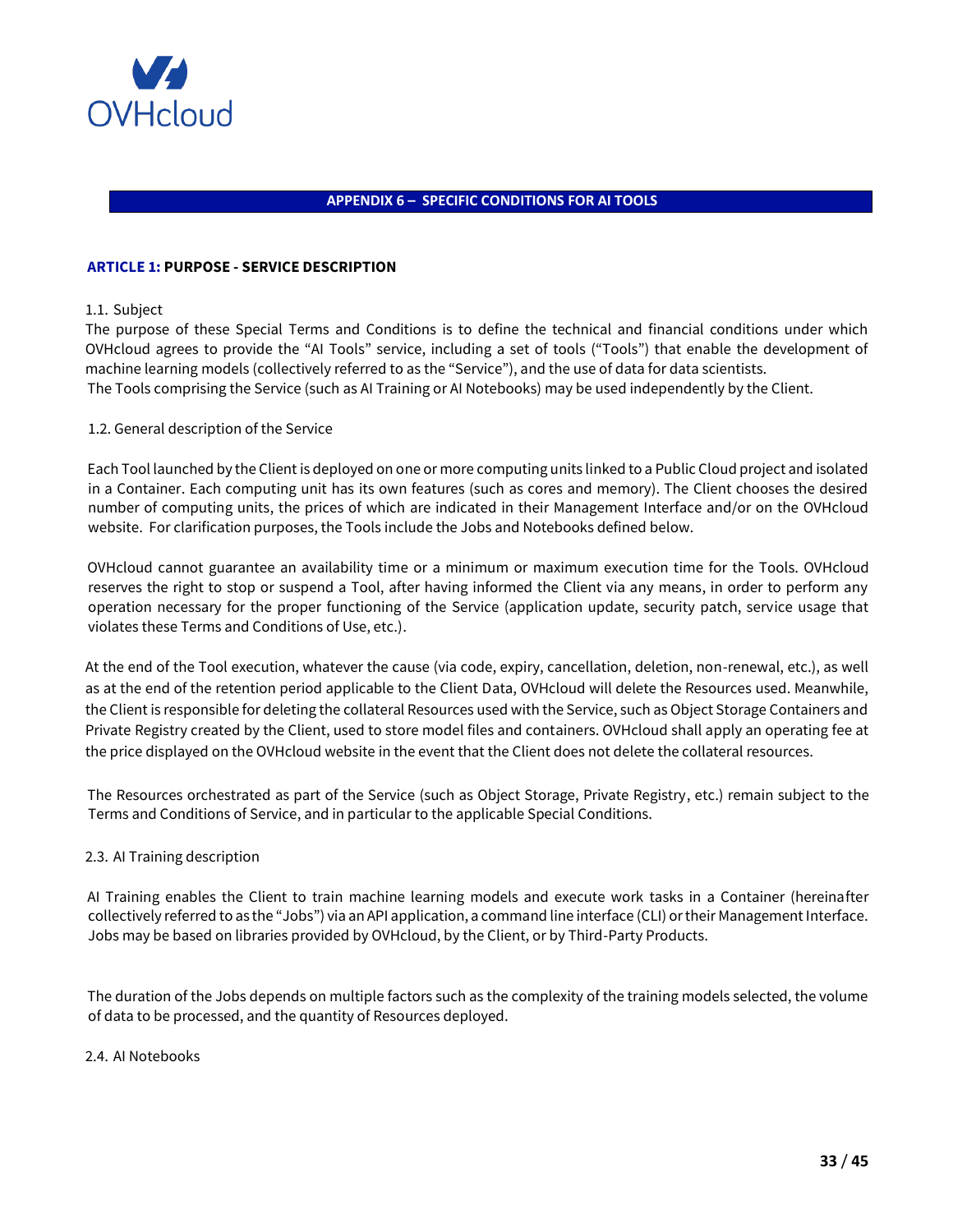## APPENDIX 6 – SPECIFIC CONDITIONS FOR AI TOOLS

### ARTICLE 1: PURPOSE - SERVICE DESCRIPTION

1.1. Subject

The purpose of these Special Terms and Conditions is to define the technical and financial conditions under which OVHcloud agrees to provide the "AI Tools" service, including a set of tools ("Tools") that enable the development of machine learning models (collectively referred to as the "Service"), and the use of data for data scientists.
The Tools comprising the Service (such as AI Training or AI Notebooks) may be used independently by the Client.

1.2. General description of the Service

Each Tool launched by the Client is deployed on one or more computing units linked to a Public Cloud project and isolated in a Container. Each computing unit has its own features (such as cores and memory). The Client chooses the desired number of computing units, the prices of which are indicated in their Management Interface and/or on the OVHcloud website. For clarification purposes, the Tools include the Jobs and Notebooks defined below.

OVHcloud cannot guarantee an availability time or a minimum or maximum execution time for the Tools. OVHcloud reserves the right to stop or suspend a Tool, after having informed the Client via any means, in order to perform any operation necessary for the proper functioning of the Service (application update, security patch, service usage that violates these Terms and Conditions of Use, etc.).

At the end of the Tool execution, whatever the cause (via code, expiry, cancellation, deletion, non-renewal, etc.), as well as at the end of the retention period applicable to the Client Data, OVHcloud will delete the Resources used. Meanwhile, the Client is responsible for deleting the collateral Resources used with the Service, such as Object Storage Containers and Private Registry created by the Client, used to store model files and containers. OVHcloud shall apply an operating fee at the price displayed on the OVHcloud website in the event that the Client does not delete the collateral resources.

The Resources orchestrated as part of the Service (such as Object Storage, Private Registry, etc.) remain subject to the Terms and Conditions of Service, and in particular to the applicable Special Conditions.

2.3. AI Training description

AI Training enables the Client to train machine learning models and execute work tasks in a Container (hereinafter collectively referred to as the "Jobs") via an API application, a command line interface (CLI) or their Management Interface. Jobs may be based on libraries provided by OVHcloud, by the Client, or by Third-Party Products.

The duration of the Jobs depends on multiple factors such as the complexity of the training models selected, the volume of data to be processed, and the quantity of Resources deployed.

2.4. AI Notebooks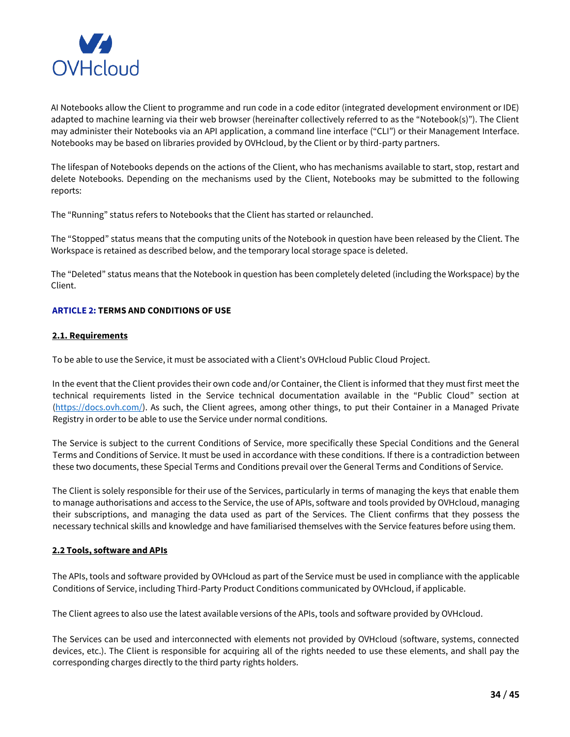AI Notebooks allow the Client to programme and run code in a code editor (integrated development environment or IDE) adapted to machine learning via their web browser (hereinafter collectively referred to as the "Notebook(s)"). The Client may administer their Notebooks via an API application, a command line interface ("CLI") or their Management Interface. Notebooks may be based on libraries provided by OVHcloud, by the Client or by third-party partners.

The lifespan of Notebooks depends on the actions of the Client, who has mechanisms available to start, stop, restart and delete Notebooks. Depending on the mechanisms used by the Client, Notebooks may be submitted to the following reports:

The "Running" status refers to Notebooks that the Client has started or relaunched.

The "Stopped" status means that the computing units of the Notebook in question have been released by the Client. The Workspace is retained as described below, and the temporary local storage space is deleted.

The "Deleted" status means that the Notebook in question has been completely deleted (including the Workspace) by the Client.

## ARTICLE 2: TERMS AND CONDITIONS OF USE

### 2.1. Requirements

To be able to use the Service, it must be associated with a Client's OVHcloud Public Cloud Project.

In the event that the Client provides their own code and/or Container, the Client is informed that they must first meet the technical requirements listed in the Service technical documentation available in the "Public Cloud" section at (https://docs.ovh.com/). As such, the Client agrees, among other things, to put their Container in a Managed Private Registry in order to be able to use the Service under normal conditions.

The Service is subject to the current Conditions of Service, more specifically these Special Conditions and the General Terms and Conditions of Service. It must be used in accordance with these conditions. If there is a contradiction between these two documents, these Special Terms and Conditions prevail over the General Terms and Conditions of Service.

The Client is solely responsible for their use of the Services, particularly in terms of managing the keys that enable them to manage authorisations and access to the Service, the use of APIs, software and tools provided by OVHcloud, managing their subscriptions, and managing the data used as part of the Services. The Client confirms that they possess the necessary technical skills and knowledge and have familiarised themselves with the Service features before using them.

### 2.2 Tools, software and APIs

The APIs, tools and software provided by OVHcloud as part of the Service must be used in compliance with the applicable Conditions of Service, including Third-Party Product Conditions communicated by OVHcloud, if applicable.

The Client agrees to also use the latest available versions of the APIs, tools and software provided by OVHcloud.

The Services can be used and interconnected with elements not provided by OVHcloud (software, systems, connected devices, etc.). The Client is responsible for acquiring all of the rights needed to use these elements, and shall pay the corresponding charges directly to the third party rights holders.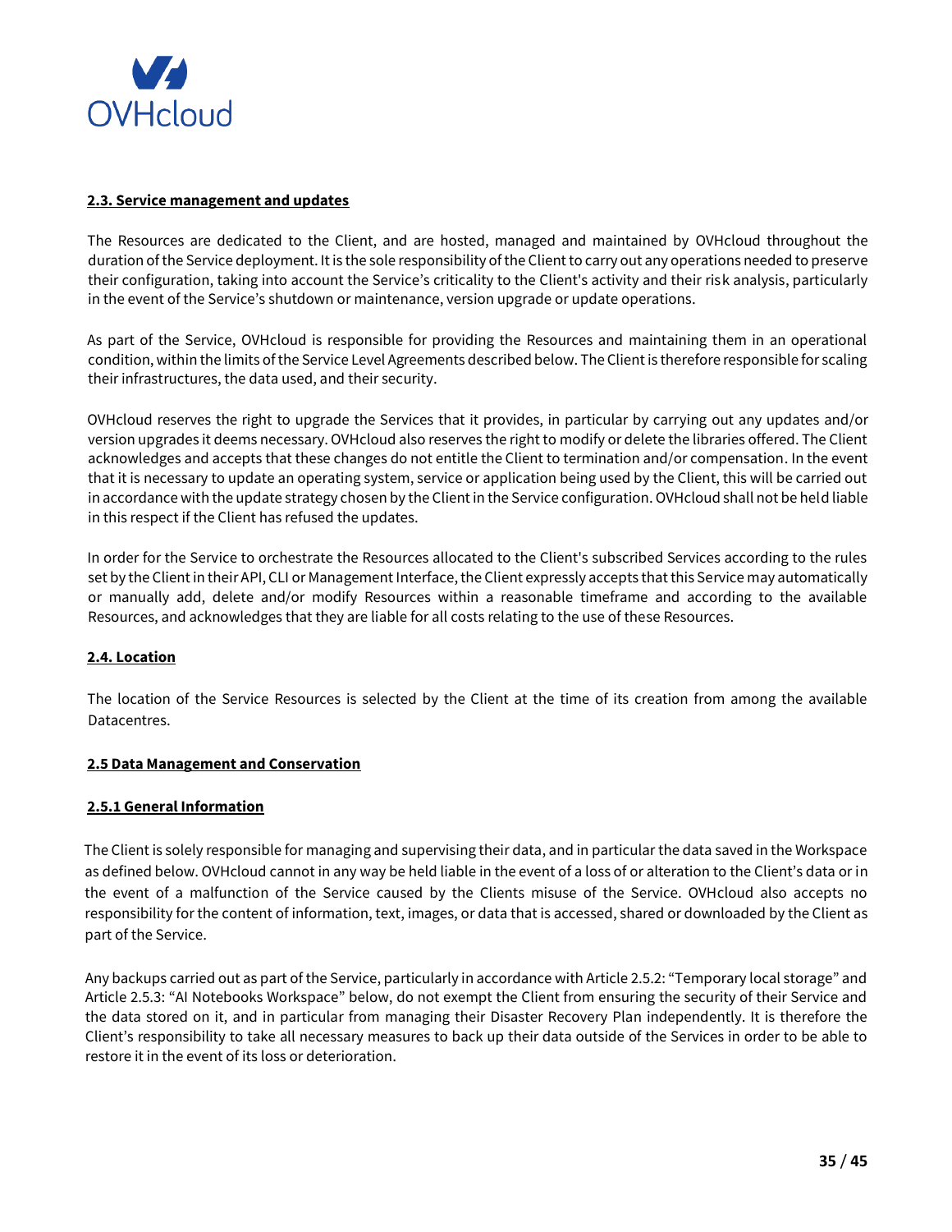**2.3. Service management and updates**

The Resources are dedicated to the Client, and are hosted, managed and maintained by OVHcloud throughout the duration of the Service deployment. It is the sole responsibility of the Client to carry out any operations needed to preserve their configuration, taking into account the Service's criticality to the Client's activity and their risk analysis, particularly in the event of the Service's shutdown or maintenance, version upgrade or update operations.

As part of the Service, OVHcloud is responsible for providing the Resources and maintaining them in an operational condition, within the limits of the Service Level Agreements described below. The Client is therefore responsible for scaling their infrastructures, the data used, and their security.

OVHcloud reserves the right to upgrade the Services that it provides, in particular by carrying out any updates and/or version upgrades it deems necessary. OVHcloud also reserves the right to modify or delete the libraries offered. The Client acknowledges and accepts that these changes do not entitle the Client to termination and/or compensation. In the event that it is necessary to update an operating system, service or application being used by the Client, this will be carried out in accordance with the update strategy chosen by the Client in the Service configuration. OVHcloud shall not be held liable in this respect if the Client has refused the updates.

In order for the Service to orchestrate the Resources allocated to the Client's subscribed Services according to the rules set by the Client in their API, CLI or Management Interface, the Client expressly accepts that this Service may automatically or manually add, delete and/or modify Resources within a reasonable timeframe and according to the available Resources, and acknowledges that they are liable for all costs relating to the use of these Resources.

**2.4. Location**

The location of the Service Resources is selected by the Client at the time of its creation from among the available Datacentres.

**2.5 Data Management and Conservation**

**2.5.1 General Information**

The Client is solely responsible for managing and supervising their data, and in particular the data saved in the Workspace as defined below. OVHcloud cannot in any way be held liable in the event of a loss of or alteration to the Client's data or in the event of a malfunction of the Service caused by the Clients misuse of the Service. OVHcloud also accepts no responsibility for the content of information, text, images, or data that is accessed, shared or downloaded by the Client as part of the Service.

Any backups carried out as part of the Service, particularly in accordance with Article 2.5.2: "Temporary local storage" and Article 2.5.3: "AI Notebooks Workspace" below, do not exempt the Client from ensuring the security of their Service and the data stored on it, and in particular from managing their Disaster Recovery Plan independently. It is therefore the Client's responsibility to take all necessary measures to back up their data outside of the Services in order to be able to restore it in the event of its loss or deterioration.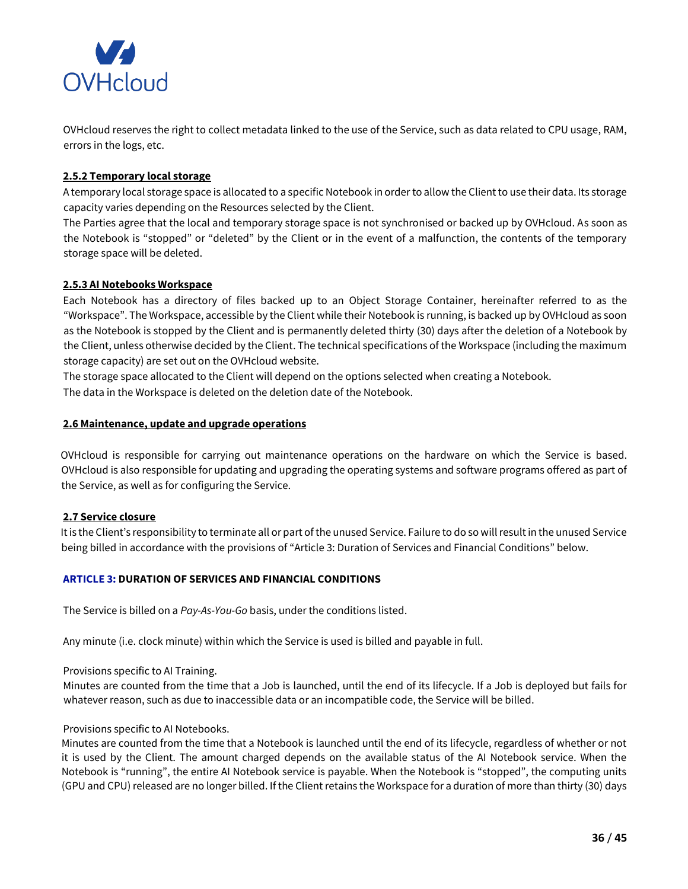OVHcloud reserves the right to collect metadata linked to the use of the Service, such as data related to CPU usage, RAM, errors in the logs, etc.

#### 2.5.2 Temporary local storage

A temporary local storage space is allocated to a specific Notebook in order to allow the Client to use their data. Its storage capacity varies depending on the Resources selected by the Client.

The Parties agree that the local and temporary storage space is not synchronised or backed up by OVHcloud. As soon as the Notebook is "stopped" or "deleted" by the Client or in the event of a malfunction, the contents of the temporary storage space will be deleted.

#### 2.5.3 AI Notebooks Workspace

Each Notebook has a directory of files backed up to an Object Storage Container, hereinafter referred to as the "Workspace". The Workspace, accessible by the Client while their Notebook is running, is backed up by OVHcloud as soon as the Notebook is stopped by the Client and is permanently deleted thirty (30) days after the deletion of a Notebook by the Client, unless otherwise decided by the Client. The technical specifications of the Workspace (including the maximum storage capacity) are set out on the OVHcloud website.

The storage space allocated to the Client will depend on the options selected when creating a Notebook.

The data in the Workspace is deleted on the deletion date of the Notebook.

### 2.6 Maintenance, update and upgrade operations

OVHcloud is responsible for carrying out maintenance operations on the hardware on which the Service is based. OVHcloud is also responsible for updating and upgrading the operating systems and software programs offered as part of the Service, as well as for configuring the Service.

### 2.7 Service closure

It is the Client's responsibility to terminate all or part of the unused Service. Failure to do so will result in the unused Service being billed in accordance with the provisions of "Article 3: Duration of Services and Financial Conditions" below.

## ARTICLE 3: DURATION OF SERVICES AND FINANCIAL CONDITIONS

The Service is billed on a *Pay-As-You-Go* basis, under the conditions listed.

Any minute (i.e. clock minute) within which the Service is used is billed and payable in full.

Provisions specific to AI Training.

Minutes are counted from the time that a Job is launched, until the end of its lifecycle. If a Job is deployed but fails for whatever reason, such as due to inaccessible data or an incompatible code, the Service will be billed.

Provisions specific to AI Notebooks.

Minutes are counted from the time that a Notebook is launched until the end of its lifecycle, regardless of whether or not it is used by the Client. The amount charged depends on the available status of the AI Notebook service. When the Notebook is "running", the entire AI Notebook service is payable. When the Notebook is "stopped", the computing units (GPU and CPU) released are no longer billed. If the Client retains the Workspace for a duration of more than thirty (30) days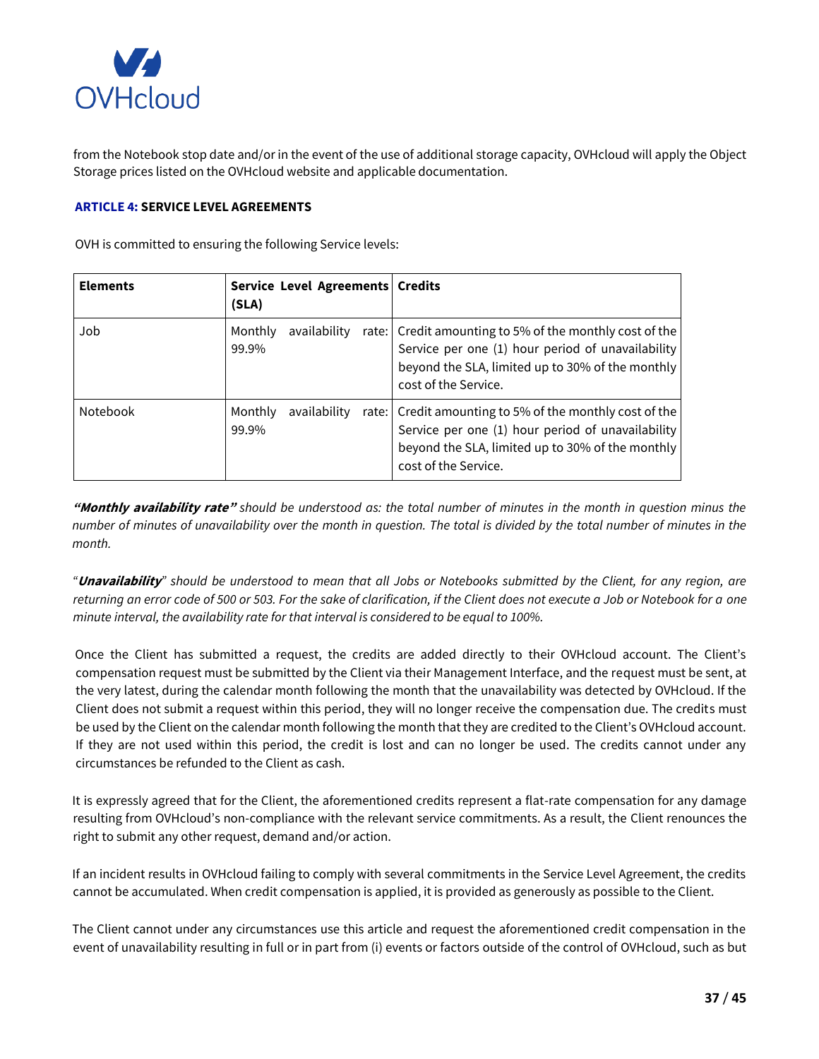from the Notebook stop date and/or in the event of the use of additional storage capacity, OVHcloud will apply the Object Storage prices listed on the OVHcloud website and applicable documentation.

### ARTICLE 4: SERVICE LEVEL AGREEMENTS

OVH is committed to ensuring the following Service levels:

| Elements | Service Level Agreements (SLA) | Credits |
|---|---|---|
| Job | Monthly availability rate: 99.9% | Credit amounting to 5% of the monthly cost of the Service per one (1) hour period of unavailability beyond the SLA, limited up to 30% of the monthly cost of the Service. |
| Notebook | Monthly availability rate: 99.9% | Credit amounting to 5% of the monthly cost of the Service per one (1) hour period of unavailability beyond the SLA, limited up to 30% of the monthly cost of the Service. |

***"Monthly availability rate"*** *should be understood as: the total number of minutes in the month in question minus the number of minutes of unavailability over the month in question. The total is divided by the total number of minutes in the month.*

"***Unavailability***" *should be understood to mean that all Jobs or Notebooks submitted by the Client, for any region, are returning an error code of 500 or 503. For the sake of clarification, if the Client does not execute a Job or Notebook for a one minute interval, the availability rate for that interval is considered to be equal to 100%.*

Once the Client has submitted a request, the credits are added directly to their OVHcloud account. The Client's compensation request must be submitted by the Client via their Management Interface, and the request must be sent, at the very latest, during the calendar month following the month that the unavailability was detected by OVHcloud. If the Client does not submit a request within this period, they will no longer receive the compensation due. The credits must be used by the Client on the calendar month following the month that they are credited to the Client's OVHcloud account. If they are not used within this period, the credit is lost and can no longer be used. The credits cannot under any circumstances be refunded to the Client as cash.

It is expressly agreed that for the Client, the aforementioned credits represent a flat-rate compensation for any damage resulting from OVHcloud's non-compliance with the relevant service commitments. As a result, the Client renounces the right to submit any other request, demand and/or action.

If an incident results in OVHcloud failing to comply with several commitments in the Service Level Agreement, the credits cannot be accumulated. When credit compensation is applied, it is provided as generously as possible to the Client.

The Client cannot under any circumstances use this article and request the aforementioned credit compensation in the event of unavailability resulting in full or in part from (i) events or factors outside of the control of OVHcloud, such as but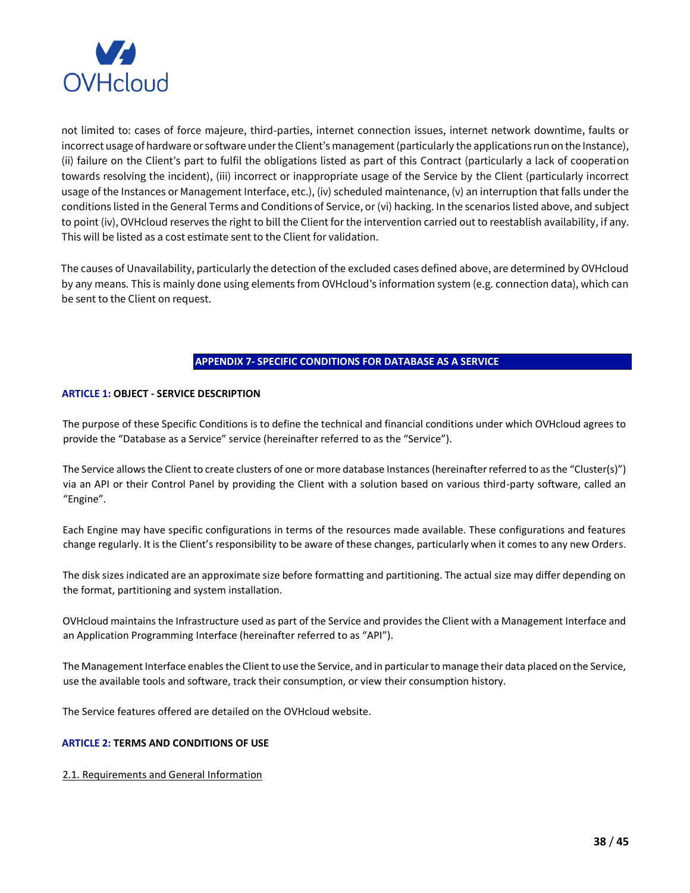not limited to: cases of force majeure, third-parties, internet connection issues, internet network downtime, faults or incorrect usage of hardware or software under the Client's management (particularly the applications run on the Instance), (ii) failure on the Client's part to fulfil the obligations listed as part of this Contract (particularly a lack of cooperation towards resolving the incident), (iii) incorrect or inappropriate usage of the Service by the Client (particularly incorrect usage of the Instances or Management Interface, etc.), (iv) scheduled maintenance, (v) an interruption that falls under the conditions listed in the General Terms and Conditions of Service, or (vi) hacking. In the scenarios listed above, and subject to point (iv), OVHcloud reserves the right to bill the Client for the intervention carried out to reestablish availability, if any. This will be listed as a cost estimate sent to the Client for validation.

The causes of Unavailability, particularly the detection of the excluded cases defined above, are determined by OVHcloud by any means. This is mainly done using elements from OVHcloud's information system (e.g. connection data), which can be sent to the Client on request.

# APPENDIX 7- SPECIFIC CONDITIONS FOR DATABASE AS A SERVICE

## ARTICLE 1: OBJECT - SERVICE DESCRIPTION

The purpose of these Specific Conditions is to define the technical and financial conditions under which OVHcloud agrees to provide the "Database as a Service" service (hereinafter referred to as the "Service").

The Service allows the Client to create clusters of one or more database Instances (hereinafter referred to as the "Cluster(s)") via an API or their Control Panel by providing the Client with a solution based on various third-party software, called an "Engine".

Each Engine may have specific configurations in terms of the resources made available. These configurations and features change regularly. It is the Client's responsibility to be aware of these changes, particularly when it comes to any new Orders.

The disk sizes indicated are an approximate size before formatting and partitioning. The actual size may differ depending on the format, partitioning and system installation.

OVHcloud maintains the Infrastructure used as part of the Service and provides the Client with a Management Interface and an Application Programming Interface (hereinafter referred to as "API").

The Management Interface enables the Client to use the Service, and in particular to manage their data placed on the Service, use the available tools and software, track their consumption, or view their consumption history.

The Service features offered are detailed on the OVHcloud website.

## ARTICLE 2: TERMS AND CONDITIONS OF USE

### 2.1. Requirements and General Information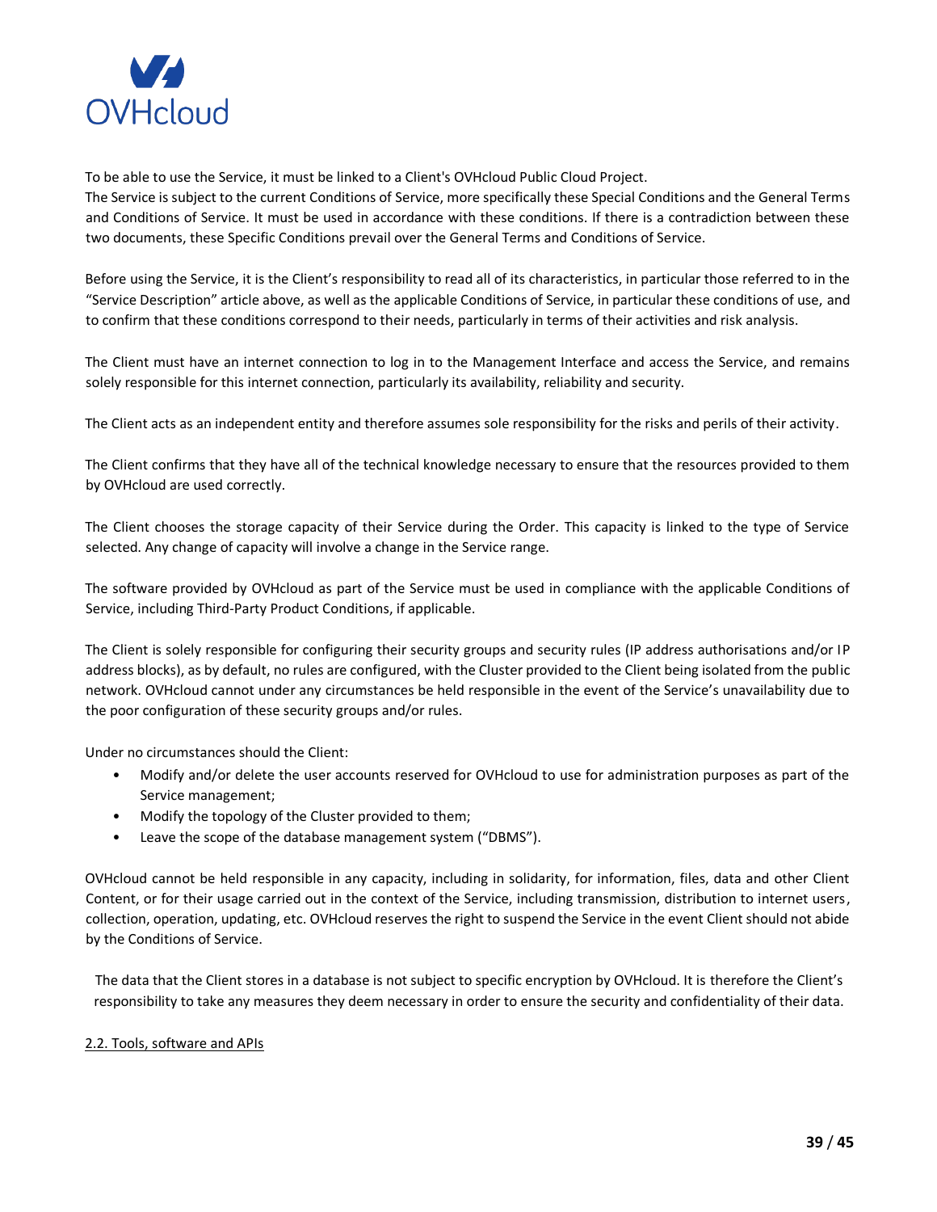To be able to use the Service, it must be linked to a Client's OVHcloud Public Cloud Project.
The Service is subject to the current Conditions of Service, more specifically these Special Conditions and the General Terms and Conditions of Service. It must be used in accordance with these conditions. If there is a contradiction between these two documents, these Specific Conditions prevail over the General Terms and Conditions of Service.

Before using the Service, it is the Client's responsibility to read all of its characteristics, in particular those referred to in the "Service Description" article above, as well as the applicable Conditions of Service, in particular these conditions of use, and to confirm that these conditions correspond to their needs, particularly in terms of their activities and risk analysis.

The Client must have an internet connection to log in to the Management Interface and access the Service, and remains solely responsible for this internet connection, particularly its availability, reliability and security.

The Client acts as an independent entity and therefore assumes sole responsibility for the risks and perils of their activity.

The Client confirms that they have all of the technical knowledge necessary to ensure that the resources provided to them by OVHcloud are used correctly.

The Client chooses the storage capacity of their Service during the Order. This capacity is linked to the type of Service selected. Any change of capacity will involve a change in the Service range.

The software provided by OVHcloud as part of the Service must be used in compliance with the applicable Conditions of Service, including Third-Party Product Conditions, if applicable.

The Client is solely responsible for configuring their security groups and security rules (IP address authorisations and/or IP address blocks), as by default, no rules are configured, with the Cluster provided to the Client being isolated from the public network. OVHcloud cannot under any circumstances be held responsible in the event of the Service's unavailability due to the poor configuration of these security groups and/or rules.

Under no circumstances should the Client:

- Modify and/or delete the user accounts reserved for OVHcloud to use for administration purposes as part of the Service management;
- Modify the topology of the Cluster provided to them;
- Leave the scope of the database management system ("DBMS").

OVHcloud cannot be held responsible in any capacity, including in solidarity, for information, files, data and other Client Content, or for their usage carried out in the context of the Service, including transmission, distribution to internet users, collection, operation, updating, etc. OVHcloud reserves the right to suspend the Service in the event Client should not abide by the Conditions of Service.

The data that the Client stores in a database is not subject to specific encryption by OVHcloud. It is therefore the Client's responsibility to take any measures they deem necessary in order to ensure the security and confidentiality of their data.

2.2. Tools, software and APIs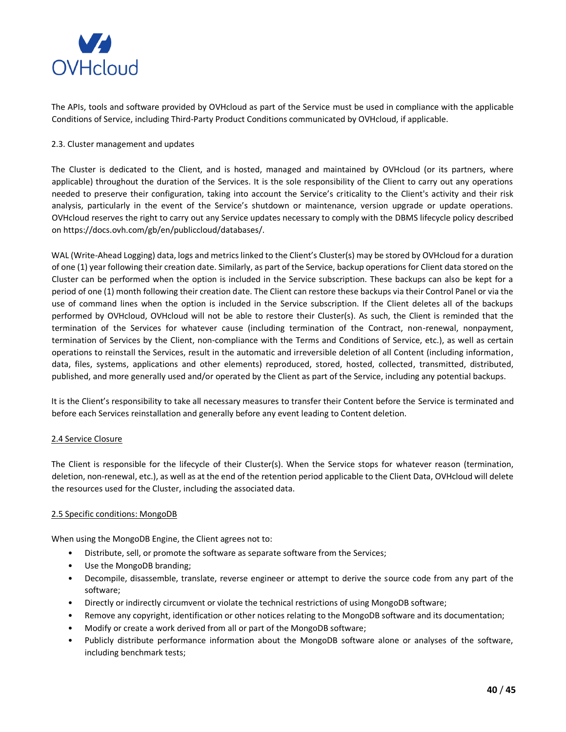The APIs, tools and software provided by OVHcloud as part of the Service must be used in compliance with the applicable Conditions of Service, including Third-Party Product Conditions communicated by OVHcloud, if applicable.

2.3. Cluster management and updates

The Cluster is dedicated to the Client, and is hosted, managed and maintained by OVHcloud (or its partners, where applicable) throughout the duration of the Services. It is the sole responsibility of the Client to carry out any operations needed to preserve their configuration, taking into account the Service's criticality to the Client's activity and their risk analysis, particularly in the event of the Service's shutdown or maintenance, version upgrade or update operations. OVHcloud reserves the right to carry out any Service updates necessary to comply with the DBMS lifecycle policy described on https://docs.ovh.com/gb/en/publiccloud/databases/.

WAL (Write-Ahead Logging) data, logs and metrics linked to the Client's Cluster(s) may be stored by OVHcloud for a duration of one (1) year following their creation date. Similarly, as part of the Service, backup operations for Client data stored on the Cluster can be performed when the option is included in the Service subscription. These backups can also be kept for a period of one (1) month following their creation date. The Client can restore these backups via their Control Panel or via the use of command lines when the option is included in the Service subscription. If the Client deletes all of the backups performed by OVHcloud, OVHcloud will not be able to restore their Cluster(s). As such, the Client is reminded that the termination of the Services for whatever cause (including termination of the Contract, non-renewal, nonpayment, termination of Services by the Client, non-compliance with the Terms and Conditions of Service, etc.), as well as certain operations to reinstall the Services, result in the automatic and irreversible deletion of all Content (including information, data, files, systems, applications and other elements) reproduced, stored, hosted, collected, transmitted, distributed, published, and more generally used and/or operated by the Client as part of the Service, including any potential backups.

It is the Client's responsibility to take all necessary measures to transfer their Content before the Service is terminated and before each Services reinstallation and generally before any event leading to Content deletion.

2.4 Service Closure

The Client is responsible for the lifecycle of their Cluster(s). When the Service stops for whatever reason (termination, deletion, non-renewal, etc.), as well as at the end of the retention period applicable to the Client Data, OVHcloud will delete the resources used for the Cluster, including the associated data.

2.5 Specific conditions: MongoDB

When using the MongoDB Engine, the Client agrees not to:

- Distribute, sell, or promote the software as separate software from the Services;
- Use the MongoDB branding;
- Decompile, disassemble, translate, reverse engineer or attempt to derive the source code from any part of the software;
- Directly or indirectly circumvent or violate the technical restrictions of using MongoDB software;
- Remove any copyright, identification or other notices relating to the MongoDB software and its documentation;
- Modify or create a work derived from all or part of the MongoDB software;
- Publicly distribute performance information about the MongoDB software alone or analyses of the software, including benchmark tests;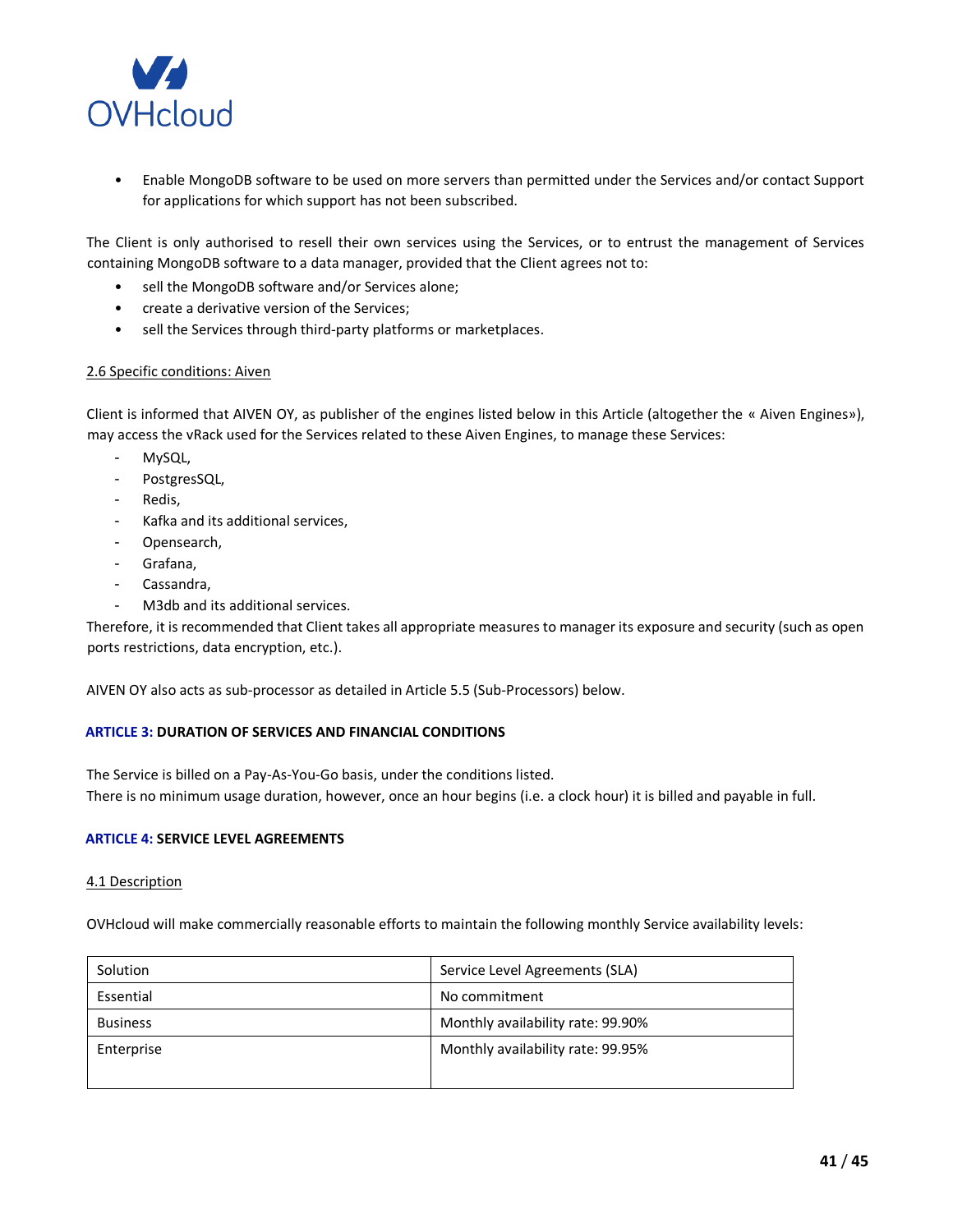- Enable MongoDB software to be used on more servers than permitted under the Services and/or contact Support for applications for which support has not been subscribed.

The Client is only authorised to resell their own services using the Services, or to entrust the management of Services containing MongoDB software to a data manager, provided that the Client agrees not to:

- sell the MongoDB software and/or Services alone;
- create a derivative version of the Services;
- sell the Services through third-party platforms or marketplaces.

2.6 Specific conditions: Aiven

Client is informed that AIVEN OY, as publisher of the engines listed below in this Article (altogether the « Aiven Engines»), may access the vRack used for the Services related to these Aiven Engines, to manage these Services:

- MySQL,
- PostgresSQL,
- Redis,
- Kafka and its additional services,
- Opensearch,
- Grafana,
- Cassandra,
- M3db and its additional services.

Therefore, it is recommended that Client takes all appropriate measures to manager its exposure and security (such as open ports restrictions, data encryption, etc.).

AIVEN OY also acts as sub-processor as detailed in Article 5.5 (Sub-Processors) below.

## ARTICLE 3: DURATION OF SERVICES AND FINANCIAL CONDITIONS

The Service is billed on a Pay-As-You-Go basis, under the conditions listed.
There is no minimum usage duration, however, once an hour begins (i.e. a clock hour) it is billed and payable in full.

## ARTICLE 4: SERVICE LEVEL AGREEMENTS

4.1 Description

OVHcloud will make commercially reasonable efforts to maintain the following monthly Service availability levels:

| Solution | Service Level Agreements (SLA) |
|---|---|
| Essential | No commitment |
| Business | Monthly availability rate: 99.90% |
| Enterprise | Monthly availability rate: 99.95% |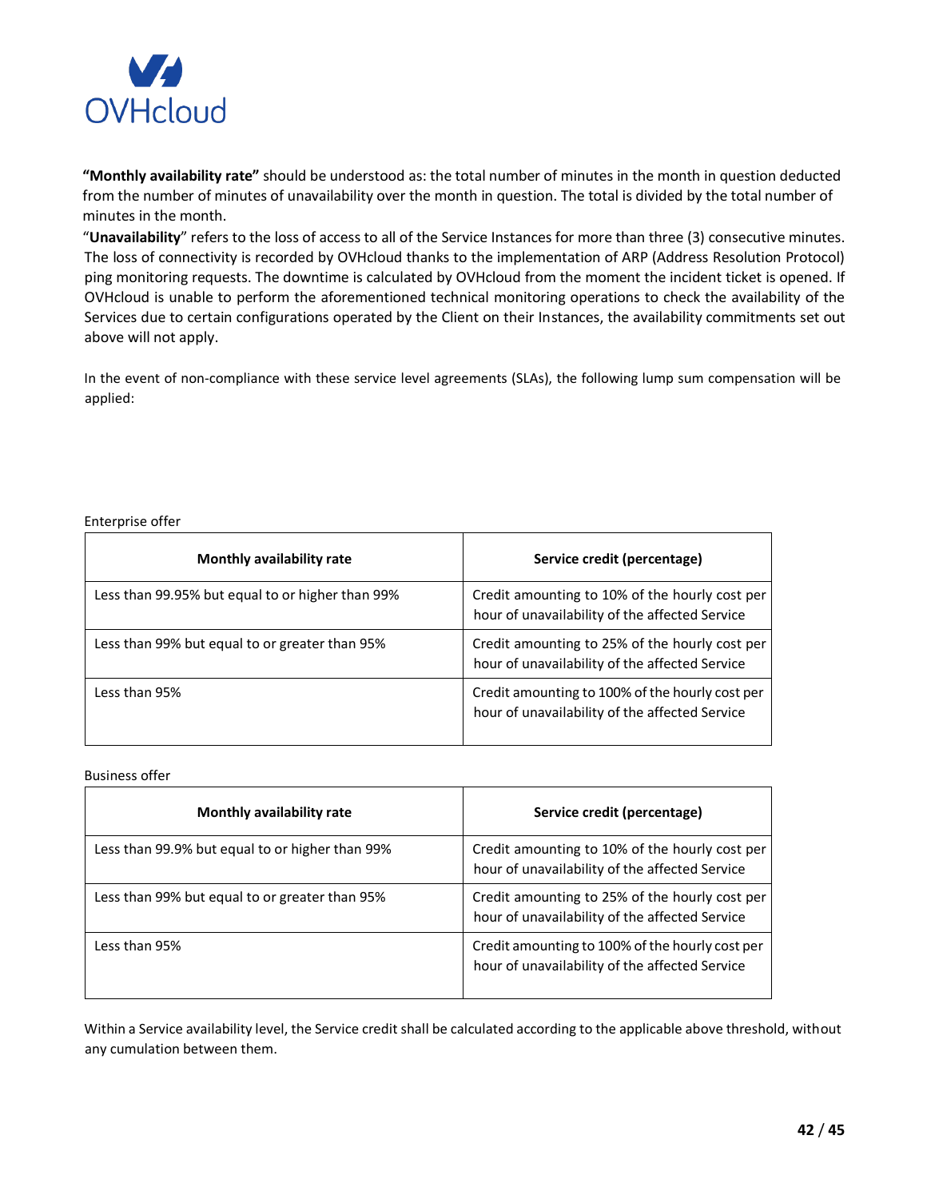**"Monthly availability rate"** should be understood as: the total number of minutes in the month in question deducted from the number of minutes of unavailability over the month in question. The total is divided by the total number of minutes in the month.

"**Unavailability**" refers to the loss of access to all of the Service Instances for more than three (3) consecutive minutes. The loss of connectivity is recorded by OVHcloud thanks to the implementation of ARP (Address Resolution Protocol) ping monitoring requests. The downtime is calculated by OVHcloud from the moment the incident ticket is opened. If OVHcloud is unable to perform the aforementioned technical monitoring operations to check the availability of the Services due to certain configurations operated by the Client on their Instances, the availability commitments set out above will not apply.

In the event of non-compliance with these service level agreements (SLAs), the following lump sum compensation will be applied:

Enterprise offer

| Monthly availability rate | Service credit (percentage) |
|---|---|
| Less than 99.95% but equal to or higher than 99% | Credit amounting to 10% of the hourly cost per hour of unavailability of the affected Service |
| Less than 99% but equal to or greater than 95% | Credit amounting to 25% of the hourly cost per hour of unavailability of the affected Service |
| Less than 95% | Credit amounting to 100% of the hourly cost per hour of unavailability of the affected Service |

Business offer

| Monthly availability rate | Service credit (percentage) |
|---|---|
| Less than 99.9% but equal to or higher than 99% | Credit amounting to 10% of the hourly cost per hour of unavailability of the affected Service |
| Less than 99% but equal to or greater than 95% | Credit amounting to 25% of the hourly cost per hour of unavailability of the affected Service |
| Less than 95% | Credit amounting to 100% of the hourly cost per hour of unavailability of the affected Service |

Within a Service availability level, the Service credit shall be calculated according to the applicable above threshold, without any cumulation between them.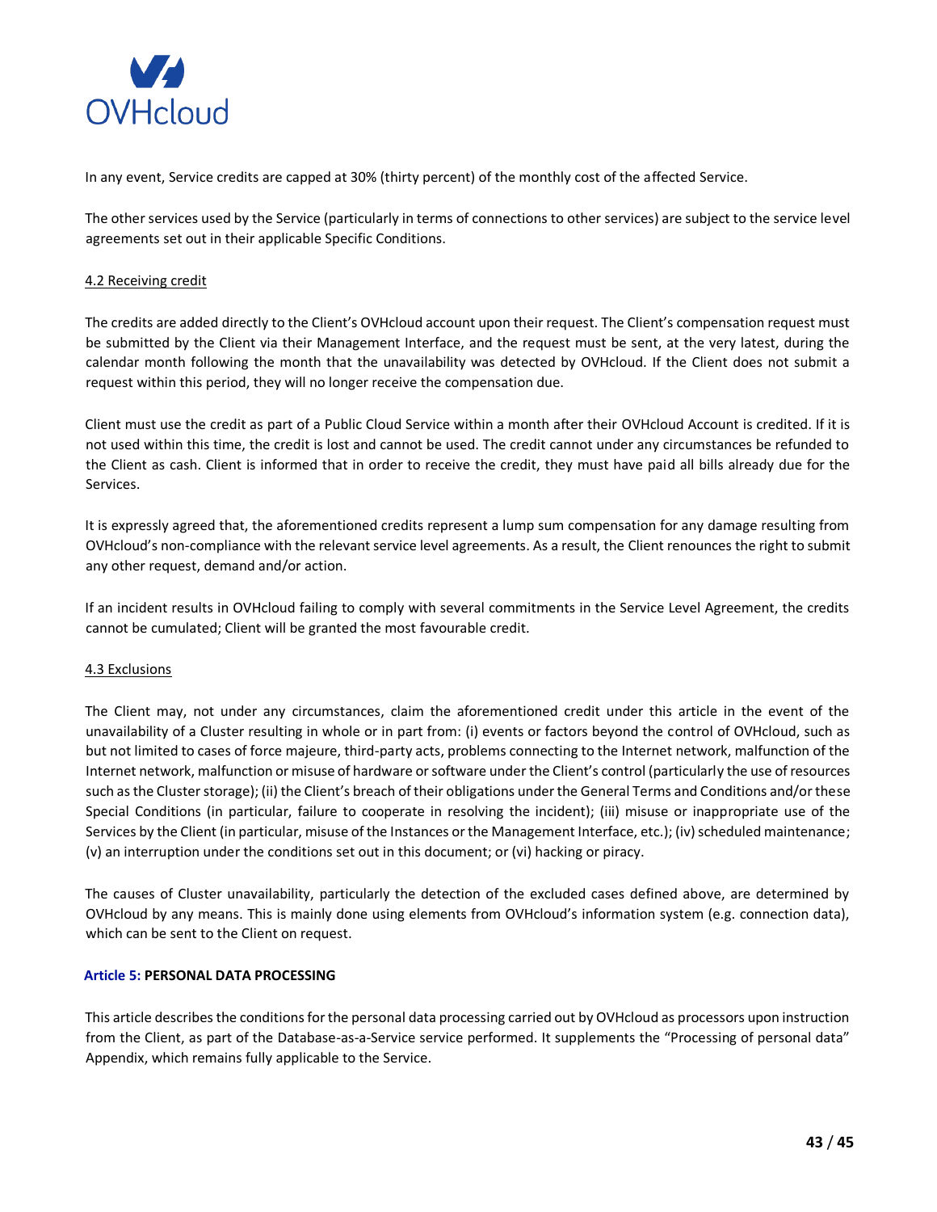In any event, Service credits are capped at 30% (thirty percent) of the monthly cost of the affected Service.

The other services used by the Service (particularly in terms of connections to other services) are subject to the service level agreements set out in their applicable Specific Conditions.

### 4.2 Receiving credit

The credits are added directly to the Client's OVHcloud account upon their request. The Client's compensation request must be submitted by the Client via their Management Interface, and the request must be sent, at the very latest, during the calendar month following the month that the unavailability was detected by OVHcloud. If the Client does not submit a request within this period, they will no longer receive the compensation due.

Client must use the credit as part of a Public Cloud Service within a month after their OVHcloud Account is credited. If it is not used within this time, the credit is lost and cannot be used. The credit cannot under any circumstances be refunded to the Client as cash. Client is informed that in order to receive the credit, they must have paid all bills already due for the Services.

It is expressly agreed that, the aforementioned credits represent a lump sum compensation for any damage resulting from OVHcloud's non-compliance with the relevant service level agreements. As a result, the Client renounces the right to submit any other request, demand and/or action.

If an incident results in OVHcloud failing to comply with several commitments in the Service Level Agreement, the credits cannot be cumulated; Client will be granted the most favourable credit.

### 4.3 Exclusions

The Client may, not under any circumstances, claim the aforementioned credit under this article in the event of the unavailability of a Cluster resulting in whole or in part from: (i) events or factors beyond the control of OVHcloud, such as but not limited to cases of force majeure, third-party acts, problems connecting to the Internet network, malfunction of the Internet network, malfunction or misuse of hardware or software under the Client's control (particularly the use of resources such as the Cluster storage); (ii) the Client's breach of their obligations under the General Terms and Conditions and/or these Special Conditions (in particular, failure to cooperate in resolving the incident); (iii) misuse or inappropriate use of the Services by the Client (in particular, misuse of the Instances or the Management Interface, etc.); (iv) scheduled maintenance; (v) an interruption under the conditions set out in this document; or (vi) hacking or piracy.

The causes of Cluster unavailability, particularly the detection of the excluded cases defined above, are determined by OVHcloud by any means. This is mainly done using elements from OVHcloud's information system (e.g. connection data), which can be sent to the Client on request.

## Article 5: PERSONAL DATA PROCESSING

This article describes the conditions for the personal data processing carried out by OVHcloud as processors upon instruction from the Client, as part of the Database-as-a-Service service performed. It supplements the "Processing of personal data" Appendix, which remains fully applicable to the Service.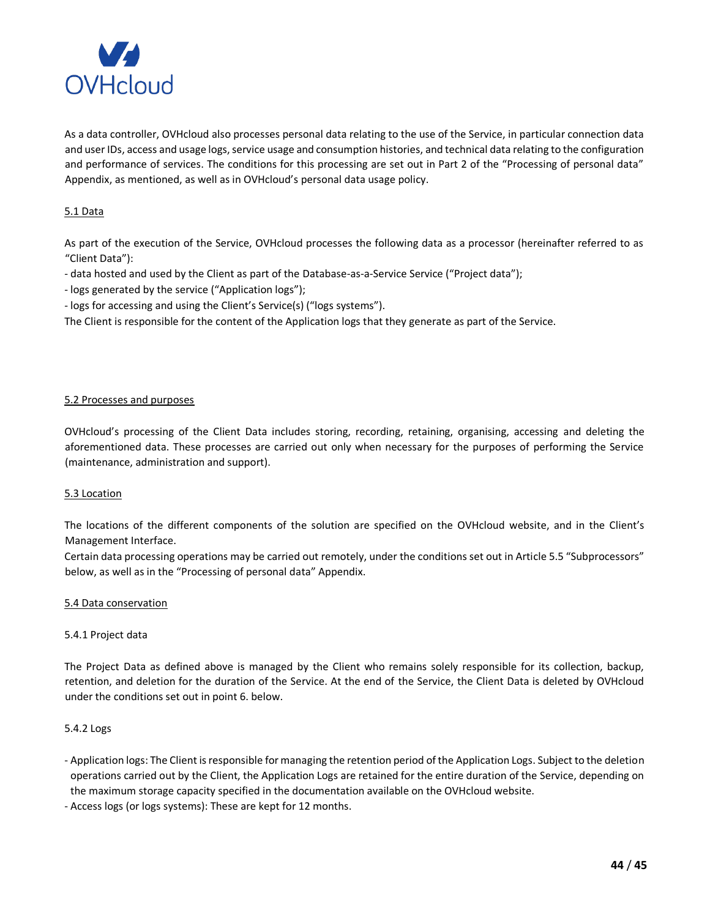As a data controller, OVHcloud also processes personal data relating to the use of the Service, in particular connection data and user IDs, access and usage logs, service usage and consumption histories, and technical data relating to the configuration and performance of services. The conditions for this processing are set out in Part 2 of the "Processing of personal data" Appendix, as mentioned, as well as in OVHcloud's personal data usage policy.

### 5.1 Data

As part of the execution of the Service, OVHcloud processes the following data as a processor (hereinafter referred to as "Client Data"):

- data hosted and used by the Client as part of the Database-as-a-Service Service ("Project data");
- logs generated by the service ("Application logs");
- logs for accessing and using the Client's Service(s) ("logs systems").

The Client is responsible for the content of the Application logs that they generate as part of the Service.

### 5.2 Processes and purposes

OVHcloud's processing of the Client Data includes storing, recording, retaining, organising, accessing and deleting the aforementioned data. These processes are carried out only when necessary for the purposes of performing the Service (maintenance, administration and support).

### 5.3 Location

The locations of the different components of the solution are specified on the OVHcloud website, and in the Client's Management Interface.
Certain data processing operations may be carried out remotely, under the conditions set out in Article 5.5 "Subprocessors" below, as well as in the "Processing of personal data" Appendix.

### 5.4 Data conservation

#### 5.4.1 Project data

The Project Data as defined above is managed by the Client who remains solely responsible for its collection, backup, retention, and deletion for the duration of the Service. At the end of the Service, the Client Data is deleted by OVHcloud under the conditions set out in point 6. below.

#### 5.4.2 Logs

- Application logs: The Client is responsible for managing the retention period of the Application Logs. Subject to the deletion operations carried out by the Client, the Application Logs are retained for the entire duration of the Service, depending on the maximum storage capacity specified in the documentation available on the OVHcloud website.
- Access logs (or logs systems): These are kept for 12 months.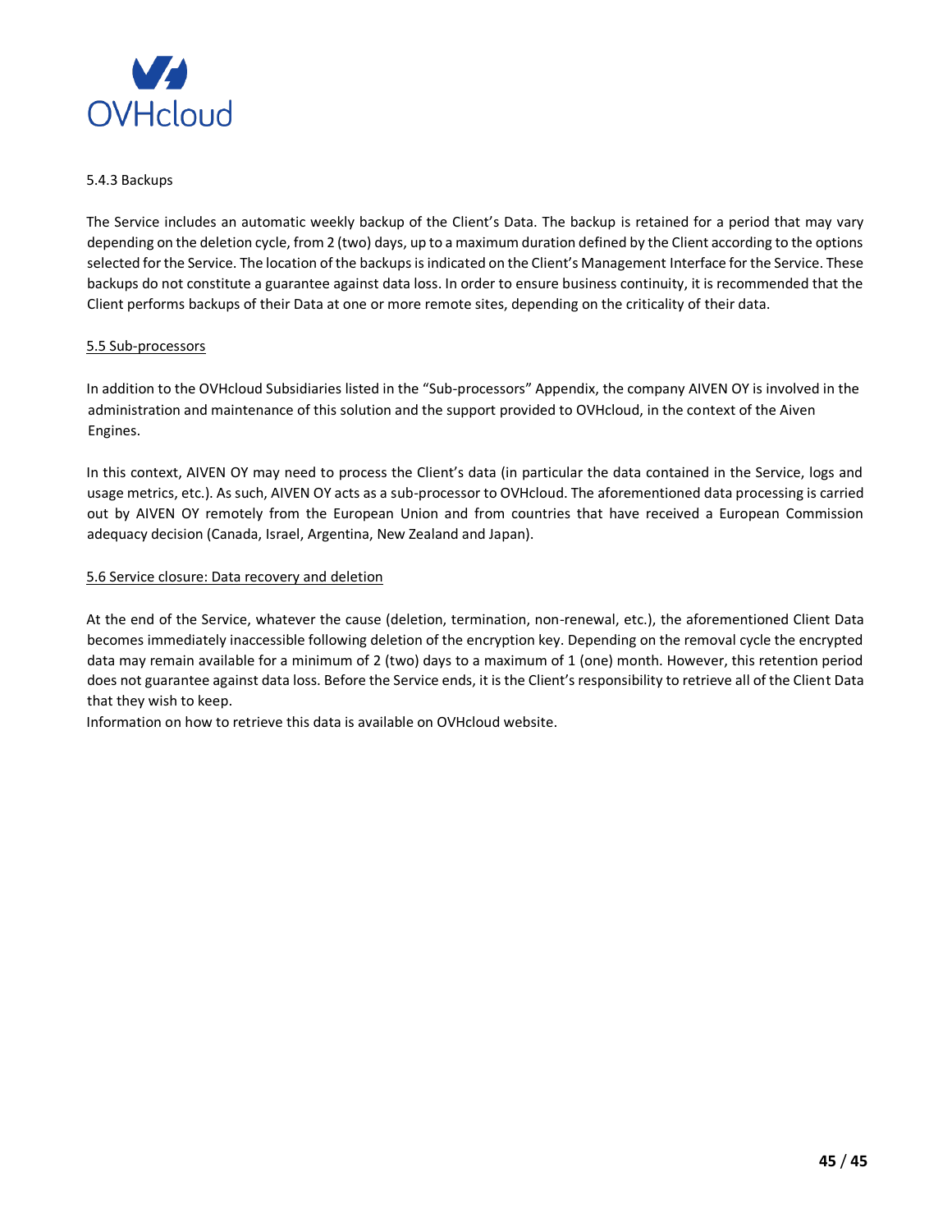#### 5.4.3 Backups

The Service includes an automatic weekly backup of the Client's Data. The backup is retained for a period that may vary depending on the deletion cycle, from 2 (two) days, up to a maximum duration defined by the Client according to the options selected for the Service. The location of the backups is indicated on the Client's Management Interface for the Service. These backups do not constitute a guarantee against data loss. In order to ensure business continuity, it is recommended that the Client performs backups of their Data at one or more remote sites, depending on the criticality of their data.

### 5.5 Sub-processors

In addition to the OVHcloud Subsidiaries listed in the "Sub-processors" Appendix, the company AIVEN OY is involved in the administration and maintenance of this solution and the support provided to OVHcloud, in the context of the Aiven Engines.

In this context, AIVEN OY may need to process the Client's data (in particular the data contained in the Service, logs and usage metrics, etc.). As such, AIVEN OY acts as a sub-processor to OVHcloud. The aforementioned data processing is carried out by AIVEN OY remotely from the European Union and from countries that have received a European Commission adequacy decision (Canada, Israel, Argentina, New Zealand and Japan).

### 5.6 Service closure: Data recovery and deletion

At the end of the Service, whatever the cause (deletion, termination, non-renewal, etc.), the aforementioned Client Data becomes immediately inaccessible following deletion of the encryption key. Depending on the removal cycle the encrypted data may remain available for a minimum of 2 (two) days to a maximum of 1 (one) month. However, this retention period does not guarantee against data loss. Before the Service ends, it is the Client's responsibility to retrieve all of the Client Data that they wish to keep.
Information on how to retrieve this data is available on OVHcloud website.